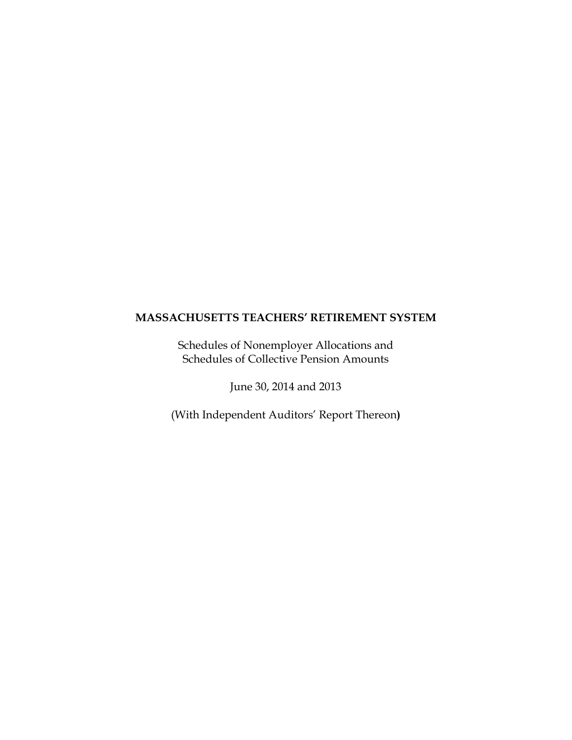# MASSACHUSETTS TEACHERS' RETIREMENT SYSTEM

Schedules of Nonemployer Allocations and
Schedules of Collective Pension Amounts

June 30, 2014 and 2013

(With Independent Auditors' Report Thereon)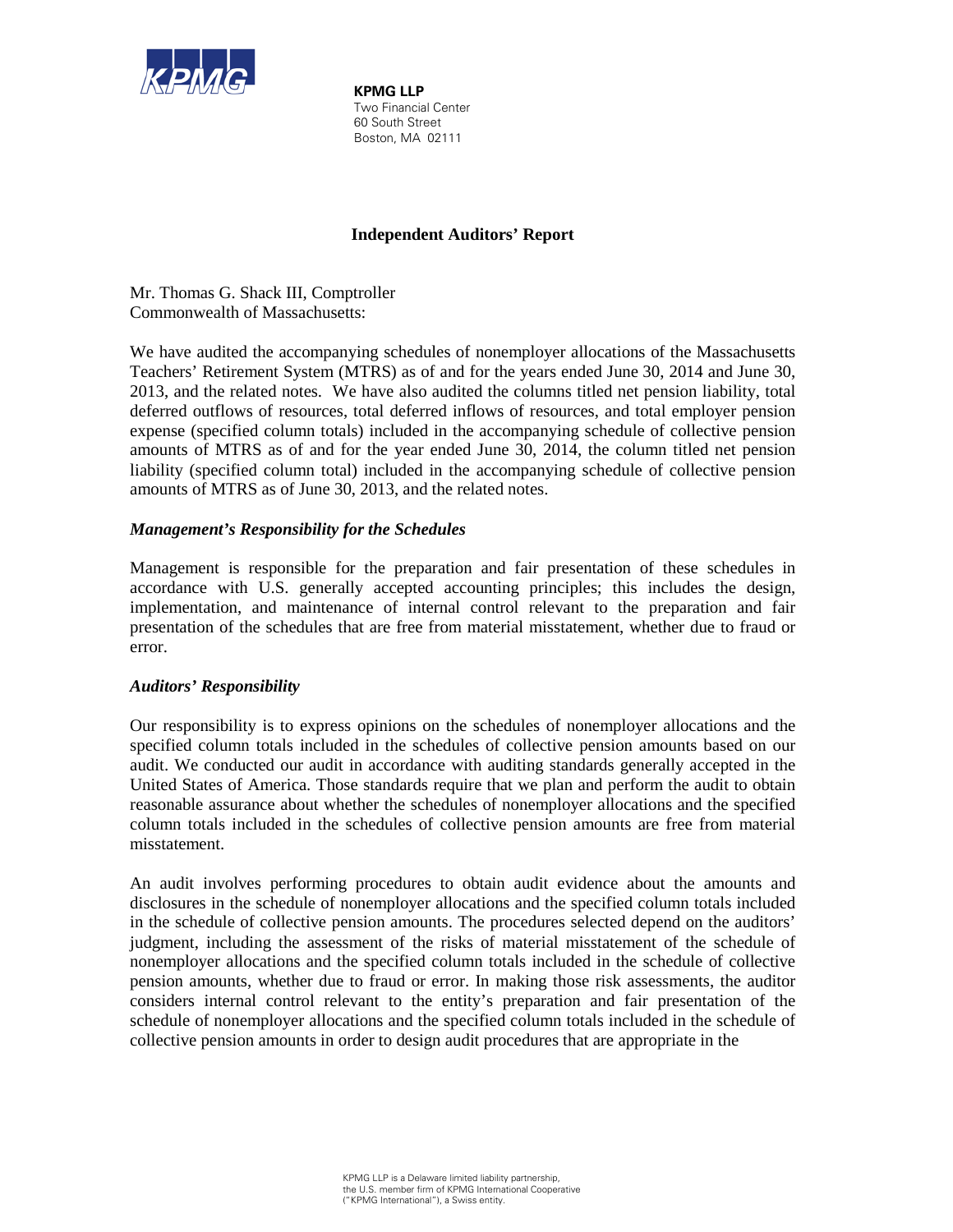KPMG LLP
Two Financial Center
60 South Street
Boston, MA 02111

# Independent Auditors' Report

Mr. Thomas G. Shack III, Comptroller
Commonwealth of Massachusetts:

We have audited the accompanying schedules of nonemployer allocations of the Massachusetts Teachers' Retirement System (MTRS) as of and for the years ended June 30, 2014 and June 30, 2013, and the related notes. We have also audited the columns titled net pension liability, total deferred outflows of resources, total deferred inflows of resources, and total employer pension expense (specified column totals) included in the accompanying schedule of collective pension amounts of MTRS as of and for the year ended June 30, 2014, the column titled net pension liability (specified column total) included in the accompanying schedule of collective pension amounts of MTRS as of June 30, 2013, and the related notes.

### *Management's Responsibility for the Schedules*

Management is responsible for the preparation and fair presentation of these schedules in accordance with U.S. generally accepted accounting principles; this includes the design, implementation, and maintenance of internal control relevant to the preparation and fair presentation of the schedules that are free from material misstatement, whether due to fraud or error.

### *Auditors' Responsibility*

Our responsibility is to express opinions on the schedules of nonemployer allocations and the specified column totals included in the schedules of collective pension amounts based on our audit. We conducted our audit in accordance with auditing standards generally accepted in the United States of America. Those standards require that we plan and perform the audit to obtain reasonable assurance about whether the schedules of nonemployer allocations and the specified column totals included in the schedules of collective pension amounts are free from material misstatement.

An audit involves performing procedures to obtain audit evidence about the amounts and disclosures in the schedule of nonemployer allocations and the specified column totals included in the schedule of collective pension amounts. The procedures selected depend on the auditors' judgment, including the assessment of the risks of material misstatement of the schedule of nonemployer allocations and the specified column totals included in the schedule of collective pension amounts, whether due to fraud or error. In making those risk assessments, the auditor considers internal control relevant to the entity's preparation and fair presentation of the schedule of nonemployer allocations and the specified column totals included in the schedule of collective pension amounts in order to design audit procedures that are appropriate in the

KPMG LLP is a Delaware limited liability partnership, the U.S. member firm of KPMG International Cooperative ("KPMG International"), a Swiss entity.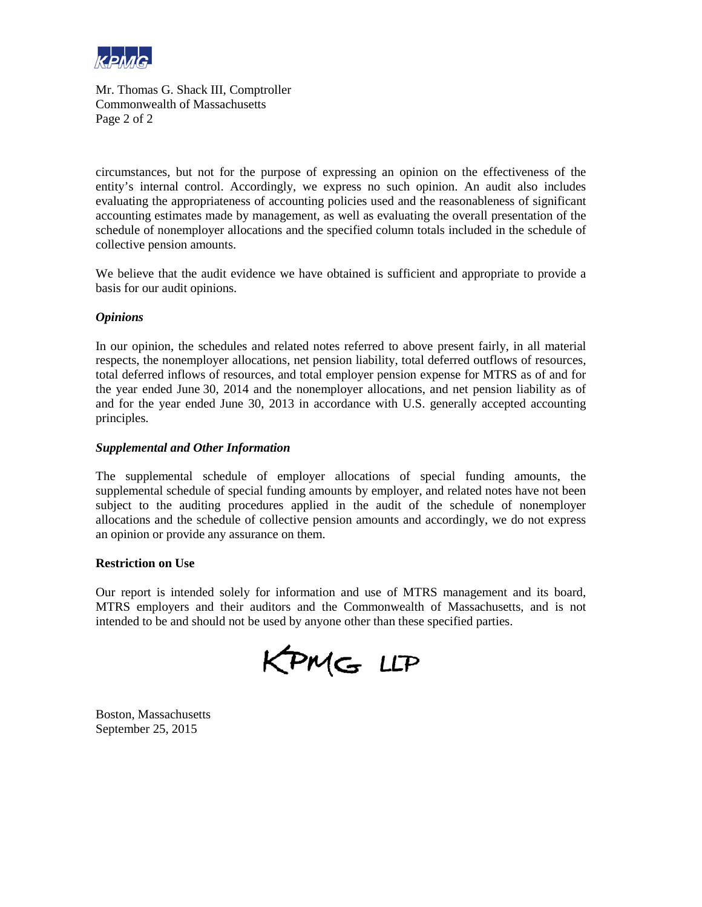circumstances, but not for the purpose of expressing an opinion on the effectiveness of the entity's internal control. Accordingly, we express no such opinion. An audit also includes evaluating the appropriateness of accounting policies used and the reasonableness of significant accounting estimates made by management, as well as evaluating the overall presentation of the schedule of nonemployer allocations and the specified column totals included in the schedule of collective pension amounts.

We believe that the audit evidence we have obtained is sufficient and appropriate to provide a basis for our audit opinions.

### *Opinions*

In our opinion, the schedules and related notes referred to above present fairly, in all material respects, the nonemployer allocations, net pension liability, total deferred outflows of resources, total deferred inflows of resources, and total employer pension expense for MTRS as of and for the year ended June 30, 2014 and the nonemployer allocations, and net pension liability as of and for the year ended June 30, 2013 in accordance with U.S. generally accepted accounting principles.

### *Supplemental and Other Information*

The supplemental schedule of employer allocations of special funding amounts, the supplemental schedule of special funding amounts by employer, and related notes have not been subject to the auditing procedures applied in the audit of the schedule of nonemployer allocations and the schedule of collective pension amounts and accordingly, we do not express an opinion or provide any assurance on them.

### Restriction on Use

Our report is intended solely for information and use of MTRS management and its board, MTRS employers and their auditors and the Commonwealth of Massachusetts, and is not intended to be and should not be used by anyone other than these specified parties.

KPMG LLP

Boston, Massachusetts
September 25, 2015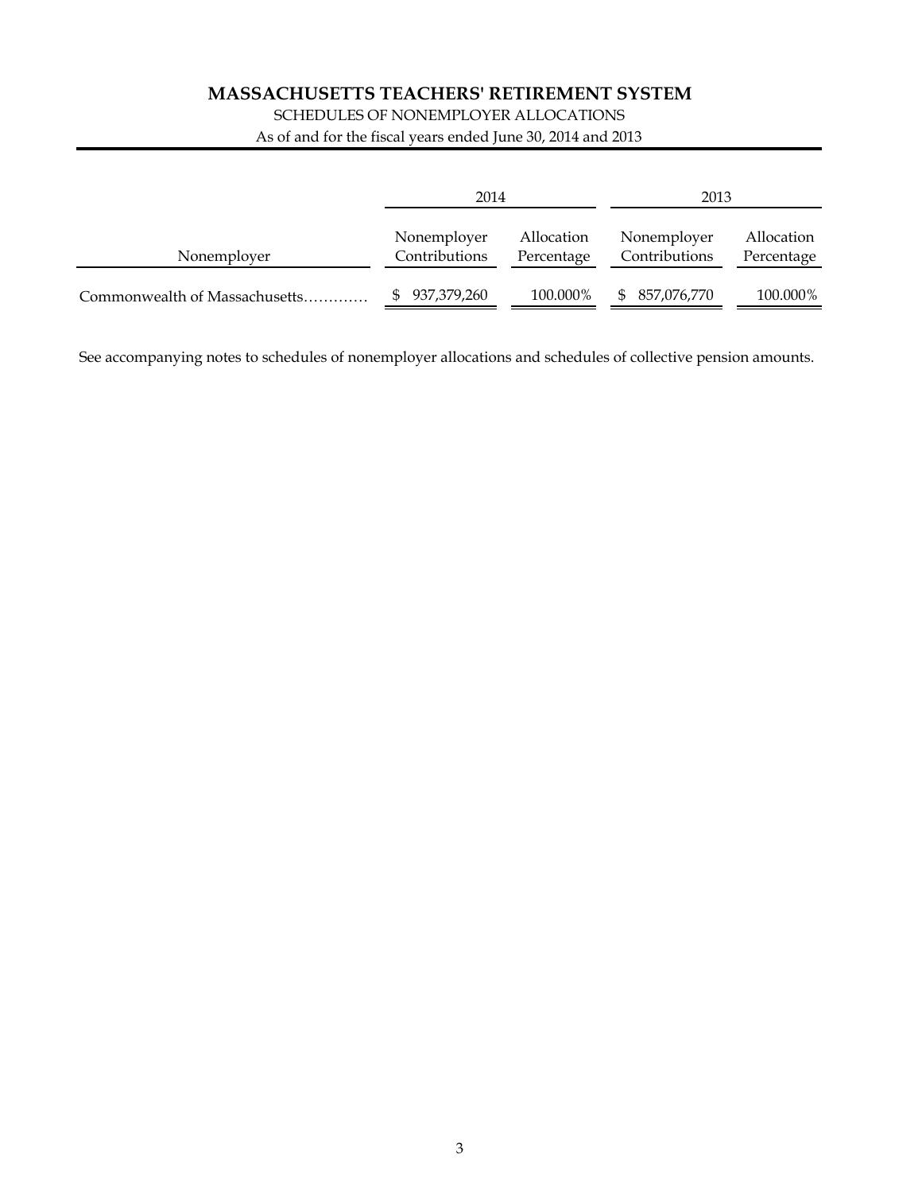# MASSACHUSETTS TEACHERS' RETIREMENT SYSTEM

SCHEDULES OF NONEMPLOYER ALLOCATIONS

As of and for the fiscal years ended June 30, 2014 and 2013

| | 2014 | | 2013 | |
|---|---|---|---|---|
| Nonemployer | Nonemployer Contributions | Allocation Percentage | Nonemployer Contributions | Allocation Percentage |
| Commonwealth of Massachusetts............. | $ 937,379,260 | 100.000% | $ 857,076,770 | 100.000% |

See accompanying notes to schedules of nonemployer allocations and schedules of collective pension amounts.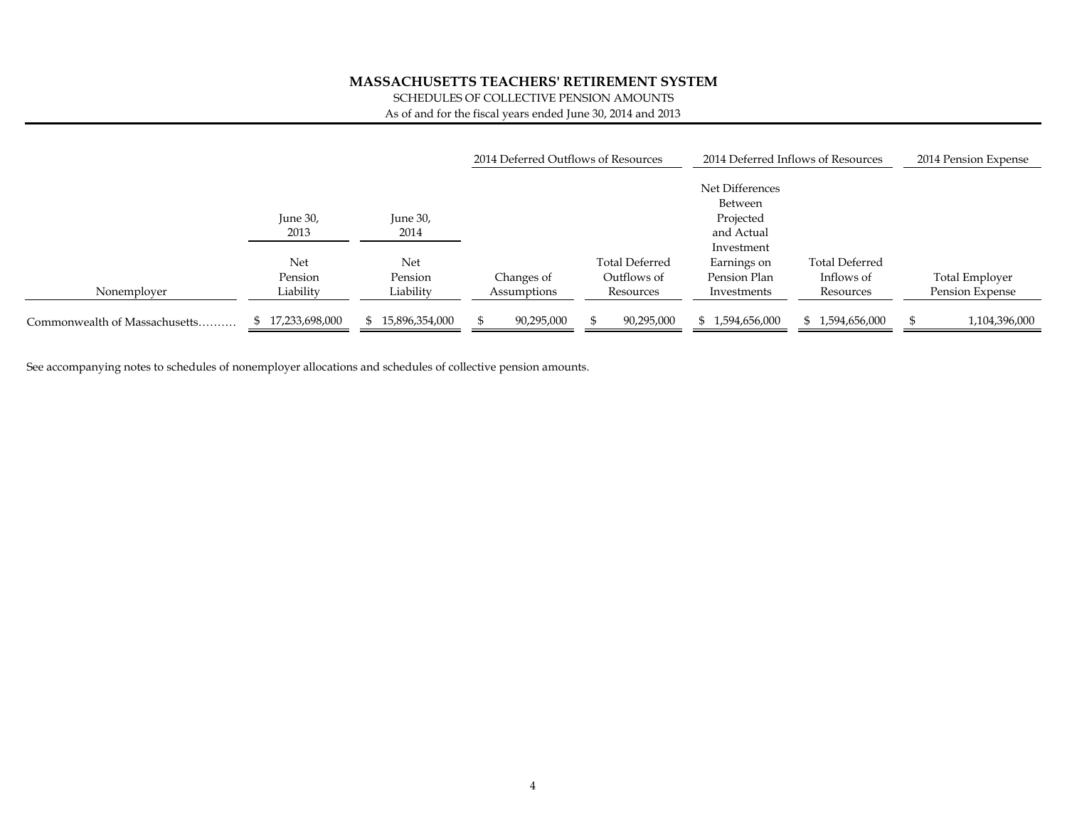# MASSACHUSETTS TEACHERS' RETIREMENT SYSTEM

SCHEDULES OF COLLECTIVE PENSION AMOUNTS

As of and for the fiscal years ended June 30, 2014 and 2013

| | June 30, 2013 | June 30, 2014 | 2014 Deferred Outflows of Resources | | 2014 Deferred Inflows of Resources | | 2014 Pension Expense |
|---|---|---|---|---|---|---|---|
| Nonemployer | Net Pension Liability | Net Pension Liability | Changes of Assumptions | Total Deferred Outflows of Resources | Net Differences Between Projected and Actual Investment Earnings on Pension Plan Investments | Total Deferred Inflows of Resources | Total Employer Pension Expense |
| Commonwealth of Massachusetts.......... | $ 17,233,698,000 | $ 15,896,354,000 | $ 90,295,000 | $ 90,295,000 | $ 1,594,656,000 | $ 1,594,656,000 | $ 1,104,396,000 |

See accompanying notes to schedules of nonemployer allocations and schedules of collective pension amounts.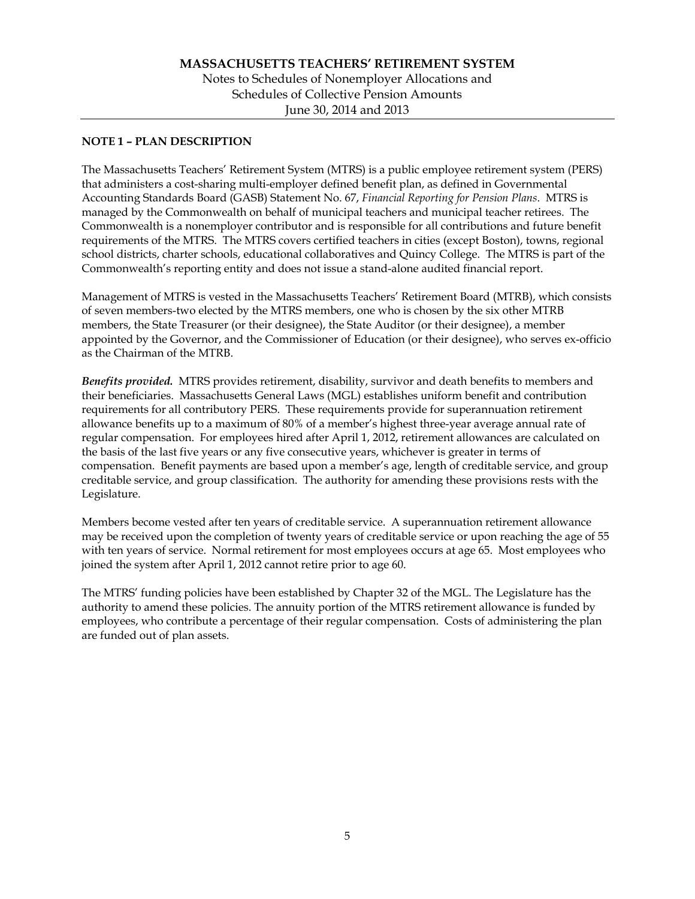# MASSACHUSETTS TEACHERS' RETIREMENT SYSTEM

Notes to Schedules of Nonemployer Allocations and Schedules of Collective Pension Amounts
June 30, 2014 and 2013

## NOTE 1 – PLAN DESCRIPTION

The Massachusetts Teachers' Retirement System (MTRS) is a public employee retirement system (PERS) that administers a cost-sharing multi-employer defined benefit plan, as defined in Governmental Accounting Standards Board (GASB) Statement No. 67, *Financial Reporting for Pension Plans*. MTRS is managed by the Commonwealth on behalf of municipal teachers and municipal teacher retirees. The Commonwealth is a nonemployer contributor and is responsible for all contributions and future benefit requirements of the MTRS. The MTRS covers certified teachers in cities (except Boston), towns, regional school districts, charter schools, educational collaboratives and Quincy College. The MTRS is part of the Commonwealth's reporting entity and does not issue a stand-alone audited financial report.

Management of MTRS is vested in the Massachusetts Teachers' Retirement Board (MTRB), which consists of seven members-two elected by the MTRS members, one who is chosen by the six other MTRB members, the State Treasurer (or their designee), the State Auditor (or their designee), a member appointed by the Governor, and the Commissioner of Education (or their designee), who serves ex-officio as the Chairman of the MTRB.

***Benefits provided.*** MTRS provides retirement, disability, survivor and death benefits to members and their beneficiaries. Massachusetts General Laws (MGL) establishes uniform benefit and contribution requirements for all contributory PERS. These requirements provide for superannuation retirement allowance benefits up to a maximum of 80% of a member's highest three-year average annual rate of regular compensation. For employees hired after April 1, 2012, retirement allowances are calculated on the basis of the last five years or any five consecutive years, whichever is greater in terms of compensation. Benefit payments are based upon a member's age, length of creditable service, and group creditable service, and group classification. The authority for amending these provisions rests with the Legislature.

Members become vested after ten years of creditable service. A superannuation retirement allowance may be received upon the completion of twenty years of creditable service or upon reaching the age of 55 with ten years of service. Normal retirement for most employees occurs at age 65. Most employees who joined the system after April 1, 2012 cannot retire prior to age 60.

The MTRS' funding policies have been established by Chapter 32 of the MGL. The Legislature has the authority to amend these policies. The annuity portion of the MTRS retirement allowance is funded by employees, who contribute a percentage of their regular compensation. Costs of administering the plan are funded out of plan assets.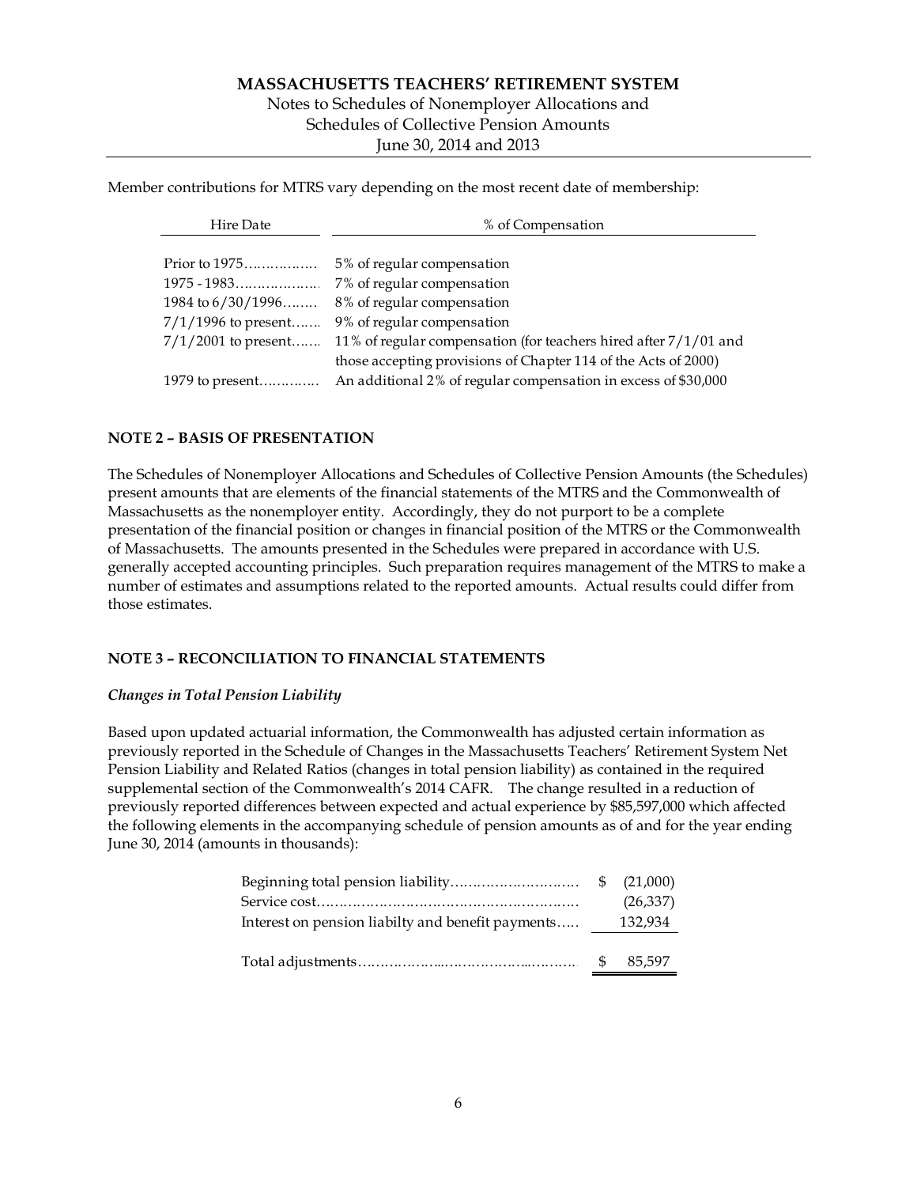Member contributions for MTRS vary depending on the most recent date of membership:

| Hire Date | % of Compensation |
|---|---|
| Prior to 1975 | 5% of regular compensation |
| 1975 - 1983 | 7% of regular compensation |
| 1984 to 6/30/1996 | 8% of regular compensation |
| 7/1/1996 to present | 9% of regular compensation |
| 7/1/2001 to present | 11% of regular compensation (for teachers hired after 7/1/01 and those accepting provisions of Chapter 114 of the Acts of 2000) |
| 1979 to present | An additional 2% of regular compensation in excess of $30,000 |

## NOTE 2 – BASIS OF PRESENTATION

The Schedules of Nonemployer Allocations and Schedules of Collective Pension Amounts (the Schedules) present amounts that are elements of the financial statements of the MTRS and the Commonwealth of Massachusetts as the nonemployer entity. Accordingly, they do not purport to be a complete presentation of the financial position or changes in financial position of the MTRS or the Commonwealth of Massachusetts. The amounts presented in the Schedules were prepared in accordance with U.S. generally accepted accounting principles. Such preparation requires management of the MTRS to make a number of estimates and assumptions related to the reported amounts. Actual results could differ from those estimates.

## NOTE 3 – RECONCILIATION TO FINANCIAL STATEMENTS

### *Changes in Total Pension Liability*

Based upon updated actuarial information, the Commonwealth has adjusted certain information as previously reported in the Schedule of Changes in the Massachusetts Teachers' Retirement System Net Pension Liability and Related Ratios (changes in total pension liability) as contained in the required supplemental section of the Commonwealth's 2014 CAFR. The change resulted in a reduction of previously reported differences between expected and actual experience by $85,597,000 which affected the following elements in the accompanying schedule of pension amounts as of and for the year ending June 30, 2014 (amounts in thousands):

| | |
|---|---|
| Beginning total pension liability | $ (21,000) |
| Service cost | (26,337) |
| Interest on pension liabilty and benefit payments | 132,934 |
| Total adjustments | $ 85,597 |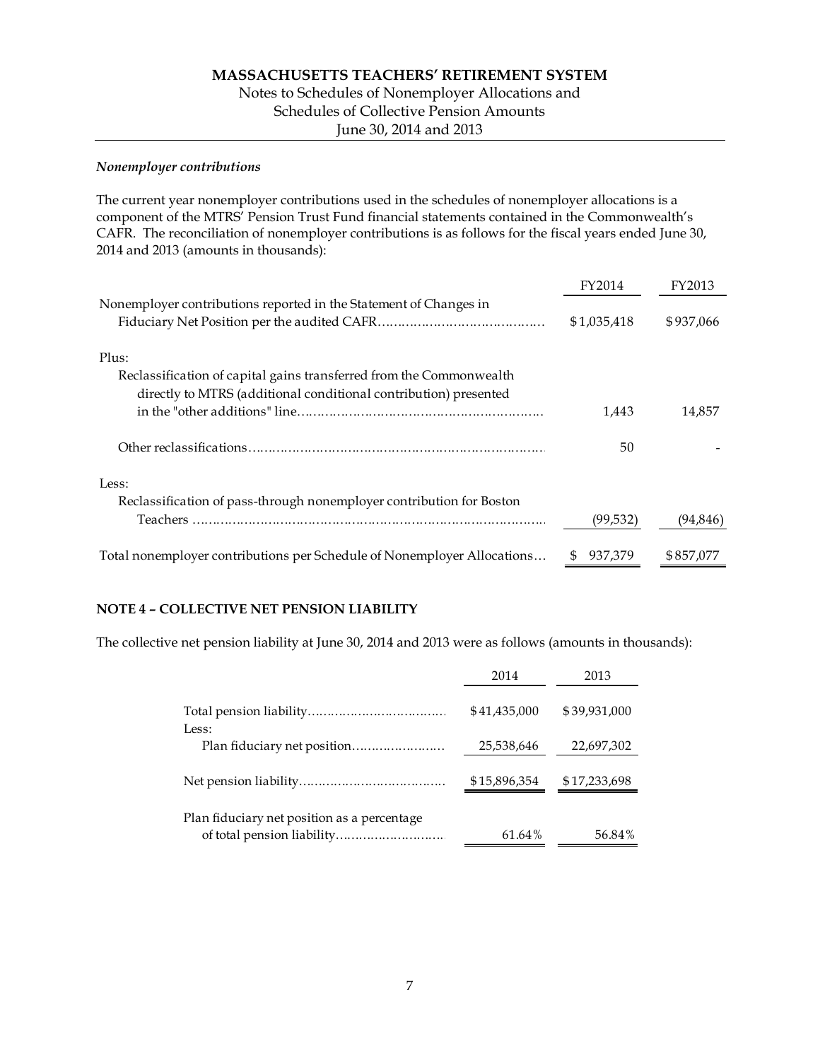*Nonemployer contributions*

The current year nonemployer contributions used in the schedules of nonemployer allocations is a component of the MTRS' Pension Trust Fund financial statements contained in the Commonwealth's CAFR. The reconciliation of nonemployer contributions is as follows for the fiscal years ended June 30, 2014 and 2013 (amounts in thousands):

| | FY2014 | FY2013 |
|---|---|---|
| Nonemployer contributions reported in the Statement of Changes in Fiduciary Net Position per the audited CAFR | $1,035,418 | $937,066 |
| Plus: | | |
| Reclassification of capital gains transferred from the Commonwealth directly to MTRS (additional conditional contribution) presented in the "other additions" line | 1,443 | 14,857 |
| Other reclassifications | 50 | - |
| Less: | | |
| Reclassification of pass-through nonemployer contribution for Boston Teachers | (99,532) | (94,846) |
| Total nonemployer contributions per Schedule of Nonemployer Allocations | $ 937,379 | $857,077 |

## NOTE 4 – COLLECTIVE NET PENSION LIABILITY

The collective net pension liability at June 30, 2014 and 2013 were as follows (amounts in thousands):

| | 2014 | 2013 |
|---|---|---|
| Total pension liability | $41,435,000 | $39,931,000 |
| Less: | | |
| Plan fiduciary net position | 25,538,646 | 22,697,302 |
| Net pension liability | $15,896,354 | $17,233,698 |
| Plan fiduciary net position as a percentage of total pension liability | 61.64% | 56.84% |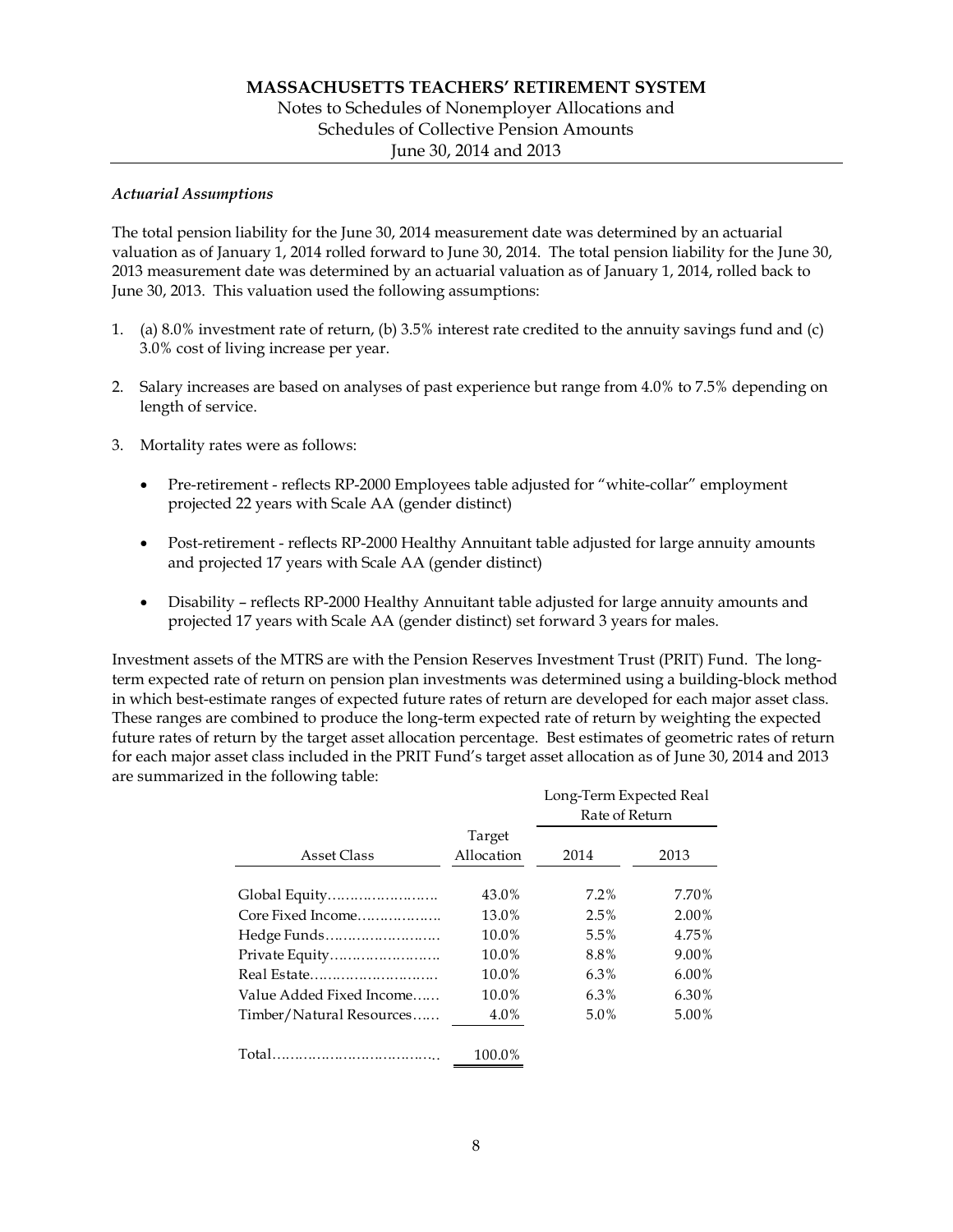# MASSACHUSETTS TEACHERS' RETIREMENT SYSTEM

Notes to Schedules of Nonemployer Allocations and Schedules of Collective Pension Amounts
June 30, 2014 and 2013

### *Actuarial Assumptions*

The total pension liability for the June 30, 2014 measurement date was determined by an actuarial valuation as of January 1, 2014 rolled forward to June 30, 2014. The total pension liability for the June 30, 2013 measurement date was determined by an actuarial valuation as of January 1, 2014, rolled back to June 30, 2013. This valuation used the following assumptions:

1. (a) 8.0% investment rate of return, (b) 3.5% interest rate credited to the annuity savings fund and (c) 3.0% cost of living increase per year.

2. Salary increases are based on analyses of past experience but range from 4.0% to 7.5% depending on length of service.

3. Mortality rates were as follows:

   - Pre-retirement - reflects RP-2000 Employees table adjusted for "white-collar" employment projected 22 years with Scale AA (gender distinct)

   - Post-retirement - reflects RP-2000 Healthy Annuitant table adjusted for large annuity amounts and projected 17 years with Scale AA (gender distinct)

   - Disability – reflects RP-2000 Healthy Annuitant table adjusted for large annuity amounts and projected 17 years with Scale AA (gender distinct) set forward 3 years for males.

Investment assets of the MTRS are with the Pension Reserves Investment Trust (PRIT) Fund. The long-term expected rate of return on pension plan investments was determined using a building-block method in which best-estimate ranges of expected future rates of return are developed for each major asset class. These ranges are combined to produce the long-term expected rate of return by weighting the expected future rates of return by the target asset allocation percentage. Best estimates of geometric rates of return for each major asset class included in the PRIT Fund's target asset allocation as of June 30, 2014 and 2013 are summarized in the following table:

| | | Long-Term Expected Real Rate of Return | |
|---|---|---|---|
| Asset Class | Target Allocation | 2014 | 2013 |
| Global Equity | 43.0% | 7.2% | 7.70% |
| Core Fixed Income | 13.0% | 2.5% | 2.00% |
| Hedge Funds | 10.0% | 5.5% | 4.75% |
| Private Equity | 10.0% | 8.8% | 9.00% |
| Real Estate | 10.0% | 6.3% | 6.00% |
| Value Added Fixed Income | 10.0% | 6.3% | 6.30% |
| Timber/Natural Resources | 4.0% | 5.0% | 5.00% |
| Total | 100.0% | | |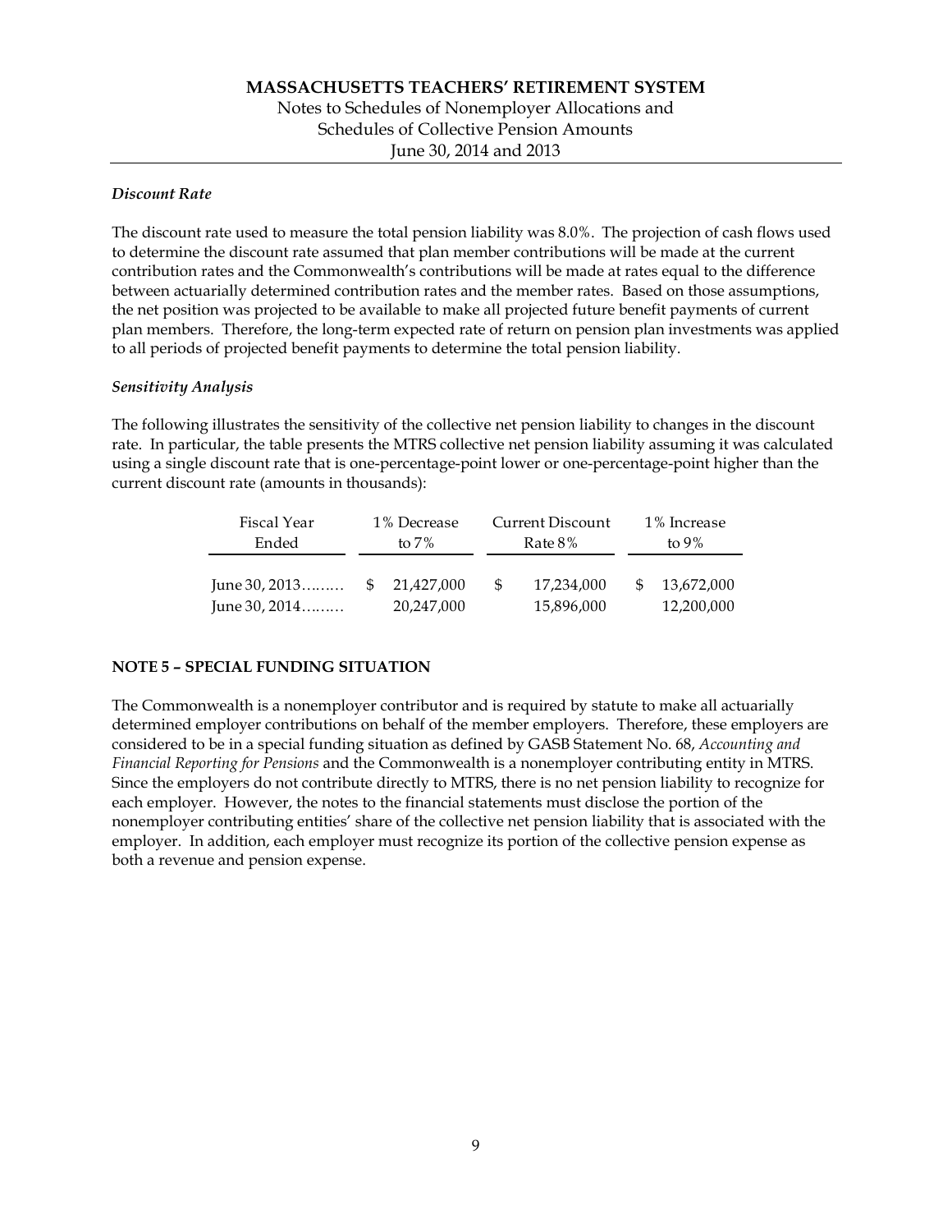*Discount Rate*

The discount rate used to measure the total pension liability was 8.0%. The projection of cash flows used to determine the discount rate assumed that plan member contributions will be made at the current contribution rates and the Commonwealth's contributions will be made at rates equal to the difference between actuarially determined contribution rates and the member rates. Based on those assumptions, the net position was projected to be available to make all projected future benefit payments of current plan members. Therefore, the long-term expected rate of return on pension plan investments was applied to all periods of projected benefit payments to determine the total pension liability.

*Sensitivity Analysis*

The following illustrates the sensitivity of the collective net pension liability to changes in the discount rate. In particular, the table presents the MTRS collective net pension liability assuming it was calculated using a single discount rate that is one-percentage-point lower or one-percentage-point higher than the current discount rate (amounts in thousands):

| Fiscal Year Ended | 1% Decrease to 7% | Current Discount Rate 8% | 1% Increase to 9% |
|---|---|---|---|
| June 30, 2013……… | $ 21,427,000 | $ 17,234,000 | $ 13,672,000 |
| June 30, 2014……… | 20,247,000 | 15,896,000 | 12,200,000 |

## NOTE 5 – SPECIAL FUNDING SITUATION

The Commonwealth is a nonemployer contributor and is required by statute to make all actuarially determined employer contributions on behalf of the member employers. Therefore, these employers are considered to be in a special funding situation as defined by GASB Statement No. 68, *Accounting and Financial Reporting for Pensions* and the Commonwealth is a nonemployer contributing entity in MTRS. Since the employers do not contribute directly to MTRS, there is no net pension liability to recognize for each employer. However, the notes to the financial statements must disclose the portion of the nonemployer contributing entities' share of the collective net pension liability that is associated with the employer. In addition, each employer must recognize its portion of the collective pension expense as both a revenue and pension expense.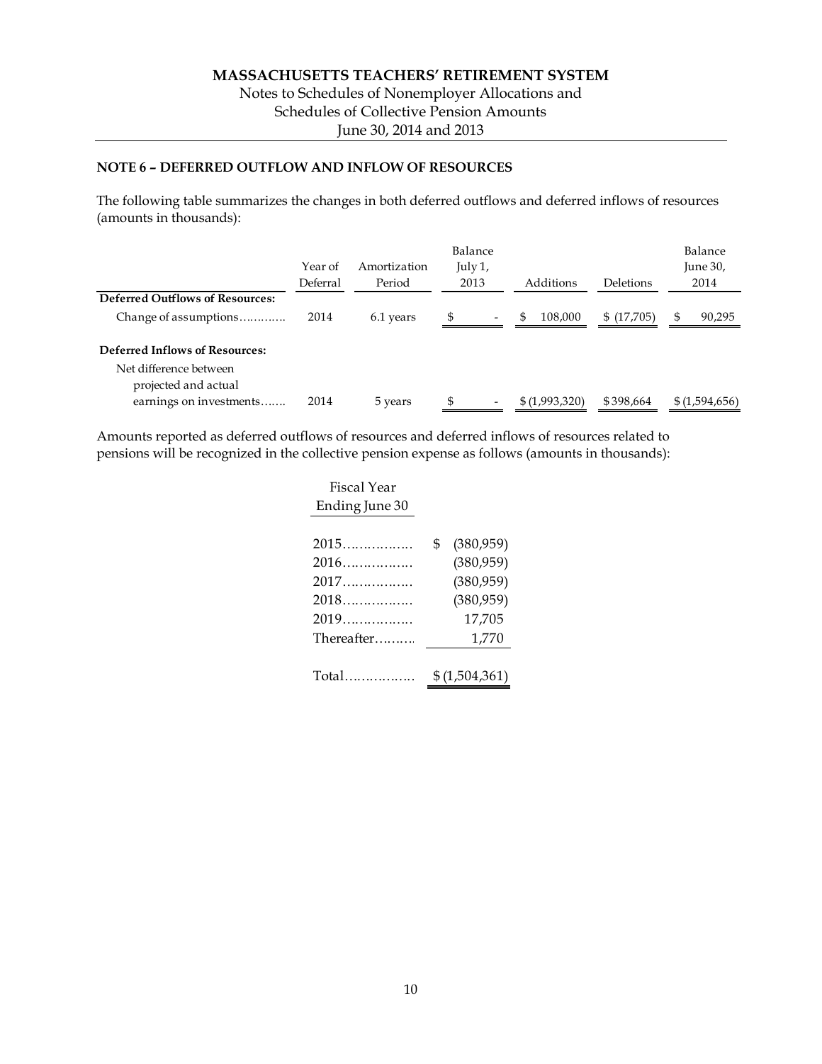# MASSACHUSETTS TEACHERS' RETIREMENT SYSTEM

Notes to Schedules of Nonemployer Allocations and
Schedules of Collective Pension Amounts
June 30, 2014 and 2013

## NOTE 6 – DEFERRED OUTFLOW AND INFLOW OF RESOURCES

The following table summarizes the changes in both deferred outflows and deferred inflows of resources (amounts in thousands):

| | Year of Deferral | Amortization Period | Balance July 1, 2013 | Additions | Deletions | Balance June 30, 2014 |
|---|---|---|---|---|---|---|
| **Deferred Outflows of Resources:** | | | | | | |
| Change of assumptions............ | 2014 | 6.1 years | $ - | $ 108,000 | $ (17,705) | $ 90,295 |
| **Deferred Inflows of Resources:** | | | | | | |
| Net difference between projected and actual earnings on investments....... | 2014 | 5 years | $ - | $ (1,993,320) | $ 398,664 | $ (1,594,656) |

Amounts reported as deferred outflows of resources and deferred inflows of resources related to pensions will be recognized in the collective pension expense as follows (amounts in thousands):

| Fiscal Year Ending June 30 | |
|---|---|
| 2015................ | $ (380,959) |
| 2016................ | (380,959) |
| 2017................ | (380,959) |
| 2018................ | (380,959) |
| 2019................ | 17,705 |
| Thereafter.......... | 1,770 |
| Total................ | $ (1,504,361) |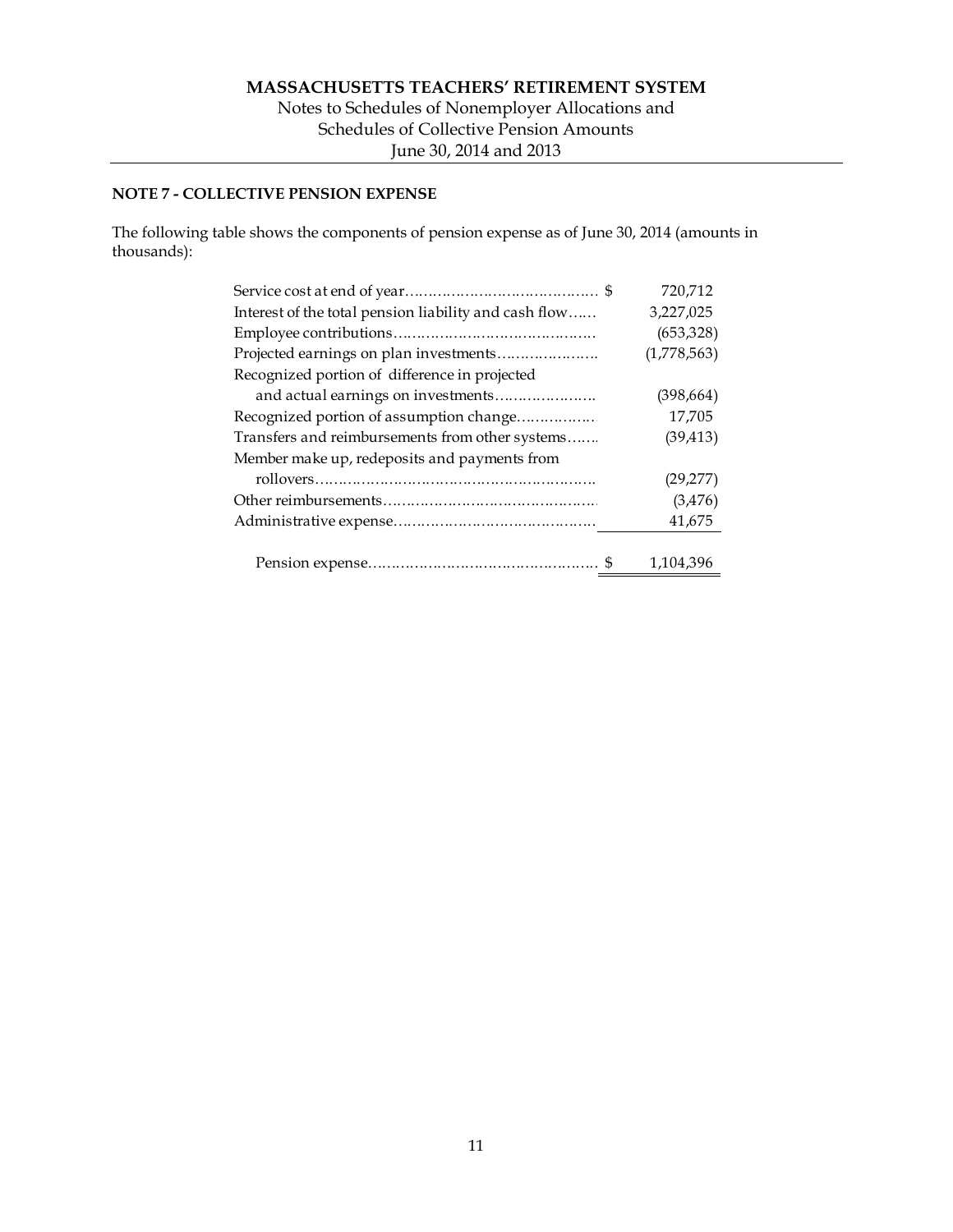## NOTE 7 - COLLECTIVE PENSION EXPENSE

The following table shows the components of pension expense as of June 30, 2014 (amounts in thousands):

| | | |
|---|---|---|
| Service cost at end of year | $ | 720,712 |
| Interest of the total pension liability and cash flow | | 3,227,025 |
| Employee contributions | | (653,328) |
| Projected earnings on plan investments | | (1,778,563) |
| Recognized portion of difference in projected and actual earnings on investments | | (398,664) |
| Recognized portion of assumption change | | 17,705 |
| Transfers and reimbursements from other systems | | (39,413) |
| Member make up, redeposits and payments from rollovers | | (29,277) |
| Other reimbursements | | (3,476) |
| Administrative expense | | 41,675 |
| Pension expense | $ | 1,104,396 |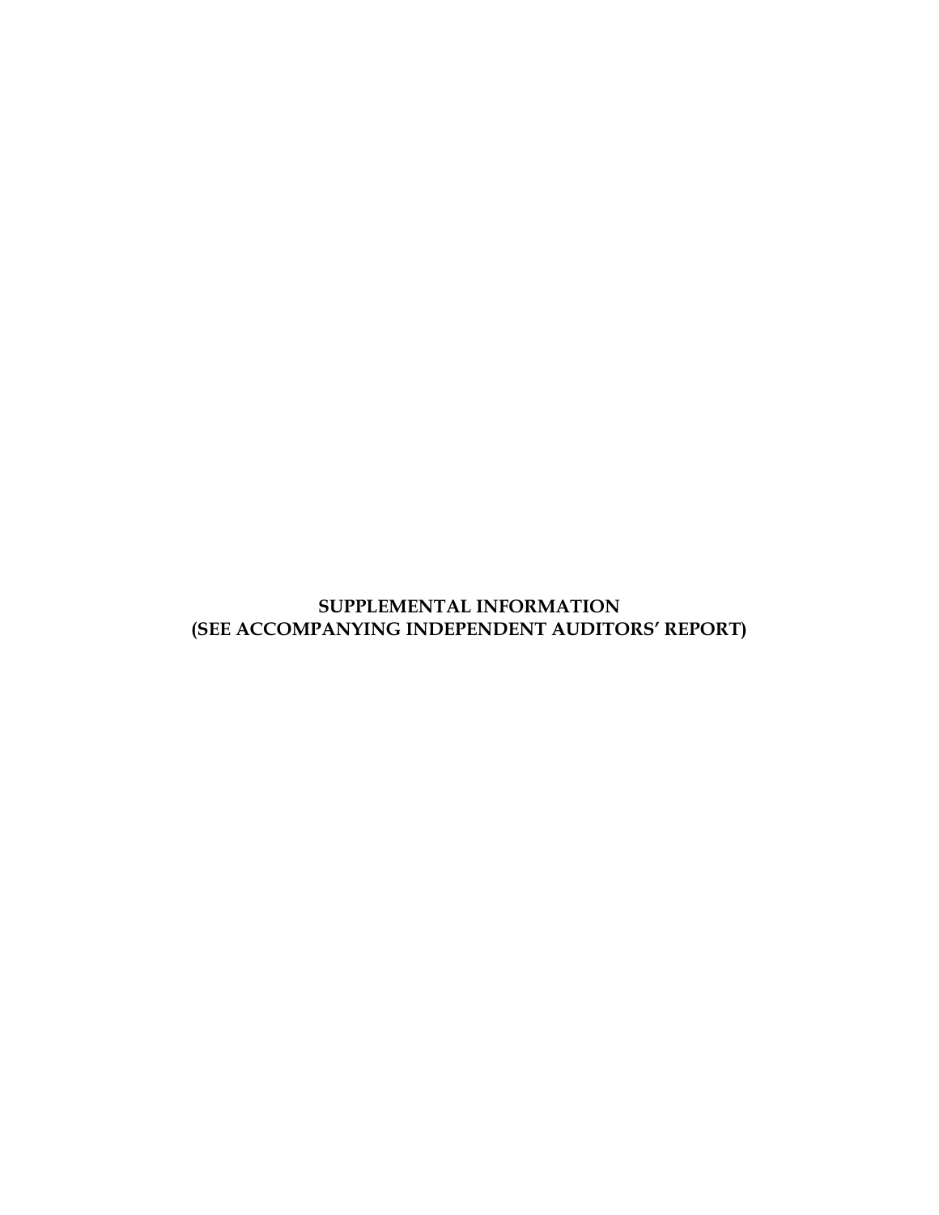**SUPPLEMENTAL INFORMATION**
**(SEE ACCOMPANYING INDEPENDENT AUDITORS' REPORT)**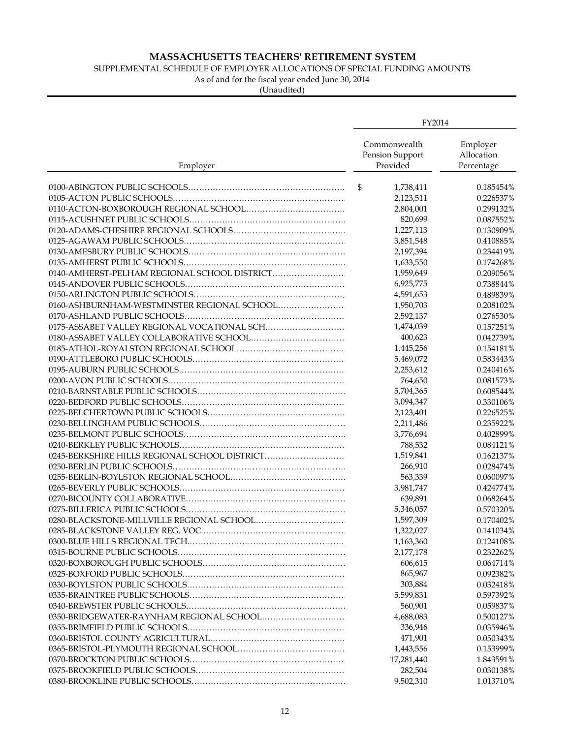# MASSACHUSETTS TEACHERS' RETIREMENT SYSTEM

SUPPLEMENTAL SCHEDULE OF EMPLOYER ALLOCATIONS OF SPECIAL FUNDING AMOUNTS

As of and for the fiscal year ended June 30, 2014

(Unaudited)

| | FY2014 | |
|---|---|---|
| Employer | Commonwealth Pension Support Provided | Employer Allocation Percentage |
| 0100-ABINGTON PUBLIC SCHOOLS | $ 1,738,411 | 0.185454% |
| 0105-ACTON PUBLIC SCHOOLS | 2,123,511 | 0.226537% |
| 0110-ACTON-BOXBOROUGH REGIONAL SCHOOL | 2,804,001 | 0.299132% |
| 0115-ACUSHNET PUBLIC SCHOOLS | 820,699 | 0.087552% |
| 0120-ADAMS-CHESHIRE REGIONAL SCHOOLS | 1,227,113 | 0.130909% |
| 0125-AGAWAM PUBLIC SCHOOLS | 3,851,548 | 0.410885% |
| 0130-AMESBURY PUBLIC SCHOOLS | 2,197,394 | 0.234419% |
| 0135-AMHERST PUBLIC SCHOOLS | 1,633,550 | 0.174268% |
| 0140-AMHERST-PELHAM REGIONAL SCHOOL DISTRICT | 1,959,649 | 0.209056% |
| 0145-ANDOVER PUBLIC SCHOOLS | 6,925,775 | 0.738844% |
| 0150-ARLINGTON PUBLIC SCHOOLS | 4,591,653 | 0.489839% |
| 0160-ASHBURNHAM-WESTMINSTER REGIONAL SCHOOL | 1,950,703 | 0.208102% |
| 0170-ASHLAND PUBLIC SCHOOLS | 2,592,137 | 0.276530% |
| 0175-ASSABET VALLEY REGIONAL VOCATIONAL SCH | 1,474,039 | 0.157251% |
| 0180-ASSABET VALLEY COLLABORATIVE SCHOOL | 400,623 | 0.042739% |
| 0185-ATHOL-ROYALSTON REGIONAL SCHOOL | 1,445,256 | 0.154181% |
| 0190-ATTLEBORO PUBLIC SCHOOLS | 5,469,072 | 0.583443% |
| 0195-AUBURN PUBLIC SCHOOLS | 2,253,612 | 0.240416% |
| 0200-AVON PUBLIC SCHOOLS | 764,650 | 0.081573% |
| 0210-BARNSTABLE PUBLIC SCHOOLS | 5,704,365 | 0.608544% |
| 0220-BEDFORD PUBLIC SCHOOLS | 3,094,347 | 0.330106% |
| 0225-BELCHERTOWN PUBLIC SCHOOLS | 2,123,401 | 0.226525% |
| 0230-BELLINGHAM PUBLIC SCHOOLS | 2,211,486 | 0.235922% |
| 0235-BELMONT PUBLIC SCHOOLS | 3,776,694 | 0.402899% |
| 0240-BERKLEY PUBLIC SCHOOLS | 788,532 | 0.084121% |
| 0245-BERKSHIRE HILLS REGIONAL SCHOOL DISTRICT | 1,519,841 | 0.162137% |
| 0250-BERLIN PUBLIC SCHOOLS | 266,910 | 0.028474% |
| 0255-BERLIN-BOYLSTON REGIONAL SCHOOL | 563,339 | 0.060097% |
| 0265-BEVERLY PUBLIC SCHOOLS | 3,981,747 | 0.424774% |
| 0270-BICOUNTY COLLABORATIVE | 639,891 | 0.068264% |
| 0275-BILLERICA PUBLIC SCHOOLS | 5,346,057 | 0.570320% |
| 0280-BLACKSTONE-MILLVILLE REGIONAL SCHOOL | 1,597,309 | 0.170402% |
| 0285-BLACKSTONE VALLEY REG. VOC. | 1,322,027 | 0.141034% |
| 0300-BLUE HILLS REGIONAL TECH. | 1,163,360 | 0.124108% |
| 0315-BOURNE PUBLIC SCHOOLS | 2,177,178 | 0.232262% |
| 0320-BOXBOROUGH PUBLIC SCHOOLS | 606,615 | 0.064714% |
| 0325-BOXFORD PUBLIC SCHOOLS | 865,967 | 0.092382% |
| 0330-BOYLSTON PUBLIC SCHOOLS | 303,884 | 0.032418% |
| 0335-BRAINTREE PUBLIC SCHOOLS | 5,599,831 | 0.597392% |
| 0340-BREWSTER PUBLIC SCHOOLS | 560,901 | 0.059837% |
| 0350-BRIDGEWATER-RAYNHAM REGIONAL SCHOOL | 4,688,083 | 0.500127% |
| 0355-BRIMFIELD PUBLIC SCHOOLS | 336,946 | 0.035946% |
| 0360-BRISTOL COUNTY AGRICULTURAL | 471,901 | 0.050343% |
| 0365-BRISTOL-PLYMOUTH REGIONAL SCHOOL | 1,443,556 | 0.153999% |
| 0370-BROCKTON PUBLIC SCHOOLS | 17,281,440 | 1.843591% |
| 0375-BROOKFIELD PUBLIC SCHOOLS | 282,504 | 0.030138% |
| 0380-BROOKLINE PUBLIC SCHOOLS | 9,502,310 | 1.013710% |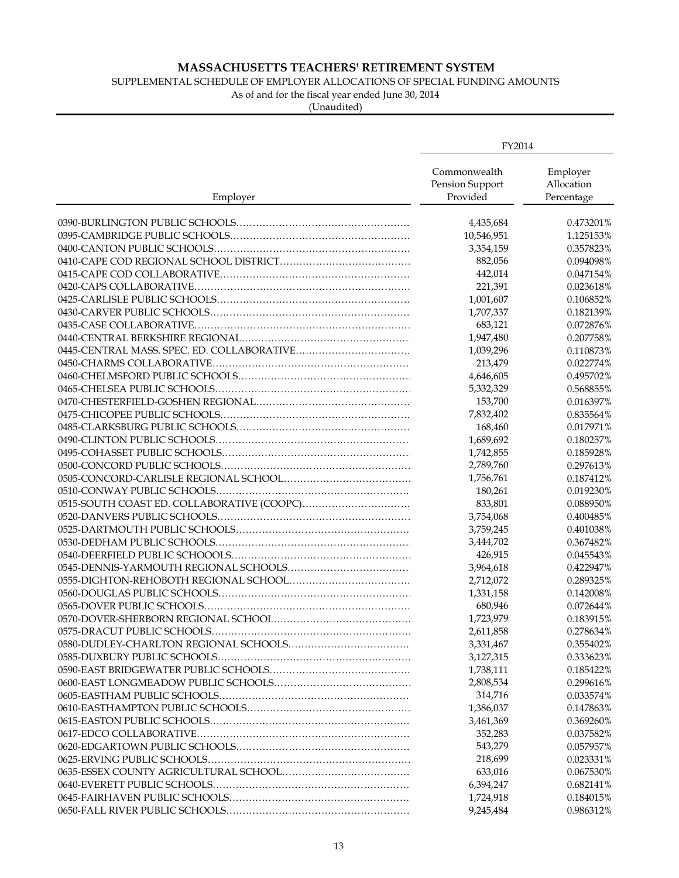# MASSACHUSETTS TEACHERS' RETIREMENT SYSTEM

SUPPLEMENTAL SCHEDULE OF EMPLOYER ALLOCATIONS OF SPECIAL FUNDING AMOUNTS

As of and for the fiscal year ended June 30, 2014

(Unaudited)

| | FY2014 | |
|---|---|---|
| Employer | Commonwealth Pension Support Provided | Employer Allocation Percentage |
| 0390-BURLINGTON PUBLIC SCHOOLS | 4,435,684 | 0.473201% |
| 0395-CAMBRIDGE PUBLIC SCHOOLS | 10,546,951 | 1.125153% |
| 0400-CANTON PUBLIC SCHOOLS | 3,354,159 | 0.357823% |
| 0410-CAPE COD REGIONAL SCHOOL DISTRICT | 882,056 | 0.094098% |
| 0415-CAPE COD COLLABORATIVE | 442,014 | 0.047154% |
| 0420-CAPS COLLABORATIVE | 221,391 | 0.023618% |
| 0425-CARLISLE PUBLIC SCHOOLS | 1,001,607 | 0.106852% |
| 0430-CARVER PUBLIC SCHOOLS | 1,707,337 | 0.182139% |
| 0435-CASE COLLABORATIVE | 683,121 | 0.072876% |
| 0440-CENTRAL BERKSHIRE REGIONAL | 1,947,480 | 0.207758% |
| 0445-CENTRAL MASS. SPEC. ED. COLLABORATIVE | 1,039,296 | 0.110873% |
| 0450-CHARMS COLLABORATIVE | 213,479 | 0.022774% |
| 0460-CHELMSFORD PUBLIC SCHOOLS | 4,646,605 | 0.495702% |
| 0465-CHELSEA PUBLIC SCHOOLS | 5,332,329 | 0.568855% |
| 0470-CHESTERFIELD-GOSHEN REGIONAL | 153,700 | 0.016397% |
| 0475-CHICOPEE PUBLIC SCHOOLS | 7,832,402 | 0.835564% |
| 0485-CLARKSBURG PUBLIC SCHOOLS | 168,460 | 0.017971% |
| 0490-CLINTON PUBLIC SCHOOLS | 1,689,692 | 0.180257% |
| 0495-COHASSET PUBLIC SCHOOLS | 1,742,855 | 0.185928% |
| 0500-CONCORD PUBLIC SCHOOLS | 2,789,760 | 0.297613% |
| 0505-CONCORD-CARLISLE REGIONAL SCHOOL | 1,756,761 | 0.187412% |
| 0510-CONWAY PUBLIC SCHOOLS | 180,261 | 0.019230% |
| 0515-SOUTH COAST ED. COLLABORATIVE (COOPC) | 833,801 | 0.088950% |
| 0520-DANVERS PUBLIC SCHOOLS | 3,754,068 | 0.400485% |
| 0525-DARTMOUTH PUBLIC SCHOOLS | 3,759,245 | 0.401038% |
| 0530-DEDHAM PUBLIC SCHOOLS | 3,444,702 | 0.367482% |
| 0540-DEERFIELD PUBLIC SCHOOOLS | 426,915 | 0.045543% |
| 0545-DENNIS-YARMOUTH REGIONAL SCHOOLS | 3,964,618 | 0.422947% |
| 0555-DIGHTON-REHOBOTH REGIONAL SCHOOL | 2,712,072 | 0.289325% |
| 0560-DOUGLAS PUBLIC SCHOOLS | 1,331,158 | 0.142008% |
| 0565-DOVER PUBLIC SCHOOLS | 680,946 | 0.072644% |
| 0570-DOVER-SHERBORN REGIONAL SCHOOL | 1,723,979 | 0.183915% |
| 0575-DRACUT PUBLIC SCHOOLS | 2,611,858 | 0.278634% |
| 0580-DUDLEY-CHARLTON REGIONAL SCHOOLS | 3,331,467 | 0.355402% |
| 0585-DUXBURY PUBLIC SCHOOLS | 3,127,315 | 0.333623% |
| 0590-EAST BRIDGEWATER PUBLIC SCHOOLS | 1,738,111 | 0.185422% |
| 0600-EAST LONGMEADOW PUBLIC SCHOOLS | 2,808,534 | 0.299616% |
| 0605-EASTHAM PUBLIC SCHOOLS | 314,716 | 0.033574% |
| 0610-EASTHAMPTON PUBLIC SCHOOLS | 1,386,037 | 0.147863% |
| 0615-EASTON PUBLIC SCHOOLS | 3,461,369 | 0.369260% |
| 0617-EDCO COLLABORATIVE | 352,283 | 0.037582% |
| 0620-EDGARTOWN PUBLIC SCHOOLS | 543,279 | 0.057957% |
| 0625-ERVING PUBLIC SCHOOLS | 218,699 | 0.023331% |
| 0635-ESSEX COUNTY AGRICULTURAL SCHOOL | 633,016 | 0.067530% |
| 0640-EVERETT PUBLIC SCHOOLS | 6,394,247 | 0.682141% |
| 0645-FAIRHAVEN PUBLIC SCHOOLS | 1,724,918 | 0.184015% |
| 0650-FALL RIVER PUBLIC SCHOOLS | 9,245,484 | 0.986312% |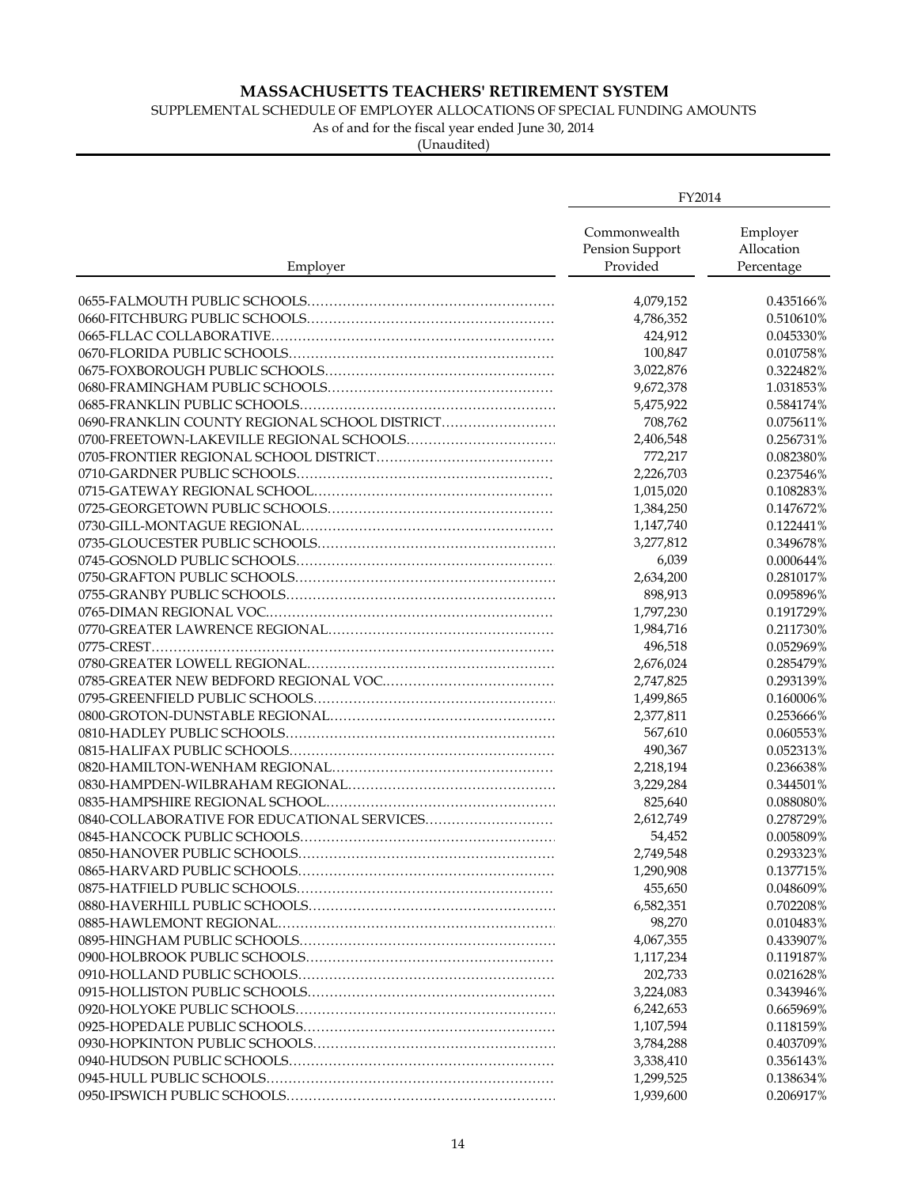# MASSACHUSETTS TEACHERS' RETIREMENT SYSTEM

SUPPLEMENTAL SCHEDULE OF EMPLOYER ALLOCATIONS OF SPECIAL FUNDING AMOUNTS

As of and for the fiscal year ended June 30, 2014

(Unaudited)

| Employer | FY2014 | |
|---|---|---|
| | Commonwealth Pension Support Provided | Employer Allocation Percentage |
| 0655-FALMOUTH PUBLIC SCHOOLS | 4,079,152 | 0.435166% |
| 0660-FITCHBURG PUBLIC SCHOOLS | 4,786,352 | 0.510610% |
| 0665-FLLAC COLLABORATIVE | 424,912 | 0.045330% |
| 0670-FLORIDA PUBLIC SCHOOLS | 100,847 | 0.010758% |
| 0675-FOXBOROUGH PUBLIC SCHOOLS | 3,022,876 | 0.322482% |
| 0680-FRAMINGHAM PUBLIC SCHOOLS | 9,672,378 | 1.031853% |
| 0685-FRANKLIN PUBLIC SCHOOLS | 5,475,922 | 0.584174% |
| 0690-FRANKLIN COUNTY REGIONAL SCHOOL DISTRICT | 708,762 | 0.075611% |
| 0700-FREETOWN-LAKEVILLE REGIONAL SCHOOLS | 2,406,548 | 0.256731% |
| 0705-FRONTIER REGIONAL SCHOOL DISTRICT | 772,217 | 0.082380% |
| 0710-GARDNER PUBLIC SCHOOLS | 2,226,703 | 0.237546% |
| 0715-GATEWAY REGIONAL SCHOOL | 1,015,020 | 0.108283% |
| 0725-GEORGETOWN PUBLIC SCHOOLS | 1,384,250 | 0.147672% |
| 0730-GILL-MONTAGUE REGIONAL | 1,147,740 | 0.122441% |
| 0735-GLOUCESTER PUBLIC SCHOOLS | 3,277,812 | 0.349678% |
| 0745-GOSNOLD PUBLIC SCHOOLS | 6,039 | 0.000644% |
| 0750-GRAFTON PUBLIC SCHOOLS | 2,634,200 | 0.281017% |
| 0755-GRANBY PUBLIC SCHOOLS | 898,913 | 0.095896% |
| 0765-DIMAN REGIONAL VOC. | 1,797,230 | 0.191729% |
| 0770-GREATER LAWRENCE REGIONAL | 1,984,716 | 0.211730% |
| 0775-CREST | 496,518 | 0.052969% |
| 0780-GREATER LOWELL REGIONAL | 2,676,024 | 0.285479% |
| 0785-GREATER NEW BEDFORD REGIONAL VOC. | 2,747,825 | 0.293139% |
| 0795-GREENFIELD PUBLIC SCHOOLS | 1,499,865 | 0.160006% |
| 0800-GROTON-DUNSTABLE REGIONAL | 2,377,811 | 0.253666% |
| 0810-HADLEY PUBLIC SCHOOLS | 567,610 | 0.060553% |
| 0815-HALIFAX PUBLIC SCHOOLS | 490,367 | 0.052313% |
| 0820-HAMILTON-WENHAM REGIONAL | 2,218,194 | 0.236638% |
| 0830-HAMPDEN-WILBRAHAM REGIONAL | 3,229,284 | 0.344501% |
| 0835-HAMPSHIRE REGIONAL SCHOOL | 825,640 | 0.088080% |
| 0840-COLLABORATIVE FOR EDUCATIONAL SERVICES | 2,612,749 | 0.278729% |
| 0845-HANCOCK PUBLIC SCHOOLS | 54,452 | 0.005809% |
| 0850-HANOVER PUBLIC SCHOOLS | 2,749,548 | 0.293323% |
| 0865-HARVARD PUBLIC SCHOOLS | 1,290,908 | 0.137715% |
| 0875-HATFIELD PUBLIC SCHOOLS | 455,650 | 0.048609% |
| 0880-HAVERHILL PUBLIC SCHOOLS | 6,582,351 | 0.702208% |
| 0885-HAWLEMONT REGIONAL | 98,270 | 0.010483% |
| 0895-HINGHAM PUBLIC SCHOOLS | 4,067,355 | 0.433907% |
| 0900-HOLBROOK PUBLIC SCHOOLS | 1,117,234 | 0.119187% |
| 0910-HOLLAND PUBLIC SCHOOLS | 202,733 | 0.021628% |
| 0915-HOLLISTON PUBLIC SCHOOLS | 3,224,083 | 0.343946% |
| 0920-HOLYOKE PUBLIC SCHOOLS | 6,242,653 | 0.665969% |
| 0925-HOPEDALE PUBLIC SCHOOLS | 1,107,594 | 0.118159% |
| 0930-HOPKINTON PUBLIC SCHOOLS | 3,784,288 | 0.403709% |
| 0940-HUDSON PUBLIC SCHOOLS | 3,338,410 | 0.356143% |
| 0945-HULL PUBLIC SCHOOLS | 1,299,525 | 0.138634% |
| 0950-IPSWICH PUBLIC SCHOOLS | 1,939,600 | 0.206917% |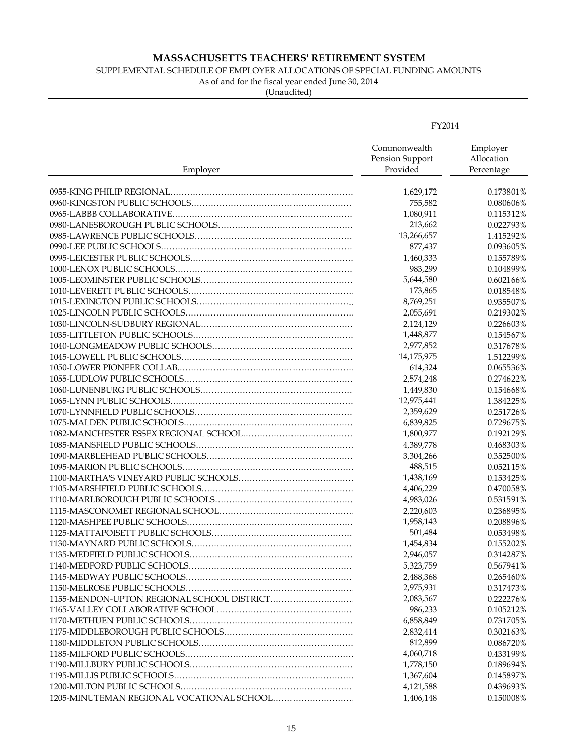# MASSACHUSETTS TEACHERS' RETIREMENT SYSTEM

SUPPLEMENTAL SCHEDULE OF EMPLOYER ALLOCATIONS OF SPECIAL FUNDING AMOUNTS

As of and for the fiscal year ended June 30, 2014

(Unaudited)

| | FY2014 | |
|---|---|---|
| Employer | Commonwealth Pension Support Provided | Employer Allocation Percentage |
| 0955-KING PHILIP REGIONAL | 1,629,172 | 0.173801% |
| 0960-KINGSTON PUBLIC SCHOOLS | 755,582 | 0.080606% |
| 0965-LABBB COLLABORATIVE | 1,080,911 | 0.115312% |
| 0980-LANESBOROUGH PUBLIC SCHOOLS | 213,662 | 0.022793% |
| 0985-LAWRENCE PUBLIC SCHOOLS | 13,266,657 | 1.415292% |
| 0990-LEE PUBLIC SCHOOLS | 877,437 | 0.093605% |
| 0995-LEICESTER PUBLIC SCHOOLS | 1,460,333 | 0.155789% |
| 1000-LENOX PUBLIC SCHOOLS | 983,299 | 0.104899% |
| 1005-LEOMINSTER PUBLIC SCHOOLS | 5,644,580 | 0.602166% |
| 1010-LEVERETT PUBLIC SCHOOLS | 173,865 | 0.018548% |
| 1015-LEXINGTON PUBLIC SCHOOLS | 8,769,251 | 0.935507% |
| 1025-LINCOLN PUBLIC SCHOOLS | 2,055,691 | 0.219302% |
| 1030-LINCOLN-SUDBURY REGIONAL | 2,124,129 | 0.226603% |
| 1035-LITTLETON PUBLIC SCHOOLS | 1,448,877 | 0.154567% |
| 1040-LONGMEADOW PUBLIC SCHOOLS | 2,977,852 | 0.317678% |
| 1045-LOWELL PUBLIC SCHOOLS | 14,175,975 | 1.512299% |
| 1050-LOWER PIONEER COLLAB. | 614,324 | 0.065536% |
| 1055-LUDLOW PUBLIC SCHOOLS | 2,574,248 | 0.274622% |
| 1060-LUNENBURG PUBLIC SCHOOLS | 1,449,830 | 0.154668% |
| 1065-LYNN PUBLIC SCHOOLS | 12,975,441 | 1.384225% |
| 1070-LYNNFIELD PUBLIC SCHOOLS | 2,359,629 | 0.251726% |
| 1075-MALDEN PUBLIC SCHOOLS | 6,839,825 | 0.729675% |
| 1082-MANCHESTER ESSEX REGIONAL SCHOOL | 1,800,977 | 0.192129% |
| 1085-MANSFIELD PUBLIC SCHOOLS | 4,389,778 | 0.468303% |
| 1090-MARBLEHEAD PUBLIC SCHOOLS | 3,304,266 | 0.352500% |
| 1095-MARION PUBLIC SCHOOLS | 488,515 | 0.052115% |
| 1100-MARTHA'S VINEYARD PUBLIC SCHOOLS | 1,438,169 | 0.153425% |
| 1105-MARSHFIELD PUBLIC SCHOOLS | 4,406,229 | 0.470058% |
| 1110-MARLBOROUGH PUBLIC SCHOOLS | 4,983,026 | 0.531591% |
| 1115-MASCONOMET REGIONAL SCHOOL | 2,220,603 | 0.236895% |
| 1120-MASHPEE PUBLIC SCHOOLS | 1,958,143 | 0.208896% |
| 1125-MATTAPOISETT PUBLIC SCHOOLS | 501,484 | 0.053498% |
| 1130-MAYNARD PUBLIC SCHOOLS | 1,454,834 | 0.155202% |
| 1135-MEDFIELD PUBLIC SCHOOLS | 2,946,057 | 0.314287% |
| 1140-MEDFORD PUBLIC SCHOOLS | 5,323,759 | 0.567941% |
| 1145-MEDWAY PUBLIC SCHOOLS | 2,488,368 | 0.265460% |
| 1150-MELROSE PUBLIC SCHOOLS | 2,975,931 | 0.317473% |
| 1155-MENDON-UPTON REGIONAL SCHOOL DISTRICT | 2,083,567 | 0.222276% |
| 1165-VALLEY COLLABORATIVE SCHOOL | 986,233 | 0.105212% |
| 1170-METHUEN PUBLIC SCHOOLS | 6,858,849 | 0.731705% |
| 1175-MIDDLEBOROUGH PUBLIC SCHOOLS | 2,832,414 | 0.302163% |
| 1180-MIDDLETON PUBLIC SCHOOLS | 812,899 | 0.086720% |
| 1185-MILFORD PUBLIC SCHOOLS | 4,060,718 | 0.433199% |
| 1190-MILLBURY PUBLIC SCHOOLS | 1,778,150 | 0.189694% |
| 1195-MILLIS PUBLIC SCHOOLS | 1,367,604 | 0.145897% |
| 1200-MILTON PUBLIC SCHOOLS | 4,121,588 | 0.439693% |
| 1205-MINUTEMAN REGIONAL VOCATIONAL SCHOOL | 1,406,148 | 0.150008% |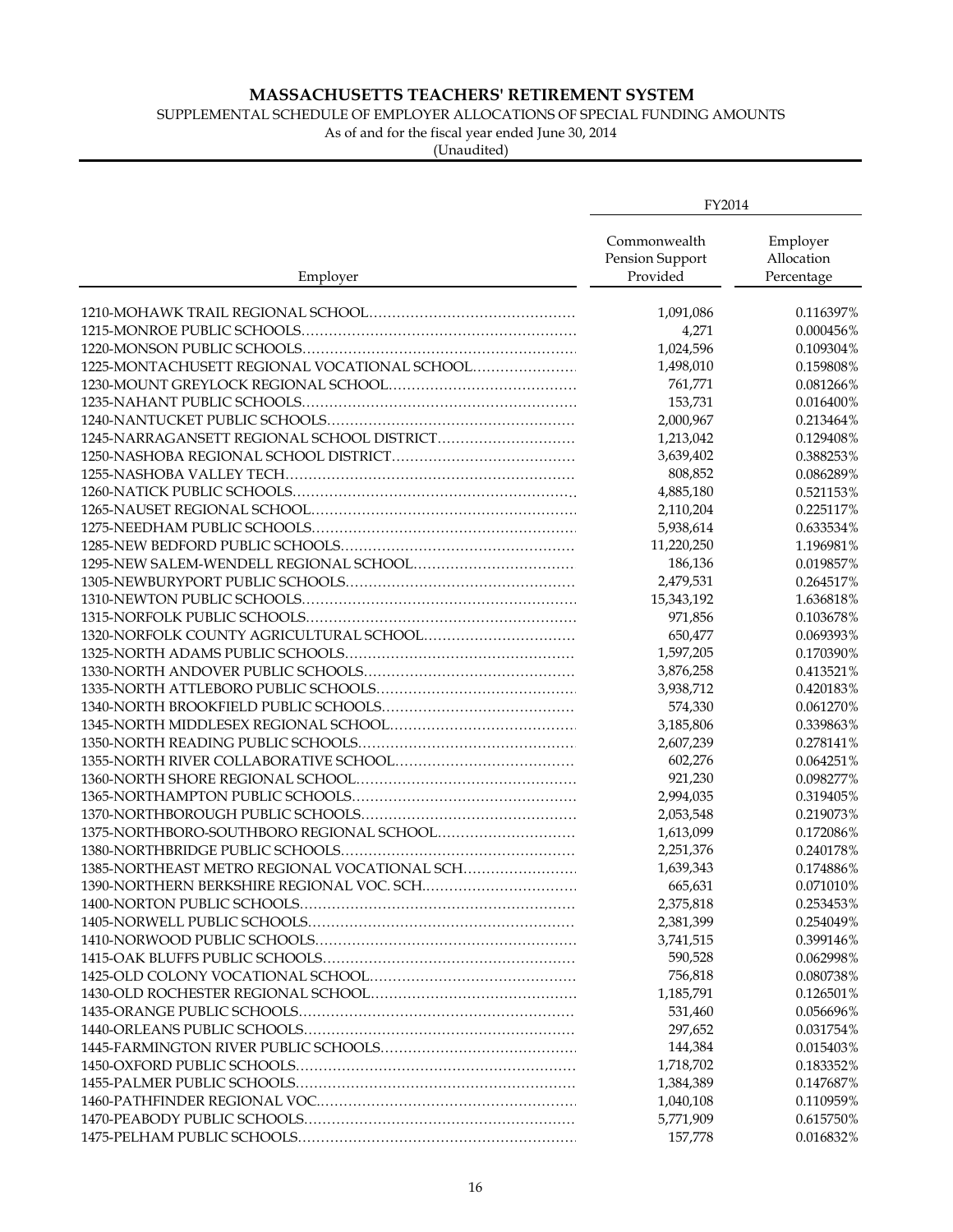# MASSACHUSETTS TEACHERS' RETIREMENT SYSTEM

SUPPLEMENTAL SCHEDULE OF EMPLOYER ALLOCATIONS OF SPECIAL FUNDING AMOUNTS

As of and for the fiscal year ended June 30, 2014

(Unaudited)

| | FY2014 | |
|---|---|---|
| Employer | Commonwealth Pension Support Provided | Employer Allocation Percentage |
| 1210-MOHAWK TRAIL REGIONAL SCHOOL | 1,091,086 | 0.116397% |
| 1215-MONROE PUBLIC SCHOOLS | 4,271 | 0.000456% |
| 1220-MONSON PUBLIC SCHOOLS | 1,024,596 | 0.109304% |
| 1225-MONTACHUSETT REGIONAL VOCATIONAL SCHOOL | 1,498,010 | 0.159808% |
| 1230-MOUNT GREYLOCK REGIONAL SCHOOL | 761,771 | 0.081266% |
| 1235-NAHANT PUBLIC SCHOOLS | 153,731 | 0.016400% |
| 1240-NANTUCKET PUBLIC SCHOOLS | 2,000,967 | 0.213464% |
| 1245-NARRAGANSETT REGIONAL SCHOOL DISTRICT | 1,213,042 | 0.129408% |
| 1250-NASHOBA REGIONAL SCHOOL DISTRICT | 3,639,402 | 0.388253% |
| 1255-NASHOBA VALLEY TECH | 808,852 | 0.086289% |
| 1260-NATICK PUBLIC SCHOOLS | 4,885,180 | 0.521153% |
| 1265-NAUSET REGIONAL SCHOOL | 2,110,204 | 0.225117% |
| 1275-NEEDHAM PUBLIC SCHOOLS | 5,938,614 | 0.633534% |
| 1285-NEW BEDFORD PUBLIC SCHOOLS | 11,220,250 | 1.196981% |
| 1295-NEW SALEM-WENDELL REGIONAL SCHOOL | 186,136 | 0.019857% |
| 1305-NEWBURYPORT PUBLIC SCHOOLS | 2,479,531 | 0.264517% |
| 1310-NEWTON PUBLIC SCHOOLS | 15,343,192 | 1.636818% |
| 1315-NORFOLK PUBLIC SCHOOLS | 971,856 | 0.103678% |
| 1320-NORFOLK COUNTY AGRICULTURAL SCHOOL | 650,477 | 0.069393% |
| 1325-NORTH ADAMS PUBLIC SCHOOLS | 1,597,205 | 0.170390% |
| 1330-NORTH ANDOVER PUBLIC SCHOOLS | 3,876,258 | 0.413521% |
| 1335-NORTH ATTLEBORO PUBLIC SCHOOLS | 3,938,712 | 0.420183% |
| 1340-NORTH BROOKFIELD PUBLIC SCHOOLS | 574,330 | 0.061270% |
| 1345-NORTH MIDDLESEX REGIONAL SCHOOL | 3,185,806 | 0.339863% |
| 1350-NORTH READING PUBLIC SCHOOLS | 2,607,239 | 0.278141% |
| 1355-NORTH RIVER COLLABORATIVE SCHOOL | 602,276 | 0.064251% |
| 1360-NORTH SHORE REGIONAL SCHOOL | 921,230 | 0.098277% |
| 1365-NORTHAMPTON PUBLIC SCHOOLS | 2,994,035 | 0.319405% |
| 1370-NORTHBOROUGH PUBLIC SCHOOLS | 2,053,548 | 0.219073% |
| 1375-NORTHBORO-SOUTHBORO REGIONAL SCHOOL | 1,613,099 | 0.172086% |
| 1380-NORTHBRIDGE PUBLIC SCHOOLS | 2,251,376 | 0.240178% |
| 1385-NORTHEAST METRO REGIONAL VOCATIONAL SCH | 1,639,343 | 0.174886% |
| 1390-NORTHERN BERKSHIRE REGIONAL VOC. SCH | 665,631 | 0.071010% |
| 1400-NORTON PUBLIC SCHOOLS | 2,375,818 | 0.253453% |
| 1405-NORWELL PUBLIC SCHOOLS | 2,381,399 | 0.254049% |
| 1410-NORWOOD PUBLIC SCHOOLS | 3,741,515 | 0.399146% |
| 1415-OAK BLUFFS PUBLIC SCHOOLS | 590,528 | 0.062998% |
| 1425-OLD COLONY VOCATIONAL SCHOOL | 756,818 | 0.080738% |
| 1430-OLD ROCHESTER REGIONAL SCHOOL | 1,185,791 | 0.126501% |
| 1435-ORANGE PUBLIC SCHOOLS | 531,460 | 0.056696% |
| 1440-ORLEANS PUBLIC SCHOOLS | 297,652 | 0.031754% |
| 1445-FARMINGTON RIVER PUBLIC SCHOOLS | 144,384 | 0.015403% |
| 1450-OXFORD PUBLIC SCHOOLS | 1,718,702 | 0.183352% |
| 1455-PALMER PUBLIC SCHOOLS | 1,384,389 | 0.147687% |
| 1460-PATHFINDER REGIONAL VOC. | 1,040,108 | 0.110959% |
| 1470-PEABODY PUBLIC SCHOOLS | 5,771,909 | 0.615750% |
| 1475-PELHAM PUBLIC SCHOOLS | 157,778 | 0.016832% |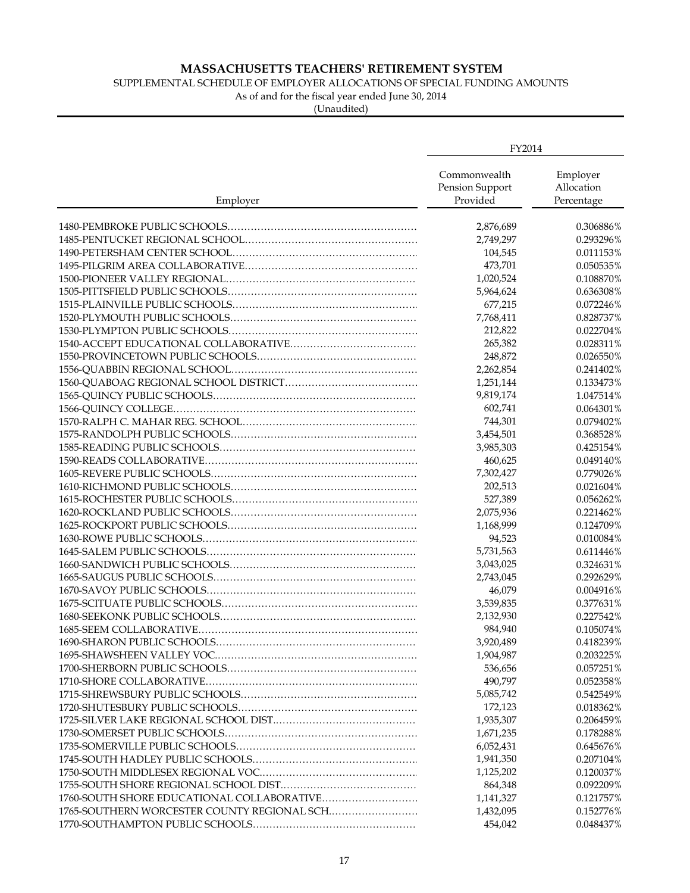# MASSACHUSETTS TEACHERS' RETIREMENT SYSTEM

SUPPLEMENTAL SCHEDULE OF EMPLOYER ALLOCATIONS OF SPECIAL FUNDING AMOUNTS

As of and for the fiscal year ended June 30, 2014

(Unaudited)

| Employer | FY2014 | |
|---|---|---|
| | Commonwealth Pension Support Provided | Employer Allocation Percentage |
| 1480-PEMBROKE PUBLIC SCHOOLS | 2,876,689 | 0.306886% |
| 1485-PENTUCKET REGIONAL SCHOOL | 2,749,297 | 0.293296% |
| 1490-PETERSHAM CENTER SCHOOL | 104,545 | 0.011153% |
| 1495-PILGRIM AREA COLLABORATIVE | 473,701 | 0.050535% |
| 1500-PIONEER VALLEY REGIONAL | 1,020,524 | 0.108870% |
| 1505-PITTSFIELD PUBLIC SCHOOLS | 5,964,624 | 0.636308% |
| 1515-PLAINVILLE PUBLIC SCHOOLS | 677,215 | 0.072246% |
| 1520-PLYMOUTH PUBLIC SCHOOLS | 7,768,411 | 0.828737% |
| 1530-PLYMPTON PUBLIC SCHOOLS | 212,822 | 0.022704% |
| 1540-ACCEPT EDUCATIONAL COLLABORATIVE | 265,382 | 0.028311% |
| 1550-PROVINCETOWN PUBLIC SCHOOLS | 248,872 | 0.026550% |
| 1556-QUABBIN REGIONAL SCHOOL | 2,262,854 | 0.241402% |
| 1560-QUABOAG REGIONAL SCHOOL DISTRICT | 1,251,144 | 0.133473% |
| 1565-QUINCY PUBLIC SCHOOLS | 9,819,174 | 1.047514% |
| 1566-QUINCY COLLEGE | 602,741 | 0.064301% |
| 1570-RALPH C. MAHAR REG. SCHOOL | 744,301 | 0.079402% |
| 1575-RANDOLPH PUBLIC SCHOOLS | 3,454,501 | 0.368528% |
| 1585-READING PUBLIC SCHOOLS | 3,985,303 | 0.425154% |
| 1590-READS COLLABORATIVE | 460,625 | 0.049140% |
| 1605-REVERE PUBLIC SCHOOLS | 7,302,427 | 0.779026% |
| 1610-RICHMOND PUBLIC SCHOOLS | 202,513 | 0.021604% |
| 1615-ROCHESTER PUBLIC SCHOOLS | 527,389 | 0.056262% |
| 1620-ROCKLAND PUBLIC SCHOOLS | 2,075,936 | 0.221462% |
| 1625-ROCKPORT PUBLIC SCHOOLS | 1,168,999 | 0.124709% |
| 1630-ROWE PUBLIC SCHOOLS | 94,523 | 0.010084% |
| 1645-SALEM PUBLIC SCHOOLS | 5,731,563 | 0.611446% |
| 1660-SANDWICH PUBLIC SCHOOLS | 3,043,025 | 0.324631% |
| 1665-SAUGUS PUBLIC SCHOOLS | 2,743,045 | 0.292629% |
| 1670-SAVOY PUBLIC SCHOOLS | 46,079 | 0.004916% |
| 1675-SCITUATE PUBLIC SCHOOLS | 3,539,835 | 0.377631% |
| 1680-SEEKONK PUBLIC SCHOOLS | 2,132,930 | 0.227542% |
| 1685-SEEM COLLABORATIVE | 984,940 | 0.105074% |
| 1690-SHARON PUBLIC SCHOOLS | 3,920,489 | 0.418239% |
| 1695-SHAWSHEEN VALLEY VOC | 1,904,987 | 0.203225% |
| 1700-SHERBORN PUBLIC SCHOOLS | 536,656 | 0.057251% |
| 1710-SHORE COLLABORATIVE | 490,797 | 0.052358% |
| 1715-SHREWSBURY PUBLIC SCHOOLS | 5,085,742 | 0.542549% |
| 1720-SHUTESBURY PUBLIC SCHOOLS | 172,123 | 0.018362% |
| 1725-SILVER LAKE REGIONAL SCHOOL DIST | 1,935,307 | 0.206459% |
| 1730-SOMERSET PUBLIC SCHOOLS | 1,671,235 | 0.178288% |
| 1735-SOMERVILLE PUBLIC SCHOOLS | 6,052,431 | 0.645676% |
| 1745-SOUTH HADLEY PUBLIC SCHOOLS | 1,941,350 | 0.207104% |
| 1750-SOUTH MIDDLESEX REGIONAL VOC | 1,125,202 | 0.120037% |
| 1755-SOUTH SHORE REGIONAL SCHOOL DIST | 864,348 | 0.092209% |
| 1760-SOUTH SHORE EDUCATIONAL COLLABORATIVE | 1,141,327 | 0.121757% |
| 1765-SOUTHERN WORCESTER COUNTY REGIONAL SCH | 1,432,095 | 0.152776% |
| 1770-SOUTHAMPTON PUBLIC SCHOOLS | 454,042 | 0.048437% |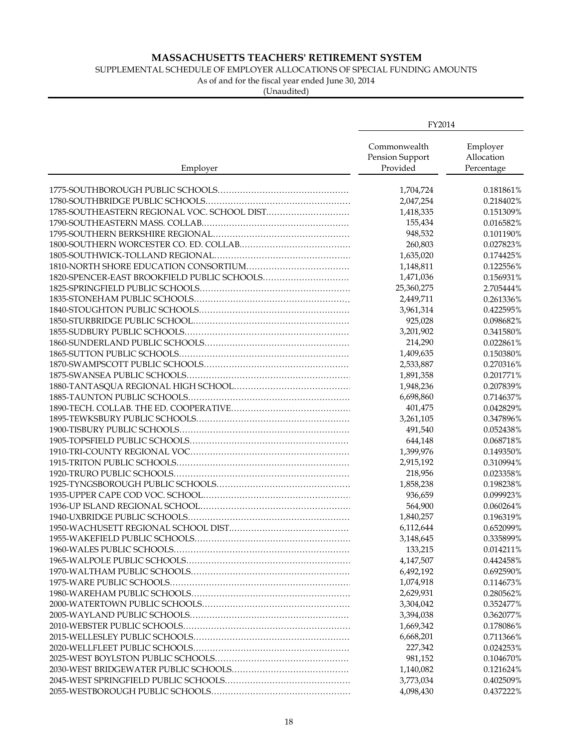# MASSACHUSETTS TEACHERS' RETIREMENT SYSTEM

SUPPLEMENTAL SCHEDULE OF EMPLOYER ALLOCATIONS OF SPECIAL FUNDING AMOUNTS

As of and for the fiscal year ended June 30, 2014

(Unaudited)

| | FY2014 | |
|---|---|---|
| Employer | Commonwealth Pension Support Provided | Employer Allocation Percentage |
| 1775-SOUTHBOROUGH PUBLIC SCHOOLS | 1,704,724 | 0.181861% |
| 1780-SOUTHBRIDGE PUBLIC SCHOOLS | 2,047,254 | 0.218402% |
| 1785-SOUTHEASTERN REGIONAL VOC. SCHOOL DIST. | 1,418,335 | 0.151309% |
| 1790-SOUTHEASTERN MASS. COLLAB. | 155,434 | 0.016582% |
| 1795-SOUTHERN BERKSHIRE REGIONAL | 948,532 | 0.101190% |
| 1800-SOUTHERN WORCESTER CO. ED. COLLAB. | 260,803 | 0.027823% |
| 1805-SOUTHWICK-TOLLAND REGIONAL | 1,635,020 | 0.174425% |
| 1810-NORTH SHORE EDUCATION CONSORTIUM | 1,148,811 | 0.122556% |
| 1820-SPENCER-EAST BROOKFIELD PUBLIC SCHOOLS | 1,471,036 | 0.156931% |
| 1825-SPRINGFIELD PUBLIC SCHOOLS | 25,360,275 | 2.705444% |
| 1835-STONEHAM PUBLIC SCHOOLS | 2,449,711 | 0.261336% |
| 1840-STOUGHTON PUBLIC SCHOOLS | 3,961,314 | 0.422595% |
| 1850-STURBRIDGE PUBLIC SCHOOL | 925,028 | 0.098682% |
| 1855-SUDBURY PUBLIC SCHOOLS | 3,201,902 | 0.341580% |
| 1860-SUNDERLAND PUBLIC SCHOOLS | 214,290 | 0.022861% |
| 1865-SUTTON PUBLIC SCHOOLS | 1,409,635 | 0.150380% |
| 1870-SWAMPSCOTT PUBLIC SCHOOLS | 2,533,887 | 0.270316% |
| 1875-SWANSEA PUBLIC SCHOOLS | 1,891,358 | 0.201771% |
| 1880-TANTASQUA REGIONAL HIGH SCHOOL | 1,948,236 | 0.207839% |
| 1885-TAUNTON PUBLIC SCHOOLS | 6,698,860 | 0.714637% |
| 1890-TECH. COLLAB. THE ED. COOPERATIVE | 401,475 | 0.042829% |
| 1895-TEWKSBURY PUBLIC SCHOOLS | 3,261,105 | 0.347896% |
| 1900-TISBURY PUBLIC SCHOOLS | 491,540 | 0.052438% |
| 1905-TOPSFIELD PUBLIC SCHOOLS | 644,148 | 0.068718% |
| 1910-TRI-COUNTY REGIONAL VOC | 1,399,976 | 0.149350% |
| 1915-TRITON PUBLIC SCHOOLS | 2,915,192 | 0.310994% |
| 1920-TRURO PUBLIC SCHOOLS | 218,956 | 0.023358% |
| 1925-TYNGSBOROUGH PUBLIC SCHOOLS | 1,858,238 | 0.198238% |
| 1935-UPPER CAPE COD VOC. SCHOOL | 936,659 | 0.099923% |
| 1936-UP ISLAND REGIONAL SCHOOL | 564,900 | 0.060264% |
| 1940-UXBRIDGE PUBLIC SCHOOLS | 1,840,257 | 0.196319% |
| 1950-WACHUSETT REGIONAL SCHOOL DIST. | 6,112,644 | 0.652099% |
| 1955-WAKEFIELD PUBLIC SCHOOLS | 3,148,645 | 0.335899% |
| 1960-WALES PUBLIC SCHOOLS | 133,215 | 0.014211% |
| 1965-WALPOLE PUBLIC SCHOOLS | 4,147,507 | 0.442458% |
| 1970-WALTHAM PUBLIC SCHOOLS | 6,492,192 | 0.692590% |
| 1975-WARE PUBLIC SCHOOLS | 1,074,918 | 0.114673% |
| 1980-WAREHAM PUBLIC SCHOOLS | 2,629,931 | 0.280562% |
| 2000-WATERTOWN PUBLIC SCHOOLS | 3,304,042 | 0.352477% |
| 2005-WAYLAND PUBLIC SCHOOLS | 3,394,038 | 0.362077% |
| 2010-WEBSTER PUBLIC SCHOOLS | 1,669,342 | 0.178086% |
| 2015-WELLESLEY PUBLIC SCHOOLS | 6,668,201 | 0.711366% |
| 2020-WELLFLEET PUBLIC SCHOOLS | 227,342 | 0.024253% |
| 2025-WEST BOYLSTON PUBLIC SCHOOLS | 981,152 | 0.104670% |
| 2030-WEST BRIDGEWATER PUBLIC SCHOOLS | 1,140,082 | 0.121624% |
| 2045-WEST SPRINGFIELD PUBLIC SCHOOLS | 3,773,034 | 0.402509% |
| 2055-WESTBOROUGH PUBLIC SCHOOLS | 4,098,430 | 0.437222% |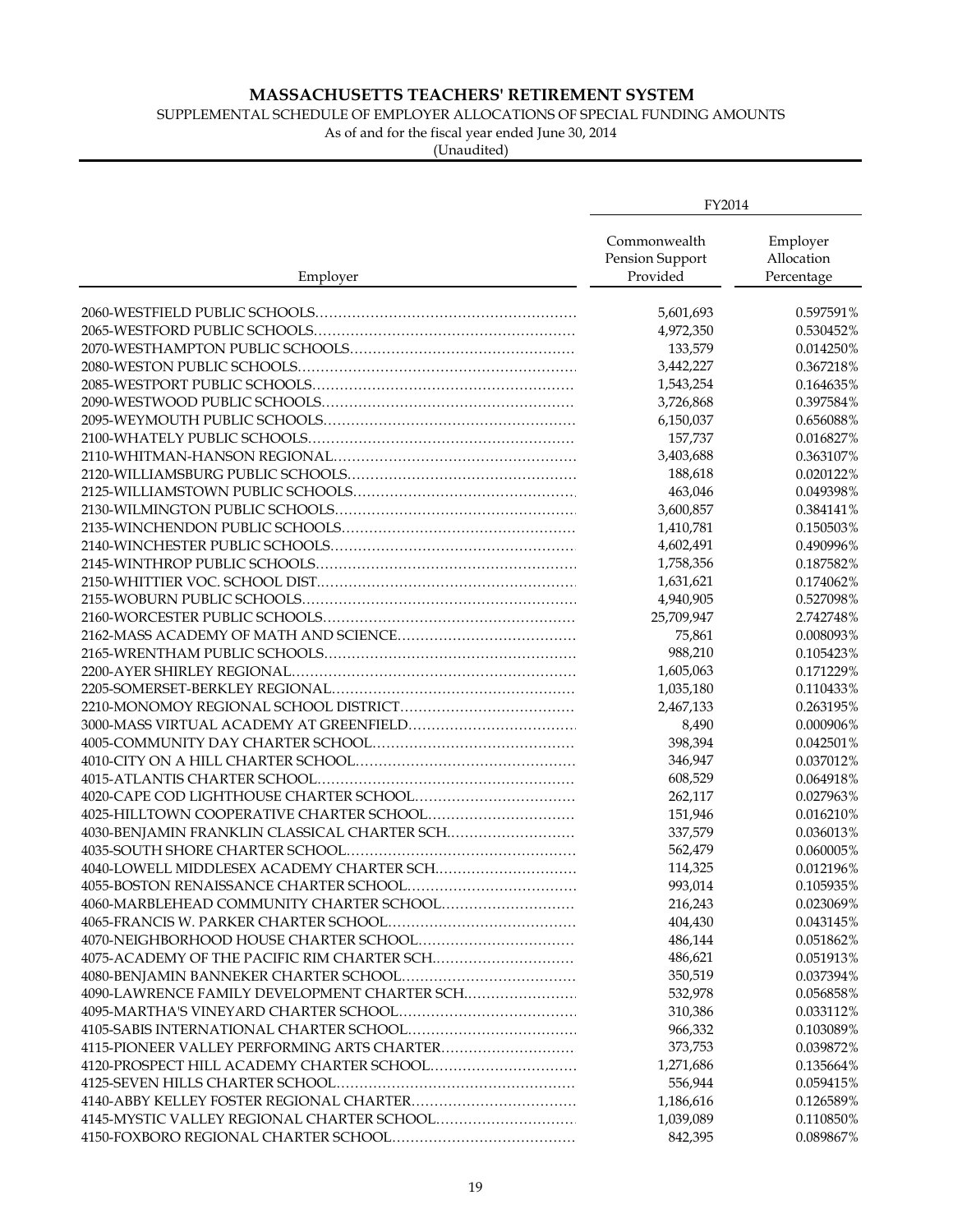# MASSACHUSETTS TEACHERS' RETIREMENT SYSTEM

SUPPLEMENTAL SCHEDULE OF EMPLOYER ALLOCATIONS OF SPECIAL FUNDING AMOUNTS

As of and for the fiscal year ended June 30, 2014

(Unaudited)

| Employer | FY2014 | |
|---|---|---|
| | Commonwealth Pension Support Provided | Employer Allocation Percentage |
| 2060-WESTFIELD PUBLIC SCHOOLS | 5,601,693 | 0.597591% |
| 2065-WESTFORD PUBLIC SCHOOLS | 4,972,350 | 0.530452% |
| 2070-WESTHAMPTON PUBLIC SCHOOLS | 133,579 | 0.014250% |
| 2080-WESTON PUBLIC SCHOOLS | 3,442,227 | 0.367218% |
| 2085-WESTPORT PUBLIC SCHOOLS | 1,543,254 | 0.164635% |
| 2090-WESTWOOD PUBLIC SCHOOLS | 3,726,868 | 0.397584% |
| 2095-WEYMOUTH PUBLIC SCHOOLS | 6,150,037 | 0.656088% |
| 2100-WHATELY PUBLIC SCHOOLS | 157,737 | 0.016827% |
| 2110-WHITMAN-HANSON REGIONAL | 3,403,688 | 0.363107% |
| 2120-WILLIAMSBURG PUBLIC SCHOOLS | 188,618 | 0.020122% |
| 2125-WILLIAMSTOWN PUBLIC SCHOOLS | 463,046 | 0.049398% |
| 2130-WILMINGTON PUBLIC SCHOOLS | 3,600,857 | 0.384141% |
| 2135-WINCHENDON PUBLIC SCHOOLS | 1,410,781 | 0.150503% |
| 2140-WINCHESTER PUBLIC SCHOOLS | 4,602,491 | 0.490996% |
| 2145-WINTHROP PUBLIC SCHOOLS | 1,758,356 | 0.187582% |
| 2150-WHITTIER VOC. SCHOOL DIST | 1,631,621 | 0.174062% |
| 2155-WOBURN PUBLIC SCHOOLS | 4,940,905 | 0.527098% |
| 2160-WORCESTER PUBLIC SCHOOLS | 25,709,947 | 2.742748% |
| 2162-MASS ACADEMY OF MATH AND SCIENCE | 75,861 | 0.008093% |
| 2165-WRENTHAM PUBLIC SCHOOLS | 988,210 | 0.105423% |
| 2200-AYER SHIRLEY REGIONAL | 1,605,063 | 0.171229% |
| 2205-SOMERSET-BERKLEY REGIONAL | 1,035,180 | 0.110433% |
| 2210-MONOMOY REGIONAL SCHOOL DISTRICT | 2,467,133 | 0.263195% |
| 3000-MASS VIRTUAL ACADEMY AT GREENFIELD | 8,490 | 0.000906% |
| 4005-COMMUNITY DAY CHARTER SCHOOL | 398,394 | 0.042501% |
| 4010-CITY ON A HILL CHARTER SCHOOL | 346,947 | 0.037012% |
| 4015-ATLANTIS CHARTER SCHOOL | 608,529 | 0.064918% |
| 4020-CAPE COD LIGHTHOUSE CHARTER SCHOOL | 262,117 | 0.027963% |
| 4025-HILLTOWN COOPERATIVE CHARTER SCHOOL | 151,946 | 0.016210% |
| 4030-BENJAMIN FRANKLIN CLASSICAL CHARTER SCH | 337,579 | 0.036013% |
| 4035-SOUTH SHORE CHARTER SCHOOL | 562,479 | 0.060005% |
| 4040-LOWELL MIDDLESEX ACADEMY CHARTER SCH | 114,325 | 0.012196% |
| 4055-BOSTON RENAISSANCE CHARTER SCHOOL | 993,014 | 0.105935% |
| 4060-MARBLEHEAD COMMUNITY CHARTER SCHOOL | 216,243 | 0.023069% |
| 4065-FRANCIS W. PARKER CHARTER SCHOOL | 404,430 | 0.043145% |
| 4070-NEIGHBORHOOD HOUSE CHARTER SCHOOL | 486,144 | 0.051862% |
| 4075-ACADEMY OF THE PACIFIC RIM CHARTER SCH | 486,621 | 0.051913% |
| 4080-BENJAMIN BANNEKER CHARTER SCHOOL | 350,519 | 0.037394% |
| 4090-LAWRENCE FAMILY DEVELOPMENT CHARTER SCH | 532,978 | 0.056858% |
| 4095-MARTHA'S VINEYARD CHARTER SCHOOL | 310,386 | 0.033112% |
| 4105-SABIS INTERNATIONAL CHARTER SCHOOL | 966,332 | 0.103089% |
| 4115-PIONEER VALLEY PERFORMING ARTS CHARTER | 373,753 | 0.039872% |
| 4120-PROSPECT HILL ACADEMY CHARTER SCHOOL | 1,271,686 | 0.135664% |
| 4125-SEVEN HILLS CHARTER SCHOOL | 556,944 | 0.059415% |
| 4140-ABBY KELLEY FOSTER REGIONAL CHARTER | 1,186,616 | 0.126589% |
| 4145-MYSTIC VALLEY REGIONAL CHARTER SCHOOL | 1,039,089 | 0.110850% |
| 4150-FOXBORO REGIONAL CHARTER SCHOOL | 842,395 | 0.089867% |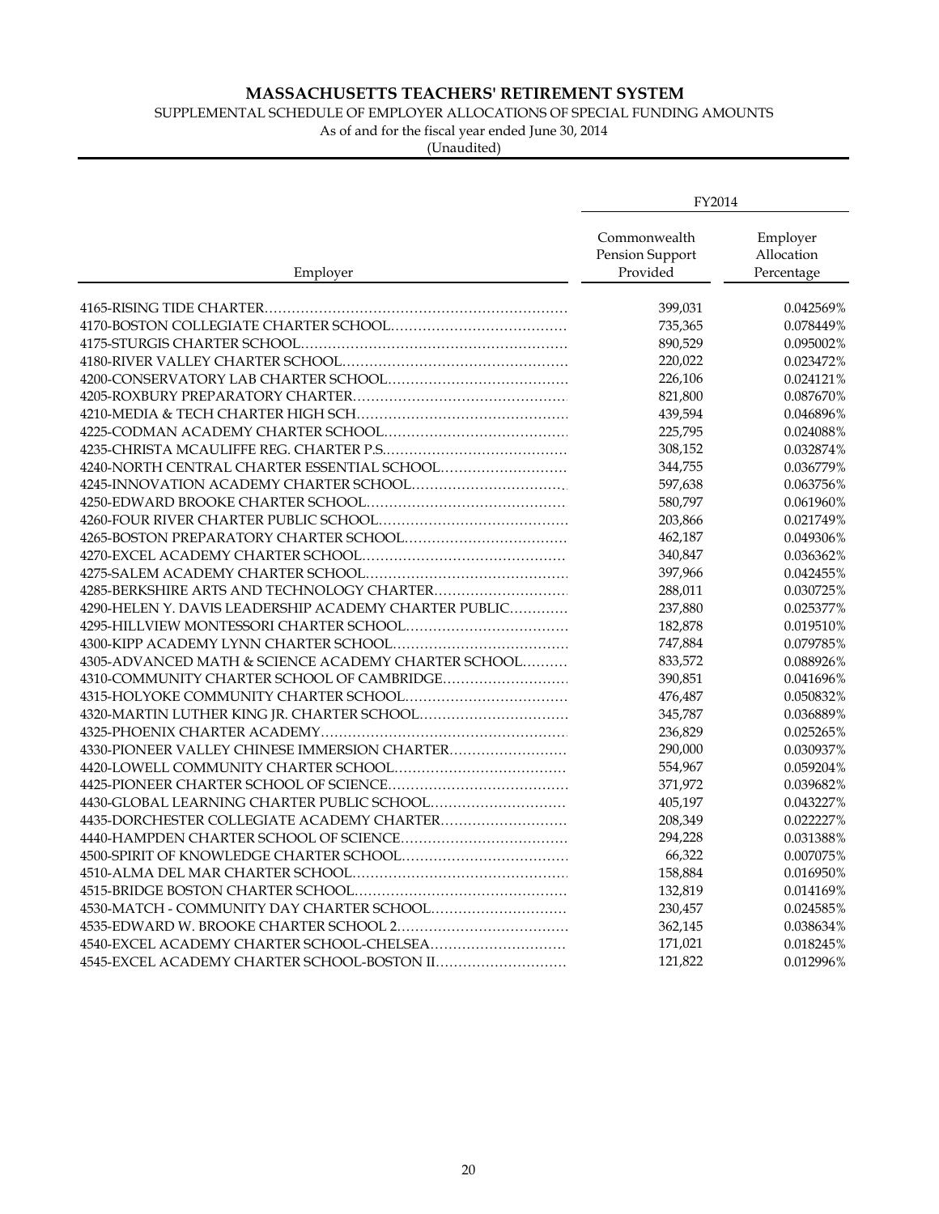# MASSACHUSETTS TEACHERS' RETIREMENT SYSTEM

SUPPLEMENTAL SCHEDULE OF EMPLOYER ALLOCATIONS OF SPECIAL FUNDING AMOUNTS

As of and for the fiscal year ended June 30, 2014

(Unaudited)

| | FY2014 | |
|---|---|---|
| Employer | Commonwealth Pension Support Provided | Employer Allocation Percentage |
| 4165-RISING TIDE CHARTER | 399,031 | 0.042569% |
| 4170-BOSTON COLLEGIATE CHARTER SCHOOL | 735,365 | 0.078449% |
| 4175-STURGIS CHARTER SCHOOL | 890,529 | 0.095002% |
| 4180-RIVER VALLEY CHARTER SCHOOL | 220,022 | 0.023472% |
| 4200-CONSERVATORY LAB CHARTER SCHOOL | 226,106 | 0.024121% |
| 4205-ROXBURY PREPARATORY CHARTER | 821,800 | 0.087670% |
| 4210-MEDIA & TECH CHARTER HIGH SCH | 439,594 | 0.046896% |
| 4225-CODMAN ACADEMY CHARTER SCHOOL | 225,795 | 0.024088% |
| 4235-CHRISTA MCAULIFFE REG. CHARTER P.S. | 308,152 | 0.032874% |
| 4240-NORTH CENTRAL CHARTER ESSENTIAL SCHOOL | 344,755 | 0.036779% |
| 4245-INNOVATION ACADEMY CHARTER SCHOOL | 597,638 | 0.063756% |
| 4250-EDWARD BROOKE CHARTER SCHOOL | 580,797 | 0.061960% |
| 4260-FOUR RIVER CHARTER PUBLIC SCHOOL | 203,866 | 0.021749% |
| 4265-BOSTON PREPARATORY CHARTER SCHOOL | 462,187 | 0.049306% |
| 4270-EXCEL ACADEMY CHARTER SCHOOL | 340,847 | 0.036362% |
| 4275-SALEM ACADEMY CHARTER SCHOOL | 397,966 | 0.042455% |
| 4285-BERKSHIRE ARTS AND TECHNOLOGY CHARTER | 288,011 | 0.030725% |
| 4290-HELEN Y. DAVIS LEADERSHIP ACADEMY CHARTER PUBLIC | 237,880 | 0.025377% |
| 4295-HILLVIEW MONTESSORI CHARTER SCHOOL | 182,878 | 0.019510% |
| 4300-KIPP ACADEMY LYNN CHARTER SCHOOL | 747,884 | 0.079785% |
| 4305-ADVANCED MATH & SCIENCE ACADEMY CHARTER SCHOOL | 833,572 | 0.088926% |
| 4310-COMMUNITY CHARTER SCHOOL OF CAMBRIDGE | 390,851 | 0.041696% |
| 4315-HOLYOKE COMMUNITY CHARTER SCHOOL | 476,487 | 0.050832% |
| 4320-MARTIN LUTHER KING JR. CHARTER SCHOOL | 345,787 | 0.036889% |
| 4325-PHOENIX CHARTER ACADEMY | 236,829 | 0.025265% |
| 4330-PIONEER VALLEY CHINESE IMMERSION CHARTER | 290,000 | 0.030937% |
| 4420-LOWELL COMMUNITY CHARTER SCHOOL | 554,967 | 0.059204% |
| 4425-PIONEER CHARTER SCHOOL OF SCIENCE | 371,972 | 0.039682% |
| 4430-GLOBAL LEARNING CHARTER PUBLIC SCHOOL | 405,197 | 0.043227% |
| 4435-DORCHESTER COLLEGIATE ACADEMY CHARTER | 208,349 | 0.022227% |
| 4440-HAMPDEN CHARTER SCHOOL OF SCIENCE | 294,228 | 0.031388% |
| 4500-SPIRIT OF KNOWLEDGE CHARTER SCHOOL | 66,322 | 0.007075% |
| 4510-ALMA DEL MAR CHARTER SCHOOL | 158,884 | 0.016950% |
| 4515-BRIDGE BOSTON CHARTER SCHOOL | 132,819 | 0.014169% |
| 4530-MATCH - COMMUNITY DAY CHARTER SCHOOL | 230,457 | 0.024585% |
| 4535-EDWARD W. BROOKE CHARTER SCHOOL 2 | 362,145 | 0.038634% |
| 4540-EXCEL ACADEMY CHARTER SCHOOL-CHELSEA | 171,021 | 0.018245% |
| 4545-EXCEL ACADEMY CHARTER SCHOOL-BOSTON II | 121,822 | 0.012996% |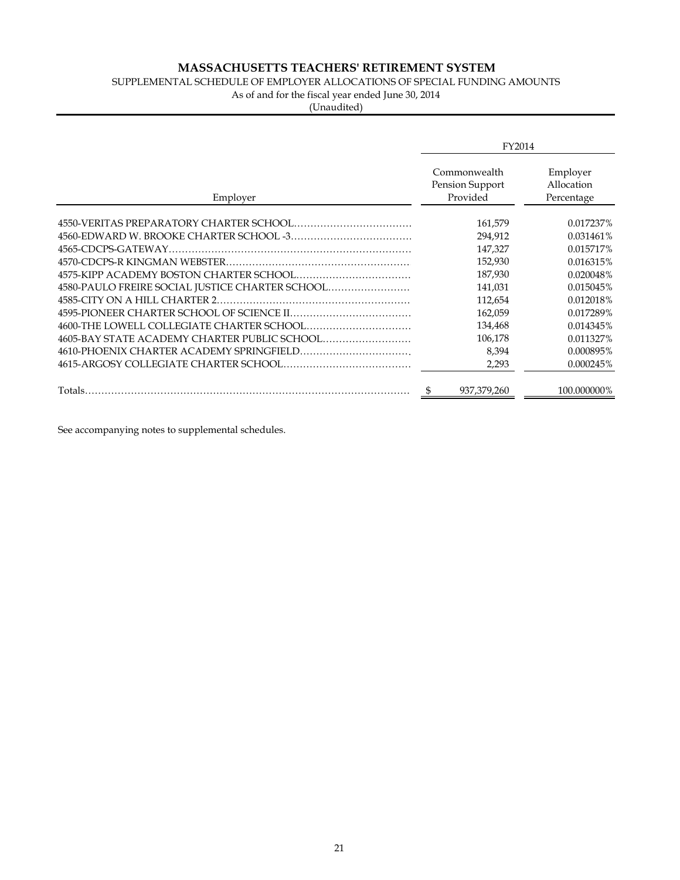# MASSACHUSETTS TEACHERS' RETIREMENT SYSTEM

SUPPLEMENTAL SCHEDULE OF EMPLOYER ALLOCATIONS OF SPECIAL FUNDING AMOUNTS

As of and for the fiscal year ended June 30, 2014

(Unaudited)

| | FY2014 | |
|---|---|---|
| Employer | Commonwealth Pension Support Provided | Employer Allocation Percentage |
| 4550-VERITAS PREPARATORY CHARTER SCHOOL | 161,579 | 0.017237% |
| 4560-EDWARD W. BROOKE CHARTER SCHOOL -3 | 294,912 | 0.031461% |
| 4565-CDCPS-GATEWAY | 147,327 | 0.015717% |
| 4570-CDCPS-R KINGMAN WEBSTER | 152,930 | 0.016315% |
| 4575-KIPP ACADEMY BOSTON CHARTER SCHOOL | 187,930 | 0.020048% |
| 4580-PAULO FREIRE SOCIAL JUSTICE CHARTER SCHOOL | 141,031 | 0.015045% |
| 4585-CITY ON A HILL CHARTER 2 | 112,654 | 0.012018% |
| 4595-PIONEER CHARTER SCHOOL OF SCIENCE II | 162,059 | 0.017289% |
| 4600-THE LOWELL COLLEGIATE CHARTER SCHOOL | 134,468 | 0.014345% |
| 4605-BAY STATE ACADEMY CHARTER PUBLIC SCHOOL | 106,178 | 0.011327% |
| 4610-PHOENIX CHARTER ACADEMY SPRINGFIELD | 8,394 | 0.000895% |
| 4615-ARGOSY COLLEGIATE CHARTER SCHOOL | 2,293 | 0.000245% |
| Totals | $ 937,379,260 | 100.000000% |

See accompanying notes to supplemental schedules.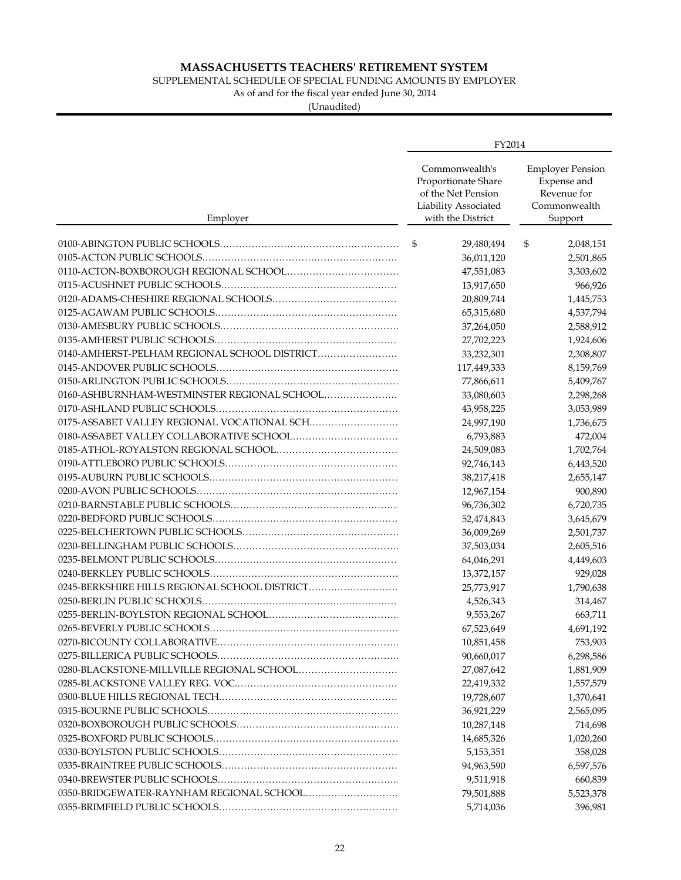# MASSACHUSETTS TEACHERS' RETIREMENT SYSTEM

SUPPLEMENTAL SCHEDULE OF SPECIAL FUNDING AMOUNTS BY EMPLOYER

As of and for the fiscal year ended June 30, 2014

(Unaudited)

| Employer | FY2014 | |
|---|---|---|
| | Commonwealth's Proportionate Share of the Net Pension Liability Associated with the District | Employer Pension Expense and Revenue for Commonwealth Support |
| 0100-ABINGTON PUBLIC SCHOOLS | $ 29,480,494 | $ 2,048,151 |
| 0105-ACTON PUBLIC SCHOOLS | 36,011,120 | 2,501,865 |
| 0110-ACTON-BOXBOROUGH REGIONAL SCHOOL | 47,551,083 | 3,303,602 |
| 0115-ACUSHNET PUBLIC SCHOOLS | 13,917,650 | 966,926 |
| 0120-ADAMS-CHESHIRE REGIONAL SCHOOLS | 20,809,744 | 1,445,753 |
| 0125-AGAWAM PUBLIC SCHOOLS | 65,315,680 | 4,537,794 |
| 0130-AMESBURY PUBLIC SCHOOLS | 37,264,050 | 2,588,912 |
| 0135-AMHERST PUBLIC SCHOOLS | 27,702,223 | 1,924,606 |
| 0140-AMHERST-PELHAM REGIONAL SCHOOL DISTRICT | 33,232,301 | 2,308,807 |
| 0145-ANDOVER PUBLIC SCHOOLS | 117,449,333 | 8,159,769 |
| 0150-ARLINGTON PUBLIC SCHOOLS | 77,866,611 | 5,409,767 |
| 0160-ASHBURNHAM-WESTMINSTER REGIONAL SCHOOL | 33,080,603 | 2,298,268 |
| 0170-ASHLAND PUBLIC SCHOOLS | 43,958,225 | 3,053,989 |
| 0175-ASSABET VALLEY REGIONAL VOCATIONAL SCH | 24,997,190 | 1,736,675 |
| 0180-ASSABET VALLEY COLLABORATIVE SCHOOL | 6,793,883 | 472,004 |
| 0185-ATHOL-ROYALSTON REGIONAL SCHOOL | 24,509,083 | 1,702,764 |
| 0190-ATTLEBORO PUBLIC SCHOOLS | 92,746,143 | 6,443,520 |
| 0195-AUBURN PUBLIC SCHOOLS | 38,217,418 | 2,655,147 |
| 0200-AVON PUBLIC SCHOOLS | 12,967,154 | 900,890 |
| 0210-BARNSTABLE PUBLIC SCHOOLS | 96,736,302 | 6,720,735 |
| 0220-BEDFORD PUBLIC SCHOOLS | 52,474,843 | 3,645,679 |
| 0225-BELCHERTOWN PUBLIC SCHOOLS | 36,009,269 | 2,501,737 |
| 0230-BELLINGHAM PUBLIC SCHOOLS | 37,503,034 | 2,605,516 |
| 0235-BELMONT PUBLIC SCHOOLS | 64,046,291 | 4,449,603 |
| 0240-BERKLEY PUBLIC SCHOOLS | 13,372,157 | 929,028 |
| 0245-BERKSHIRE HILLS REGIONAL SCHOOL DISTRICT | 25,773,917 | 1,790,638 |
| 0250-BERLIN PUBLIC SCHOOLS | 4,526,343 | 314,467 |
| 0255-BERLIN-BOYLSTON REGIONAL SCHOOL | 9,553,267 | 663,711 |
| 0265-BEVERLY PUBLIC SCHOOLS | 67,523,649 | 4,691,192 |
| 0270-BICOUNTY COLLABORATIVE | 10,851,458 | 753,903 |
| 0275-BILLERICA PUBLIC SCHOOLS | 90,660,017 | 6,298,586 |
| 0280-BLACKSTONE-MILLVILLE REGIONAL SCHOOL | 27,087,642 | 1,881,909 |
| 0285-BLACKSTONE VALLEY REG. VOC. | 22,419,332 | 1,557,579 |
| 0300-BLUE HILLS REGIONAL TECH | 19,728,607 | 1,370,641 |
| 0315-BOURNE PUBLIC SCHOOLS | 36,921,229 | 2,565,095 |
| 0320-BOXBOROUGH PUBLIC SCHOOLS | 10,287,148 | 714,698 |
| 0325-BOXFORD PUBLIC SCHOOLS | 14,685,326 | 1,020,260 |
| 0330-BOYLSTON PUBLIC SCHOOLS | 5,153,351 | 358,028 |
| 0335-BRAINTREE PUBLIC SCHOOLS | 94,963,590 | 6,597,576 |
| 0340-BREWSTER PUBLIC SCHOOLS | 9,511,918 | 660,839 |
| 0350-BRIDGEWATER-RAYNHAM REGIONAL SCHOOL | 79,501,888 | 5,523,378 |
| 0355-BRIMFIELD PUBLIC SCHOOLS | 5,714,036 | 396,981 |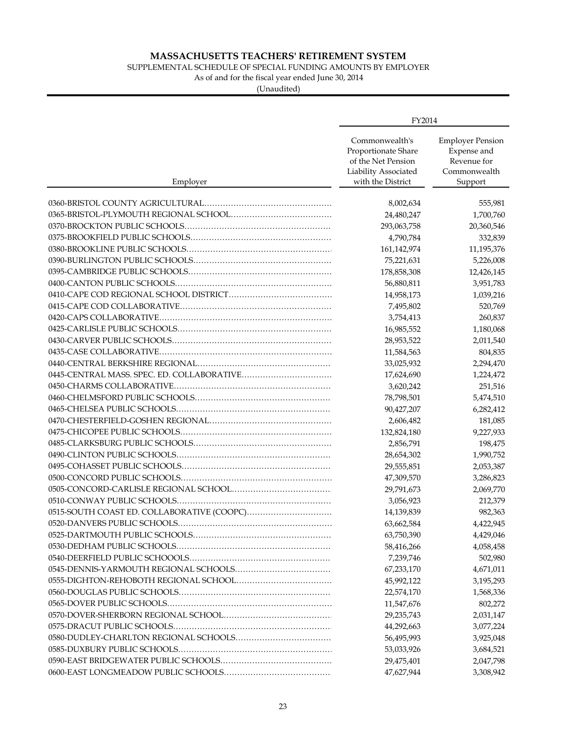# MASSACHUSETTS TEACHERS' RETIREMENT SYSTEM

SUPPLEMENTAL SCHEDULE OF SPECIAL FUNDING AMOUNTS BY EMPLOYER

As of and for the fiscal year ended June 30, 2014

(Unaudited)

| | FY2014 | |
|---|---|---|
| Employer | Commonwealth's Proportionate Share of the Net Pension Liability Associated with the District | Employer Pension Expense and Revenue for Commonwealth Support |
| 0360-BRISTOL COUNTY AGRICULTURAL | 8,002,634 | 555,981 |
| 0365-BRISTOL-PLYMOUTH REGIONAL SCHOOL | 24,480,247 | 1,700,760 |
| 0370-BROCKTON PUBLIC SCHOOLS | 293,063,758 | 20,360,546 |
| 0375-BROOKFIELD PUBLIC SCHOOLS | 4,790,784 | 332,839 |
| 0380-BROOKLINE PUBLIC SCHOOLS | 161,142,974 | 11,195,376 |
| 0390-BURLINGTON PUBLIC SCHOOLS | 75,221,631 | 5,226,008 |
| 0395-CAMBRIDGE PUBLIC SCHOOLS | 178,858,308 | 12,426,145 |
| 0400-CANTON PUBLIC SCHOOLS | 56,880,811 | 3,951,783 |
| 0410-CAPE COD REGIONAL SCHOOL DISTRICT | 14,958,173 | 1,039,216 |
| 0415-CAPE COD COLLABORATIVE | 7,495,802 | 520,769 |
| 0420-CAPS COLLABORATIVE | 3,754,413 | 260,837 |
| 0425-CARLISLE PUBLIC SCHOOLS | 16,985,552 | 1,180,068 |
| 0430-CARVER PUBLIC SCHOOLS | 28,953,522 | 2,011,540 |
| 0435-CASE COLLABORATIVE | 11,584,563 | 804,835 |
| 0440-CENTRAL BERKSHIRE REGIONAL | 33,025,932 | 2,294,470 |
| 0445-CENTRAL MASS. SPEC. ED. COLLABORATIVE | 17,624,690 | 1,224,472 |
| 0450-CHARMS COLLABORATIVE | 3,620,242 | 251,516 |
| 0460-CHELMSFORD PUBLIC SCHOOLS | 78,798,501 | 5,474,510 |
| 0465-CHELSEA PUBLIC SCHOOLS | 90,427,207 | 6,282,412 |
| 0470-CHESTERFIELD-GOSHEN REGIONAL | 2,606,482 | 181,085 |
| 0475-CHICOPEE PUBLIC SCHOOLS | 132,824,180 | 9,227,933 |
| 0485-CLARKSBURG PUBLIC SCHOOLS | 2,856,791 | 198,475 |
| 0490-CLINTON PUBLIC SCHOOLS | 28,654,302 | 1,990,752 |
| 0495-COHASSET PUBLIC SCHOOLS | 29,555,851 | 2,053,387 |
| 0500-CONCORD PUBLIC SCHOOLS | 47,309,570 | 3,286,823 |
| 0505-CONCORD-CARLISLE REGIONAL SCHOOL | 29,791,673 | 2,069,770 |
| 0510-CONWAY PUBLIC SCHOOLS | 3,056,923 | 212,379 |
| 0515-SOUTH COAST ED. COLLABORATIVE (COOPC) | 14,139,839 | 982,363 |
| 0520-DANVERS PUBLIC SCHOOLS | 63,662,584 | 4,422,945 |
| 0525-DARTMOUTH PUBLIC SCHOOLS | 63,750,390 | 4,429,046 |
| 0530-DEDHAM PUBLIC SCHOOLS | 58,416,266 | 4,058,458 |
| 0540-DEERFIELD PUBLIC SCHOOOLS | 7,239,746 | 502,980 |
| 0545-DENNIS-YARMOUTH REGIONAL SCHOOLS | 67,233,170 | 4,671,011 |
| 0555-DIGHTON-REHOBOTH REGIONAL SCHOOL | 45,992,122 | 3,195,293 |
| 0560-DOUGLAS PUBLIC SCHOOLS | 22,574,170 | 1,568,336 |
| 0565-DOVER PUBLIC SCHOOLS | 11,547,676 | 802,272 |
| 0570-DOVER-SHERBORN REGIONAL SCHOOL | 29,235,743 | 2,031,147 |
| 0575-DRACUT PUBLIC SCHOOLS | 44,292,663 | 3,077,224 |
| 0580-DUDLEY-CHARLTON REGIONAL SCHOOLS | 56,495,993 | 3,925,048 |
| 0585-DUXBURY PUBLIC SCHOOLS | 53,033,926 | 3,684,521 |
| 0590-EAST BRIDGEWATER PUBLIC SCHOOLS | 29,475,401 | 2,047,798 |
| 0600-EAST LONGMEADOW PUBLIC SCHOOLS | 47,627,944 | 3,308,942 |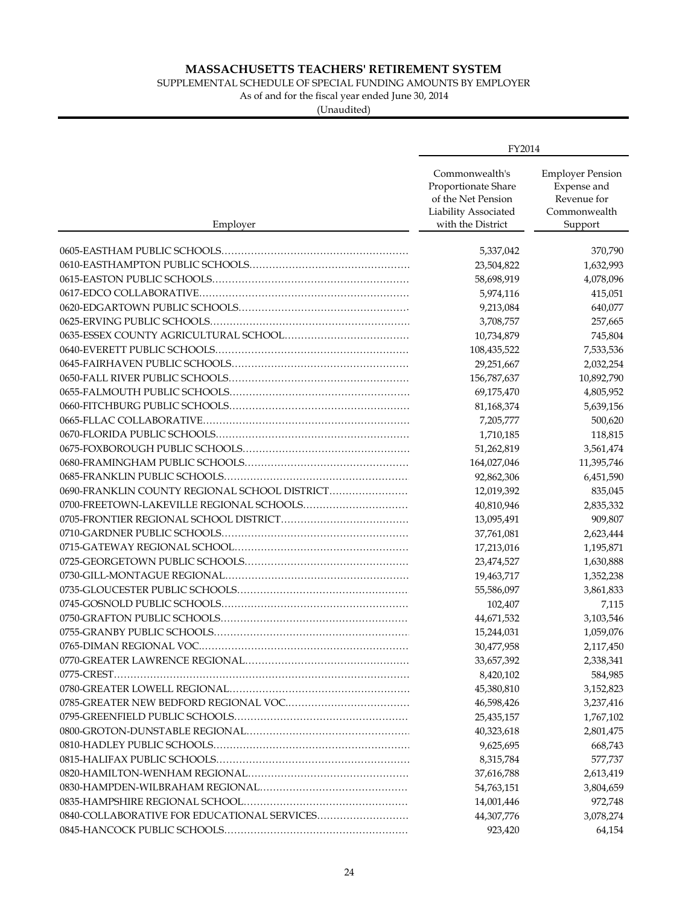# MASSACHUSETTS TEACHERS' RETIREMENT SYSTEM

SUPPLEMENTAL SCHEDULE OF SPECIAL FUNDING AMOUNTS BY EMPLOYER

As of and for the fiscal year ended June 30, 2014

(Unaudited)

| Employer | FY2014 | |
|---|---|---|
| | Commonwealth's Proportionate Share of the Net Pension Liability Associated with the District | Employer Pension Expense and Revenue for Commonwealth Support |
| 0605-EASTHAM PUBLIC SCHOOLS | 5,337,042 | 370,790 |
| 0610-EASTHAMPTON PUBLIC SCHOOLS | 23,504,822 | 1,632,993 |
| 0615-EASTON PUBLIC SCHOOLS | 58,698,919 | 4,078,096 |
| 0617-EDCO COLLABORATIVE | 5,974,116 | 415,051 |
| 0620-EDGARTOWN PUBLIC SCHOOLS | 9,213,084 | 640,077 |
| 0625-ERVING PUBLIC SCHOOLS | 3,708,757 | 257,665 |
| 0635-ESSEX COUNTY AGRICULTURAL SCHOOL | 10,734,879 | 745,804 |
| 0640-EVERETT PUBLIC SCHOOLS | 108,435,522 | 7,533,536 |
| 0645-FAIRHAVEN PUBLIC SCHOOLS | 29,251,667 | 2,032,254 |
| 0650-FALL RIVER PUBLIC SCHOOLS | 156,787,637 | 10,892,790 |
| 0655-FALMOUTH PUBLIC SCHOOLS | 69,175,470 | 4,805,952 |
| 0660-FITCHBURG PUBLIC SCHOOLS | 81,168,374 | 5,639,156 |
| 0665-FLLAC COLLABORATIVE | 7,205,777 | 500,620 |
| 0670-FLORIDA PUBLIC SCHOOLS | 1,710,185 | 118,815 |
| 0675-FOXBOROUGH PUBLIC SCHOOLS | 51,262,819 | 3,561,474 |
| 0680-FRAMINGHAM PUBLIC SCHOOLS | 164,027,046 | 11,395,746 |
| 0685-FRANKLIN PUBLIC SCHOOLS | 92,862,306 | 6,451,590 |
| 0690-FRANKLIN COUNTY REGIONAL SCHOOL DISTRICT | 12,019,392 | 835,045 |
| 0700-FREETOWN-LAKEVILLE REGIONAL SCHOOLS | 40,810,946 | 2,835,332 |
| 0705-FRONTIER REGIONAL SCHOOL DISTRICT | 13,095,491 | 909,807 |
| 0710-GARDNER PUBLIC SCHOOLS | 37,761,081 | 2,623,444 |
| 0715-GATEWAY REGIONAL SCHOOL | 17,213,016 | 1,195,871 |
| 0725-GEORGETOWN PUBLIC SCHOOLS | 23,474,527 | 1,630,888 |
| 0730-GILL-MONTAGUE REGIONAL | 19,463,717 | 1,352,238 |
| 0735-GLOUCESTER PUBLIC SCHOOLS | 55,586,097 | 3,861,833 |
| 0745-GOSNOLD PUBLIC SCHOOLS | 102,407 | 7,115 |
| 0750-GRAFTON PUBLIC SCHOOLS | 44,671,532 | 3,103,546 |
| 0755-GRANBY PUBLIC SCHOOLS | 15,244,031 | 1,059,076 |
| 0765-DIMAN REGIONAL VOC | 30,477,958 | 2,117,450 |
| 0770-GREATER LAWRENCE REGIONAL | 33,657,392 | 2,338,341 |
| 0775-CREST | 8,420,102 | 584,985 |
| 0780-GREATER LOWELL REGIONAL | 45,380,810 | 3,152,823 |
| 0785-GREATER NEW BEDFORD REGIONAL VOC | 46,598,426 | 3,237,416 |
| 0795-GREENFIELD PUBLIC SCHOOLS | 25,435,157 | 1,767,102 |
| 0800-GROTON-DUNSTABLE REGIONAL | 40,323,618 | 2,801,475 |
| 0810-HADLEY PUBLIC SCHOOLS | 9,625,695 | 668,743 |
| 0815-HALIFAX PUBLIC SCHOOLS | 8,315,784 | 577,737 |
| 0820-HAMILTON-WENHAM REGIONAL | 37,616,788 | 2,613,419 |
| 0830-HAMPDEN-WILBRAHAM REGIONAL | 54,763,151 | 3,804,659 |
| 0835-HAMPSHIRE REGIONAL SCHOOL | 14,001,446 | 972,748 |
| 0840-COLLABORATIVE FOR EDUCATIONAL SERVICES | 44,307,776 | 3,078,274 |
| 0845-HANCOCK PUBLIC SCHOOLS | 923,420 | 64,154 |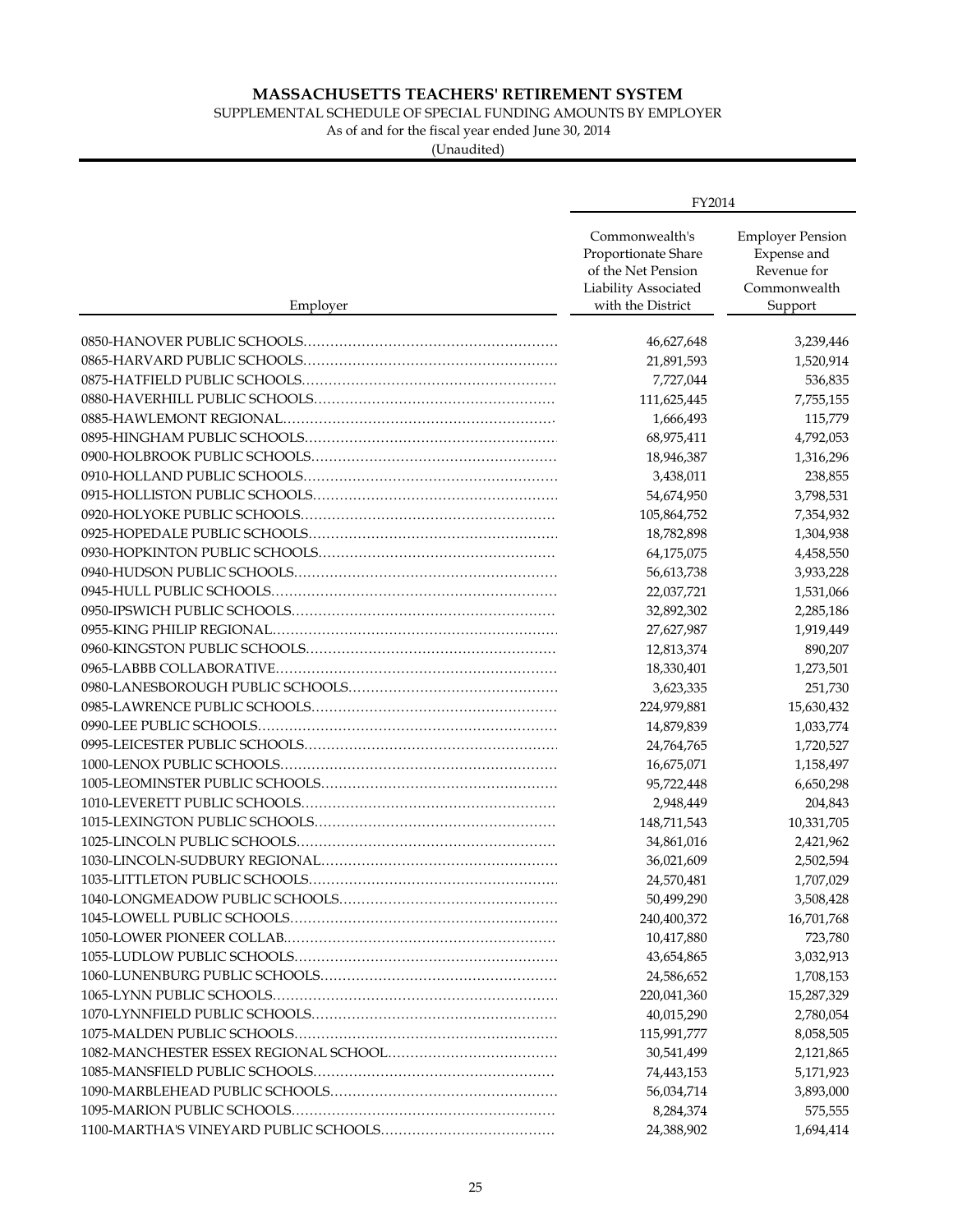# MASSACHUSETTS TEACHERS' RETIREMENT SYSTEM

SUPPLEMENTAL SCHEDULE OF SPECIAL FUNDING AMOUNTS BY EMPLOYER

As of and for the fiscal year ended June 30, 2014

(Unaudited)

| | FY2014 | |
|---|---|---|
| Employer | Commonwealth's Proportionate Share of the Net Pension Liability Associated with the District | Employer Pension Expense and Revenue for Commonwealth Support |
| 0850-HANOVER PUBLIC SCHOOLS | 46,627,648 | 3,239,446 |
| 0865-HARVARD PUBLIC SCHOOLS | 21,891,593 | 1,520,914 |
| 0875-HATFIELD PUBLIC SCHOOLS | 7,727,044 | 536,835 |
| 0880-HAVERHILL PUBLIC SCHOOLS | 111,625,445 | 7,755,155 |
| 0885-HAWLEMONT REGIONAL | 1,666,493 | 115,779 |
| 0895-HINGHAM PUBLIC SCHOOLS | 68,975,411 | 4,792,053 |
| 0900-HOLBROOK PUBLIC SCHOOLS | 18,946,387 | 1,316,296 |
| 0910-HOLLAND PUBLIC SCHOOLS | 3,438,011 | 238,855 |
| 0915-HOLLISTON PUBLIC SCHOOLS | 54,674,950 | 3,798,531 |
| 0920-HOLYOKE PUBLIC SCHOOLS | 105,864,752 | 7,354,932 |
| 0925-HOPEDALE PUBLIC SCHOOLS | 18,782,898 | 1,304,938 |
| 0930-HOPKINTON PUBLIC SCHOOLS | 64,175,075 | 4,458,550 |
| 0940-HUDSON PUBLIC SCHOOLS | 56,613,738 | 3,933,228 |
| 0945-HULL PUBLIC SCHOOLS | 22,037,721 | 1,531,066 |
| 0950-IPSWICH PUBLIC SCHOOLS | 32,892,302 | 2,285,186 |
| 0955-KING PHILIP REGIONAL | 27,627,987 | 1,919,449 |
| 0960-KINGSTON PUBLIC SCHOOLS | 12,813,374 | 890,207 |
| 0965-LABBB COLLABORATIVE | 18,330,401 | 1,273,501 |
| 0980-LANESBOROUGH PUBLIC SCHOOLS | 3,623,335 | 251,730 |
| 0985-LAWRENCE PUBLIC SCHOOLS | 224,979,881 | 15,630,432 |
| 0990-LEE PUBLIC SCHOOLS | 14,879,839 | 1,033,774 |
| 0995-LEICESTER PUBLIC SCHOOLS | 24,764,765 | 1,720,527 |
| 1000-LENOX PUBLIC SCHOOLS | 16,675,071 | 1,158,497 |
| 1005-LEOMINSTER PUBLIC SCHOOLS | 95,722,448 | 6,650,298 |
| 1010-LEVERETT PUBLIC SCHOOLS | 2,948,449 | 204,843 |
| 1015-LEXINGTON PUBLIC SCHOOLS | 148,711,543 | 10,331,705 |
| 1025-LINCOLN PUBLIC SCHOOLS | 34,861,016 | 2,421,962 |
| 1030-LINCOLN-SUDBURY REGIONAL | 36,021,609 | 2,502,594 |
| 1035-LITTLETON PUBLIC SCHOOLS | 24,570,481 | 1,707,029 |
| 1040-LONGMEADOW PUBLIC SCHOOLS | 50,499,290 | 3,508,428 |
| 1045-LOWELL PUBLIC SCHOOLS | 240,400,372 | 16,701,768 |
| 1050-LOWER PIONEER COLLAB | 10,417,880 | 723,780 |
| 1055-LUDLOW PUBLIC SCHOOLS | 43,654,865 | 3,032,913 |
| 1060-LUNENBURG PUBLIC SCHOOLS | 24,586,652 | 1,708,153 |
| 1065-LYNN PUBLIC SCHOOLS | 220,041,360 | 15,287,329 |
| 1070-LYNNFIELD PUBLIC SCHOOLS | 40,015,290 | 2,780,054 |
| 1075-MALDEN PUBLIC SCHOOLS | 115,991,777 | 8,058,505 |
| 1082-MANCHESTER ESSEX REGIONAL SCHOOL | 30,541,499 | 2,121,865 |
| 1085-MANSFIELD PUBLIC SCHOOLS | 74,443,153 | 5,171,923 |
| 1090-MARBLEHEAD PUBLIC SCHOOLS | 56,034,714 | 3,893,000 |
| 1095-MARION PUBLIC SCHOOLS | 8,284,374 | 575,555 |
| 1100-MARTHA'S VINEYARD PUBLIC SCHOOLS | 24,388,902 | 1,694,414 |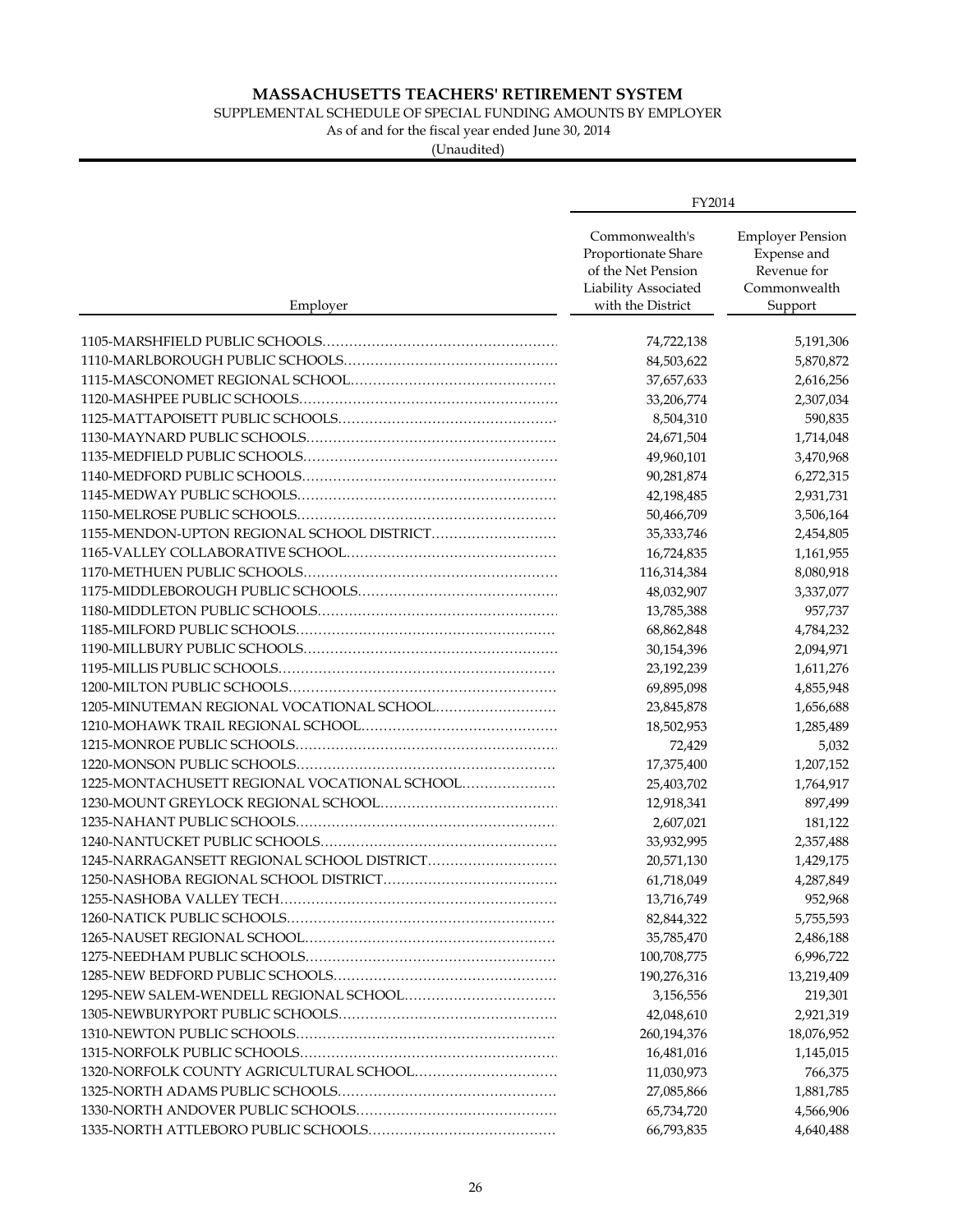# MASSACHUSETTS TEACHERS' RETIREMENT SYSTEM

SUPPLEMENTAL SCHEDULE OF SPECIAL FUNDING AMOUNTS BY EMPLOYER

As of and for the fiscal year ended June 30, 2014

(Unaudited)

| Employer | FY2014 | |
|---|---|---|
| | Commonwealth's Proportionate Share of the Net Pension Liability Associated with the District | Employer Pension Expense and Revenue for Commonwealth Support |
| 1105-MARSHFIELD PUBLIC SCHOOLS | 74,722,138 | 5,191,306 |
| 1110-MARLBOROUGH PUBLIC SCHOOLS | 84,503,622 | 5,870,872 |
| 1115-MASCONOMET REGIONAL SCHOOL | 37,657,633 | 2,616,256 |
| 1120-MASHPEE PUBLIC SCHOOLS | 33,206,774 | 2,307,034 |
| 1125-MATTAPOISETT PUBLIC SCHOOLS | 8,504,310 | 590,835 |
| 1130-MAYNARD PUBLIC SCHOOLS | 24,671,504 | 1,714,048 |
| 1135-MEDFIELD PUBLIC SCHOOLS | 49,960,101 | 3,470,968 |
| 1140-MEDFORD PUBLIC SCHOOLS | 90,281,874 | 6,272,315 |
| 1145-MEDWAY PUBLIC SCHOOLS | 42,198,485 | 2,931,731 |
| 1150-MELROSE PUBLIC SCHOOLS | 50,466,709 | 3,506,164 |
| 1155-MENDON-UPTON REGIONAL SCHOOL DISTRICT | 35,333,746 | 2,454,805 |
| 1165-VALLEY COLLABORATIVE SCHOOL | 16,724,835 | 1,161,955 |
| 1170-METHUEN PUBLIC SCHOOLS | 116,314,384 | 8,080,918 |
| 1175-MIDDLEBOROUGH PUBLIC SCHOOLS | 48,032,907 | 3,337,077 |
| 1180-MIDDLETON PUBLIC SCHOOLS | 13,785,388 | 957,737 |
| 1185-MILFORD PUBLIC SCHOOLS | 68,862,848 | 4,784,232 |
| 1190-MILLBURY PUBLIC SCHOOLS | 30,154,396 | 2,094,971 |
| 1195-MILLIS PUBLIC SCHOOLS | 23,192,239 | 1,611,276 |
| 1200-MILTON PUBLIC SCHOOLS | 69,895,098 | 4,855,948 |
| 1205-MINUTEMAN REGIONAL VOCATIONAL SCHOOL | 23,845,878 | 1,656,688 |
| 1210-MOHAWK TRAIL REGIONAL SCHOOL | 18,502,953 | 1,285,489 |
| 1215-MONROE PUBLIC SCHOOLS | 72,429 | 5,032 |
| 1220-MONSON PUBLIC SCHOOLS | 17,375,400 | 1,207,152 |
| 1225-MONTACHUSETT REGIONAL VOCATIONAL SCHOOL | 25,403,702 | 1,764,917 |
| 1230-MOUNT GREYLOCK REGIONAL SCHOOL | 12,918,341 | 897,499 |
| 1235-NAHANT PUBLIC SCHOOLS | 2,607,021 | 181,122 |
| 1240-NANTUCKET PUBLIC SCHOOLS | 33,932,995 | 2,357,488 |
| 1245-NARRAGANSETT REGIONAL SCHOOL DISTRICT | 20,571,130 | 1,429,175 |
| 1250-NASHOBA REGIONAL SCHOOL DISTRICT | 61,718,049 | 4,287,849 |
| 1255-NASHOBA VALLEY TECH | 13,716,749 | 952,968 |
| 1260-NATICK PUBLIC SCHOOLS | 82,844,322 | 5,755,593 |
| 1265-NAUSET REGIONAL SCHOOL | 35,785,470 | 2,486,188 |
| 1275-NEEDHAM PUBLIC SCHOOLS | 100,708,775 | 6,996,722 |
| 1285-NEW BEDFORD PUBLIC SCHOOLS | 190,276,316 | 13,219,409 |
| 1295-NEW SALEM-WENDELL REGIONAL SCHOOL | 3,156,556 | 219,301 |
| 1305-NEWBURYPORT PUBLIC SCHOOLS | 42,048,610 | 2,921,319 |
| 1310-NEWTON PUBLIC SCHOOLS | 260,194,376 | 18,076,952 |
| 1315-NORFOLK PUBLIC SCHOOLS | 16,481,016 | 1,145,015 |
| 1320-NORFOLK COUNTY AGRICULTURAL SCHOOL | 11,030,973 | 766,375 |
| 1325-NORTH ADAMS PUBLIC SCHOOLS | 27,085,866 | 1,881,785 |
| 1330-NORTH ANDOVER PUBLIC SCHOOLS | 65,734,720 | 4,566,906 |
| 1335-NORTH ATTLEBORO PUBLIC SCHOOLS | 66,793,835 | 4,640,488 |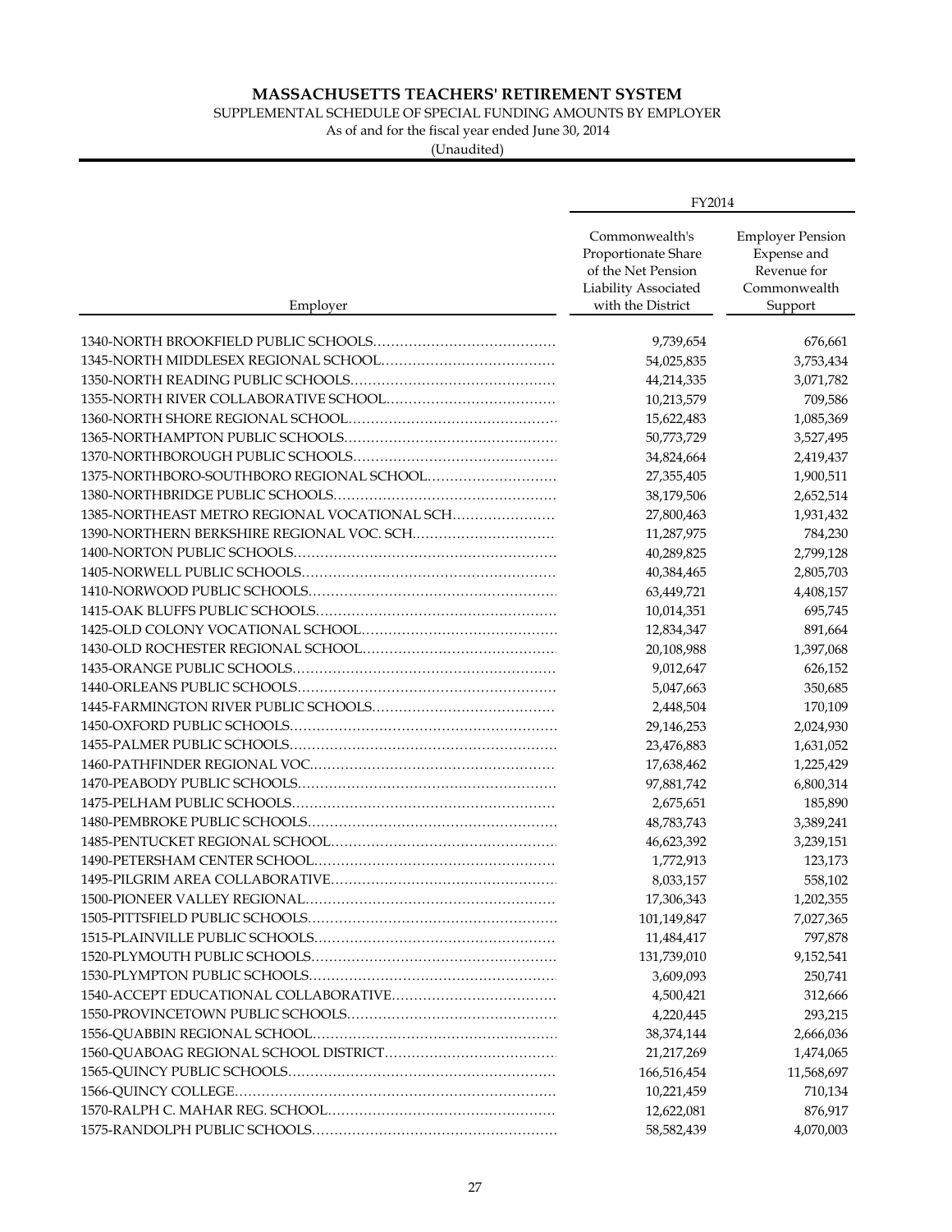**MASSACHUSETTS TEACHERS' RETIREMENT SYSTEM**

SUPPLEMENTAL SCHEDULE OF SPECIAL FUNDING AMOUNTS BY EMPLOYER

As of and for the fiscal year ended June 30, 2014

(Unaudited)

| Employer | FY2014 | |
|---|---|---|
| | Commonwealth's Proportionate Share of the Net Pension Liability Associated with the District | Employer Pension Expense and Revenue for Commonwealth Support |
| 1340-NORTH BROOKFIELD PUBLIC SCHOOLS | 9,739,654 | 676,661 |
| 1345-NORTH MIDDLESEX REGIONAL SCHOOL | 54,025,835 | 3,753,434 |
| 1350-NORTH READING PUBLIC SCHOOLS | 44,214,335 | 3,071,782 |
| 1355-NORTH RIVER COLLABORATIVE SCHOOL | 10,213,579 | 709,586 |
| 1360-NORTH SHORE REGIONAL SCHOOL | 15,622,483 | 1,085,369 |
| 1365-NORTHAMPTON PUBLIC SCHOOLS | 50,773,729 | 3,527,495 |
| 1370-NORTHBOROUGH PUBLIC SCHOOLS | 34,824,664 | 2,419,437 |
| 1375-NORTHBORO-SOUTHBORO REGIONAL SCHOOL | 27,355,405 | 1,900,511 |
| 1380-NORTHBRIDGE PUBLIC SCHOOLS | 38,179,506 | 2,652,514 |
| 1385-NORTHEAST METRO REGIONAL VOCATIONAL SCH | 27,800,463 | 1,931,432 |
| 1390-NORTHERN BERKSHIRE REGIONAL VOC. SCH | 11,287,975 | 784,230 |
| 1400-NORTON PUBLIC SCHOOLS | 40,289,825 | 2,799,128 |
| 1405-NORWELL PUBLIC SCHOOLS | 40,384,465 | 2,805,703 |
| 1410-NORWOOD PUBLIC SCHOOLS | 63,449,721 | 4,408,157 |
| 1415-OAK BLUFFS PUBLIC SCHOOLS | 10,014,351 | 695,745 |
| 1425-OLD COLONY VOCATIONAL SCHOOL | 12,834,347 | 891,664 |
| 1430-OLD ROCHESTER REGIONAL SCHOOL | 20,108,988 | 1,397,068 |
| 1435-ORANGE PUBLIC SCHOOLS | 9,012,647 | 626,152 |
| 1440-ORLEANS PUBLIC SCHOOLS | 5,047,663 | 350,685 |
| 1445-FARMINGTON RIVER PUBLIC SCHOOLS | 2,448,504 | 170,109 |
| 1450-OXFORD PUBLIC SCHOOLS | 29,146,253 | 2,024,930 |
| 1455-PALMER PUBLIC SCHOOLS | 23,476,883 | 1,631,052 |
| 1460-PATHFINDER REGIONAL VOC. | 17,638,462 | 1,225,429 |
| 1470-PEABODY PUBLIC SCHOOLS | 97,881,742 | 6,800,314 |
| 1475-PELHAM PUBLIC SCHOOLS | 2,675,651 | 185,890 |
| 1480-PEMBROKE PUBLIC SCHOOLS | 48,783,743 | 3,389,241 |
| 1485-PENTUCKET REGIONAL SCHOOL | 46,623,392 | 3,239,151 |
| 1490-PETERSHAM CENTER SCHOOL | 1,772,913 | 123,173 |
| 1495-PILGRIM AREA COLLABORATIVE | 8,033,157 | 558,102 |
| 1500-PIONEER VALLEY REGIONAL | 17,306,343 | 1,202,355 |
| 1505-PITTSFIELD PUBLIC SCHOOLS | 101,149,847 | 7,027,365 |
| 1515-PLAINVILLE PUBLIC SCHOOLS | 11,484,417 | 797,878 |
| 1520-PLYMOUTH PUBLIC SCHOOLS | 131,739,010 | 9,152,541 |
| 1530-PLYMPTON PUBLIC SCHOOLS | 3,609,093 | 250,741 |
| 1540-ACCEPT EDUCATIONAL COLLABORATIVE | 4,500,421 | 312,666 |
| 1550-PROVINCETOWN PUBLIC SCHOOLS | 4,220,445 | 293,215 |
| 1556-QUABBIN REGIONAL SCHOOL | 38,374,144 | 2,666,036 |
| 1560-QUABOAG REGIONAL SCHOOL DISTRICT | 21,217,269 | 1,474,065 |
| 1565-QUINCY PUBLIC SCHOOLS | 166,516,454 | 11,568,697 |
| 1566-QUINCY COLLEGE | 10,221,459 | 710,134 |
| 1570-RALPH C. MAHAR REG. SCHOOL | 12,622,081 | 876,917 |
| 1575-RANDOLPH PUBLIC SCHOOLS | 58,582,439 | 4,070,003 |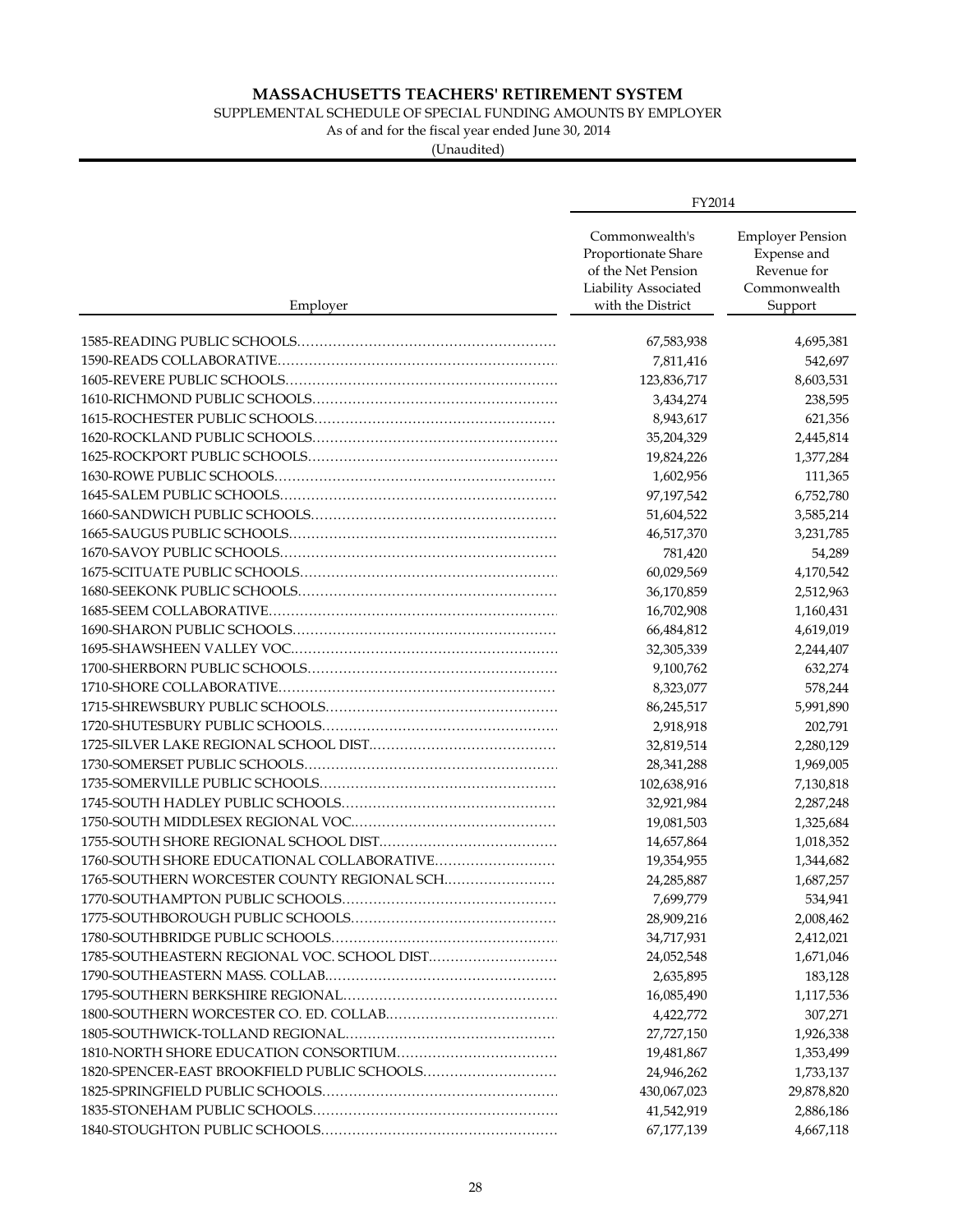# MASSACHUSETTS TEACHERS' RETIREMENT SYSTEM

SUPPLEMENTAL SCHEDULE OF SPECIAL FUNDING AMOUNTS BY EMPLOYER

As of and for the fiscal year ended June 30, 2014

(Unaudited)

| | FY2014 | |
|---|---|---|
| Employer | Commonwealth's Proportionate Share of the Net Pension Liability Associated with the District | Employer Pension Expense and Revenue for Commonwealth Support |
| 1585-READING PUBLIC SCHOOLS | 67,583,938 | 4,695,381 |
| 1590-READS COLLABORATIVE | 7,811,416 | 542,697 |
| 1605-REVERE PUBLIC SCHOOLS | 123,836,717 | 8,603,531 |
| 1610-RICHMOND PUBLIC SCHOOLS | 3,434,274 | 238,595 |
| 1615-ROCHESTER PUBLIC SCHOOLS | 8,943,617 | 621,356 |
| 1620-ROCKLAND PUBLIC SCHOOLS | 35,204,329 | 2,445,814 |
| 1625-ROCKPORT PUBLIC SCHOOLS | 19,824,226 | 1,377,284 |
| 1630-ROWE PUBLIC SCHOOLS | 1,602,956 | 111,365 |
| 1645-SALEM PUBLIC SCHOOLS | 97,197,542 | 6,752,780 |
| 1660-SANDWICH PUBLIC SCHOOLS | 51,604,522 | 3,585,214 |
| 1665-SAUGUS PUBLIC SCHOOLS | 46,517,370 | 3,231,785 |
| 1670-SAVOY PUBLIC SCHOOLS | 781,420 | 54,289 |
| 1675-SCITUATE PUBLIC SCHOOLS | 60,029,569 | 4,170,542 |
| 1680-SEEKONK PUBLIC SCHOOLS | 36,170,859 | 2,512,963 |
| 1685-SEEM COLLABORATIVE | 16,702,908 | 1,160,431 |
| 1690-SHARON PUBLIC SCHOOLS | 66,484,812 | 4,619,019 |
| 1695-SHAWSHEEN VALLEY VOC | 32,305,339 | 2,244,407 |
| 1700-SHERBORN PUBLIC SCHOOLS | 9,100,762 | 632,274 |
| 1710-SHORE COLLABORATIVE | 8,323,077 | 578,244 |
| 1715-SHREWSBURY PUBLIC SCHOOLS | 86,245,517 | 5,991,890 |
| 1720-SHUTESBURY PUBLIC SCHOOLS | 2,918,918 | 202,791 |
| 1725-SILVER LAKE REGIONAL SCHOOL DIST | 32,819,514 | 2,280,129 |
| 1730-SOMERSET PUBLIC SCHOOLS | 28,341,288 | 1,969,005 |
| 1735-SOMERVILLE PUBLIC SCHOOLS | 102,638,916 | 7,130,818 |
| 1745-SOUTH HADLEY PUBLIC SCHOOLS | 32,921,984 | 2,287,248 |
| 1750-SOUTH MIDDLESEX REGIONAL VOC | 19,081,503 | 1,325,684 |
| 1755-SOUTH SHORE REGIONAL SCHOOL DIST | 14,657,864 | 1,018,352 |
| 1760-SOUTH SHORE EDUCATIONAL COLLABORATIVE | 19,354,955 | 1,344,682 |
| 1765-SOUTHERN WORCESTER COUNTY REGIONAL SCH | 24,285,887 | 1,687,257 |
| 1770-SOUTHAMPTON PUBLIC SCHOOLS | 7,699,779 | 534,941 |
| 1775-SOUTHBOROUGH PUBLIC SCHOOLS | 28,909,216 | 2,008,462 |
| 1780-SOUTHBRIDGE PUBLIC SCHOOLS | 34,717,931 | 2,412,021 |
| 1785-SOUTHEASTERN REGIONAL VOC. SCHOOL DIST | 24,052,548 | 1,671,046 |
| 1790-SOUTHEASTERN MASS. COLLAB | 2,635,895 | 183,128 |
| 1795-SOUTHERN BERKSHIRE REGIONAL | 16,085,490 | 1,117,536 |
| 1800-SOUTHERN WORCESTER CO. ED. COLLAB | 4,422,772 | 307,271 |
| 1805-SOUTHWICK-TOLLAND REGIONAL | 27,727,150 | 1,926,338 |
| 1810-NORTH SHORE EDUCATION CONSORTIUM | 19,481,867 | 1,353,499 |
| 1820-SPENCER-EAST BROOKFIELD PUBLIC SCHOOLS | 24,946,262 | 1,733,137 |
| 1825-SPRINGFIELD PUBLIC SCHOOLS | 430,067,023 | 29,878,820 |
| 1835-STONEHAM PUBLIC SCHOOLS | 41,542,919 | 2,886,186 |
| 1840-STOUGHTON PUBLIC SCHOOLS | 67,177,139 | 4,667,118 |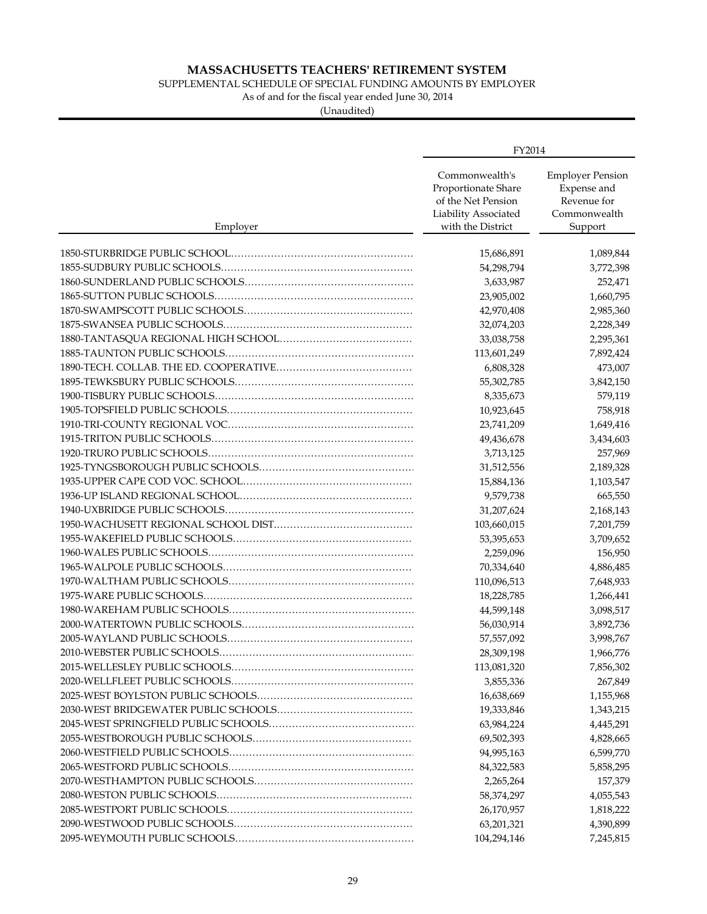# MASSACHUSETTS TEACHERS' RETIREMENT SYSTEM

SUPPLEMENTAL SCHEDULE OF SPECIAL FUNDING AMOUNTS BY EMPLOYER

As of and for the fiscal year ended June 30, 2014

(Unaudited)

| | FY2014 | |
|---|---|---|
| Employer | Commonwealth's Proportionate Share of the Net Pension Liability Associated with the District | Employer Pension Expense and Revenue for Commonwealth Support |
| 1850-STURBRIDGE PUBLIC SCHOOL | 15,686,891 | 1,089,844 |
| 1855-SUDBURY PUBLIC SCHOOLS | 54,298,794 | 3,772,398 |
| 1860-SUNDERLAND PUBLIC SCHOOLS | 3,633,987 | 252,471 |
| 1865-SUTTON PUBLIC SCHOOLS | 23,905,002 | 1,660,795 |
| 1870-SWAMPSCOTT PUBLIC SCHOOLS | 42,970,408 | 2,985,360 |
| 1875-SWANSEA PUBLIC SCHOOLS | 32,074,203 | 2,228,349 |
| 1880-TANTASQUA REGIONAL HIGH SCHOOL | 33,038,758 | 2,295,361 |
| 1885-TAUNTON PUBLIC SCHOOLS | 113,601,249 | 7,892,424 |
| 1890-TECH. COLLAB. THE ED. COOPERATIVE | 6,808,328 | 473,007 |
| 1895-TEWKSBURY PUBLIC SCHOOLS | 55,302,785 | 3,842,150 |
| 1900-TISBURY PUBLIC SCHOOLS | 8,335,673 | 579,119 |
| 1905-TOPSFIELD PUBLIC SCHOOLS | 10,923,645 | 758,918 |
| 1910-TRI-COUNTY REGIONAL VOC | 23,741,209 | 1,649,416 |
| 1915-TRITON PUBLIC SCHOOLS | 49,436,678 | 3,434,603 |
| 1920-TRURO PUBLIC SCHOOLS | 3,713,125 | 257,969 |
| 1925-TYNGSBOROUGH PUBLIC SCHOOLS | 31,512,556 | 2,189,328 |
| 1935-UPPER CAPE COD VOC. SCHOOL | 15,884,136 | 1,103,547 |
| 1936-UP ISLAND REGIONAL SCHOOL | 9,579,738 | 665,550 |
| 1940-UXBRIDGE PUBLIC SCHOOLS | 31,207,624 | 2,168,143 |
| 1950-WACHUSETT REGIONAL SCHOOL DIST | 103,660,015 | 7,201,759 |
| 1955-WAKEFIELD PUBLIC SCHOOLS | 53,395,653 | 3,709,652 |
| 1960-WALES PUBLIC SCHOOLS | 2,259,096 | 156,950 |
| 1965-WALPOLE PUBLIC SCHOOLS | 70,334,640 | 4,886,485 |
| 1970-WALTHAM PUBLIC SCHOOLS | 110,096,513 | 7,648,933 |
| 1975-WARE PUBLIC SCHOOLS | 18,228,785 | 1,266,441 |
| 1980-WAREHAM PUBLIC SCHOOLS | 44,599,148 | 3,098,517 |
| 2000-WATERTOWN PUBLIC SCHOOLS | 56,030,914 | 3,892,736 |
| 2005-WAYLAND PUBLIC SCHOOLS | 57,557,092 | 3,998,767 |
| 2010-WEBSTER PUBLIC SCHOOLS | 28,309,198 | 1,966,776 |
| 2015-WELLESLEY PUBLIC SCHOOLS | 113,081,320 | 7,856,302 |
| 2020-WELLFLEET PUBLIC SCHOOLS | 3,855,336 | 267,849 |
| 2025-WEST BOYLSTON PUBLIC SCHOOLS | 16,638,669 | 1,155,968 |
| 2030-WEST BRIDGEWATER PUBLIC SCHOOLS | 19,333,846 | 1,343,215 |
| 2045-WEST SPRINGFIELD PUBLIC SCHOOLS | 63,984,224 | 4,445,291 |
| 2055-WESTBOROUGH PUBLIC SCHOOLS | 69,502,393 | 4,828,665 |
| 2060-WESTFIELD PUBLIC SCHOOLS | 94,995,163 | 6,599,770 |
| 2065-WESTFORD PUBLIC SCHOOLS | 84,322,583 | 5,858,295 |
| 2070-WESTHAMPTON PUBLIC SCHOOLS | 2,265,264 | 157,379 |
| 2080-WESTON PUBLIC SCHOOLS | 58,374,297 | 4,055,543 |
| 2085-WESTPORT PUBLIC SCHOOLS | 26,170,957 | 1,818,222 |
| 2090-WESTWOOD PUBLIC SCHOOLS | 63,201,321 | 4,390,899 |
| 2095-WEYMOUTH PUBLIC SCHOOLS | 104,294,146 | 7,245,815 |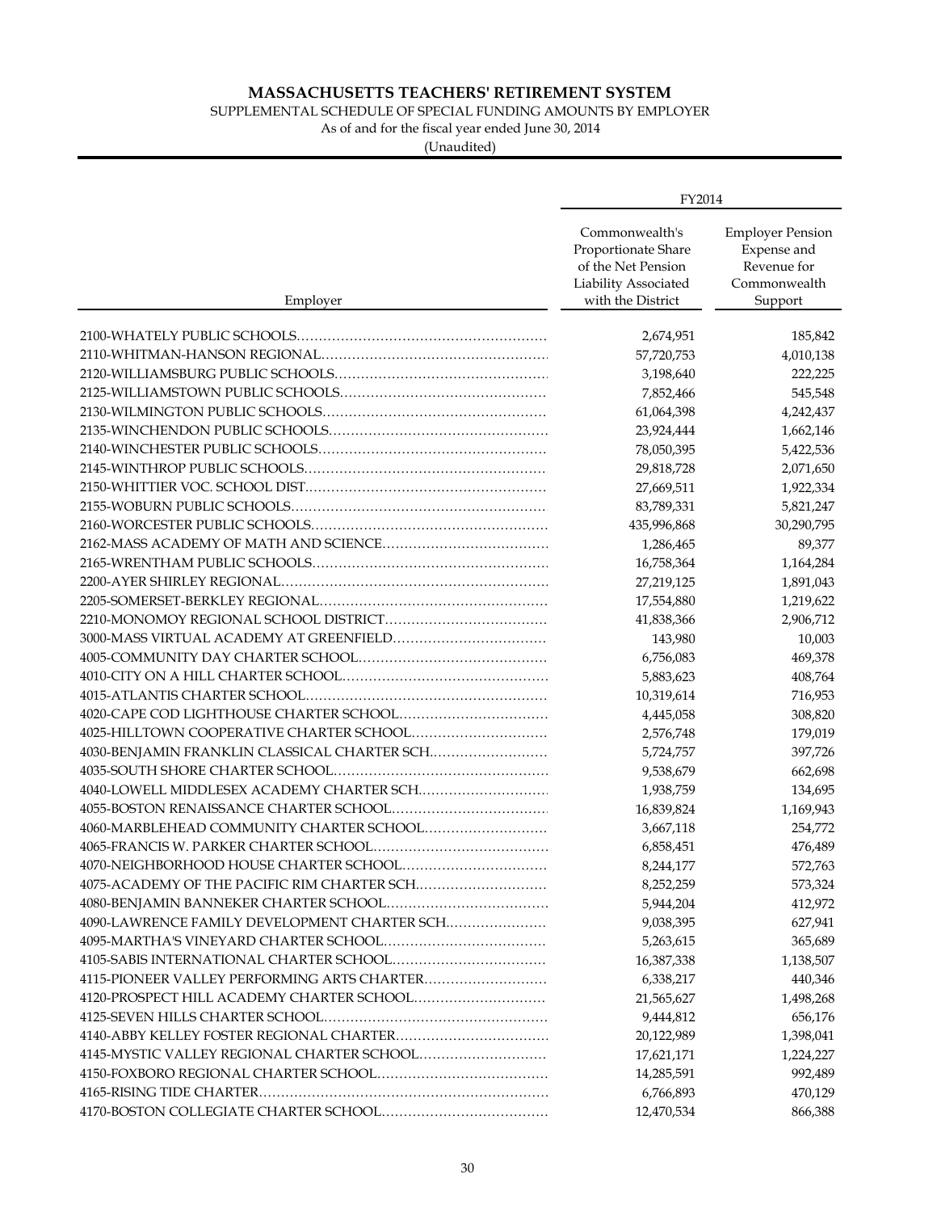# MASSACHUSETTS TEACHERS' RETIREMENT SYSTEM

SUPPLEMENTAL SCHEDULE OF SPECIAL FUNDING AMOUNTS BY EMPLOYER

As of and for the fiscal year ended June 30, 2014

(Unaudited)

| | FY2014 | |
|---|---|---|
| Employer | Commonwealth's Proportionate Share of the Net Pension Liability Associated with the District | Employer Pension Expense and Revenue for Commonwealth Support |
| 2100-WHATELY PUBLIC SCHOOLS | 2,674,951 | 185,842 |
| 2110-WHITMAN-HANSON REGIONAL | 57,720,753 | 4,010,138 |
| 2120-WILLIAMSBURG PUBLIC SCHOOLS | 3,198,640 | 222,225 |
| 2125-WILLIAMSTOWN PUBLIC SCHOOLS | 7,852,466 | 545,548 |
| 2130-WILMINGTON PUBLIC SCHOOLS | 61,064,398 | 4,242,437 |
| 2135-WINCHENDON PUBLIC SCHOOLS | 23,924,444 | 1,662,146 |
| 2140-WINCHESTER PUBLIC SCHOOLS | 78,050,395 | 5,422,536 |
| 2145-WINTHROP PUBLIC SCHOOLS | 29,818,728 | 2,071,650 |
| 2150-WHITTIER VOC. SCHOOL DIST | 27,669,511 | 1,922,334 |
| 2155-WOBURN PUBLIC SCHOOLS | 83,789,331 | 5,821,247 |
| 2160-WORCESTER PUBLIC SCHOOLS | 435,996,868 | 30,290,795 |
| 2162-MASS ACADEMY OF MATH AND SCIENCE | 1,286,465 | 89,377 |
| 2165-WRENTHAM PUBLIC SCHOOLS | 16,758,364 | 1,164,284 |
| 2200-AYER SHIRLEY REGIONAL | 27,219,125 | 1,891,043 |
| 2205-SOMERSET-BERKLEY REGIONAL | 17,554,880 | 1,219,622 |
| 2210-MONOMOY REGIONAL SCHOOL DISTRICT | 41,838,366 | 2,906,712 |
| 3000-MASS VIRTUAL ACADEMY AT GREENFIELD | 143,980 | 10,003 |
| 4005-COMMUNITY DAY CHARTER SCHOOL | 6,756,083 | 469,378 |
| 4010-CITY ON A HILL CHARTER SCHOOL | 5,883,623 | 408,764 |
| 4015-ATLANTIS CHARTER SCHOOL | 10,319,614 | 716,953 |
| 4020-CAPE COD LIGHTHOUSE CHARTER SCHOOL | 4,445,058 | 308,820 |
| 4025-HILLTOWN COOPERATIVE CHARTER SCHOOL | 2,576,748 | 179,019 |
| 4030-BENJAMIN FRANKLIN CLASSICAL CHARTER SCH | 5,724,757 | 397,726 |
| 4035-SOUTH SHORE CHARTER SCHOOL | 9,538,679 | 662,698 |
| 4040-LOWELL MIDDLESEX ACADEMY CHARTER SCH | 1,938,759 | 134,695 |
| 4055-BOSTON RENAISSANCE CHARTER SCHOOL | 16,839,824 | 1,169,943 |
| 4060-MARBLEHEAD COMMUNITY CHARTER SCHOOL | 3,667,118 | 254,772 |
| 4065-FRANCIS W. PARKER CHARTER SCHOOL | 6,858,451 | 476,489 |
| 4070-NEIGHBORHOOD HOUSE CHARTER SCHOOL | 8,244,177 | 572,763 |
| 4075-ACADEMY OF THE PACIFIC RIM CHARTER SCH | 8,252,259 | 573,324 |
| 4080-BENJAMIN BANNEKER CHARTER SCHOOL | 5,944,204 | 412,972 |
| 4090-LAWRENCE FAMILY DEVELOPMENT CHARTER SCH | 9,038,395 | 627,941 |
| 4095-MARTHA'S VINEYARD CHARTER SCHOOL | 5,263,615 | 365,689 |
| 4105-SABIS INTERNATIONAL CHARTER SCHOOL | 16,387,338 | 1,138,507 |
| 4115-PIONEER VALLEY PERFORMING ARTS CHARTER | 6,338,217 | 440,346 |
| 4120-PROSPECT HILL ACADEMY CHARTER SCHOOL | 21,565,627 | 1,498,268 |
| 4125-SEVEN HILLS CHARTER SCHOOL | 9,444,812 | 656,176 |
| 4140-ABBY KELLEY FOSTER REGIONAL CHARTER | 20,122,989 | 1,398,041 |
| 4145-MYSTIC VALLEY REGIONAL CHARTER SCHOOL | 17,621,171 | 1,224,227 |
| 4150-FOXBORO REGIONAL CHARTER SCHOOL | 14,285,591 | 992,489 |
| 4165-RISING TIDE CHARTER | 6,766,893 | 470,129 |
| 4170-BOSTON COLLEGIATE CHARTER SCHOOL | 12,470,534 | 866,388 |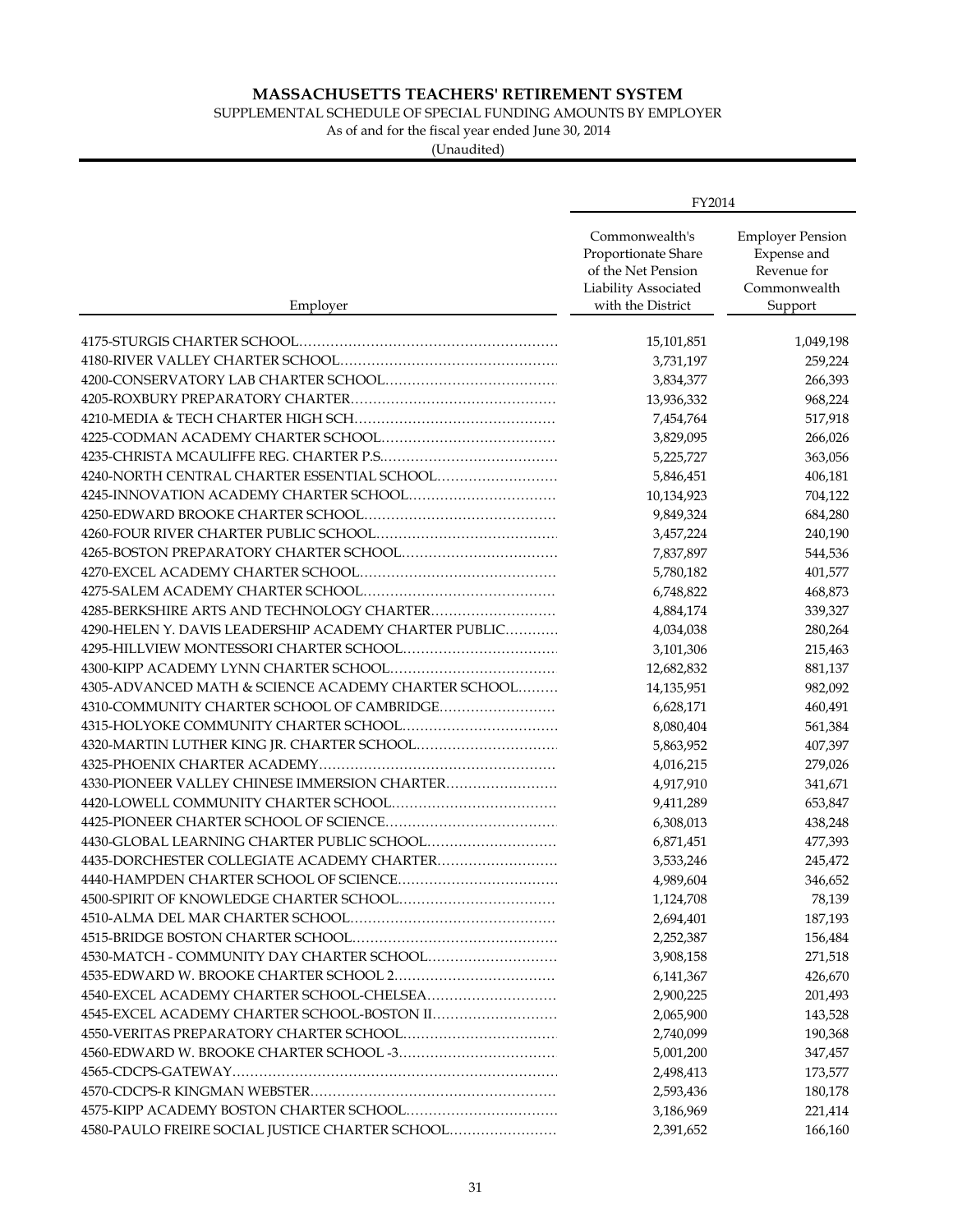# MASSACHUSETTS TEACHERS' RETIREMENT SYSTEM

SUPPLEMENTAL SCHEDULE OF SPECIAL FUNDING AMOUNTS BY EMPLOYER

As of and for the fiscal year ended June 30, 2014

(Unaudited)

| | FY2014 | |
|---|---|---|
| Employer | Commonwealth's Proportionate Share of the Net Pension Liability Associated with the District | Employer Pension Expense and Revenue for Commonwealth Support |
| 4175-STURGIS CHARTER SCHOOL | 15,101,851 | 1,049,198 |
| 4180-RIVER VALLEY CHARTER SCHOOL | 3,731,197 | 259,224 |
| 4200-CONSERVATORY LAB CHARTER SCHOOL | 3,834,377 | 266,393 |
| 4205-ROXBURY PREPARATORY CHARTER | 13,936,332 | 968,224 |
| 4210-MEDIA & TECH CHARTER HIGH SCH | 7,454,764 | 517,918 |
| 4225-CODMAN ACADEMY CHARTER SCHOOL | 3,829,095 | 266,026 |
| 4235-CHRISTA MCAULIFFE REG. CHARTER P.S. | 5,225,727 | 363,056 |
| 4240-NORTH CENTRAL CHARTER ESSENTIAL SCHOOL | 5,846,451 | 406,181 |
| 4245-INNOVATION ACADEMY CHARTER SCHOOL | 10,134,923 | 704,122 |
| 4250-EDWARD BROOKE CHARTER SCHOOL | 9,849,324 | 684,280 |
| 4260-FOUR RIVER CHARTER PUBLIC SCHOOL | 3,457,224 | 240,190 |
| 4265-BOSTON PREPARATORY CHARTER SCHOOL | 7,837,897 | 544,536 |
| 4270-EXCEL ACADEMY CHARTER SCHOOL | 5,780,182 | 401,577 |
| 4275-SALEM ACADEMY CHARTER SCHOOL | 6,748,822 | 468,873 |
| 4285-BERKSHIRE ARTS AND TECHNOLOGY CHARTER | 4,884,174 | 339,327 |
| 4290-HELEN Y. DAVIS LEADERSHIP ACADEMY CHARTER PUBLIC | 4,034,038 | 280,264 |
| 4295-HILLVIEW MONTESSORI CHARTER SCHOOL | 3,101,306 | 215,463 |
| 4300-KIPP ACADEMY LYNN CHARTER SCHOOL | 12,682,832 | 881,137 |
| 4305-ADVANCED MATH & SCIENCE ACADEMY CHARTER SCHOOL | 14,135,951 | 982,092 |
| 4310-COMMUNITY CHARTER SCHOOL OF CAMBRIDGE | 6,628,171 | 460,491 |
| 4315-HOLYOKE COMMUNITY CHARTER SCHOOL | 8,080,404 | 561,384 |
| 4320-MARTIN LUTHER KING JR. CHARTER SCHOOL | 5,863,952 | 407,397 |
| 4325-PHOENIX CHARTER ACADEMY | 4,016,215 | 279,026 |
| 4330-PIONEER VALLEY CHINESE IMMERSION CHARTER | 4,917,910 | 341,671 |
| 4420-LOWELL COMMUNITY CHARTER SCHOOL | 9,411,289 | 653,847 |
| 4425-PIONEER CHARTER SCHOOL OF SCIENCE | 6,308,013 | 438,248 |
| 4430-GLOBAL LEARNING CHARTER PUBLIC SCHOOL | 6,871,451 | 477,393 |
| 4435-DORCHESTER COLLEGIATE ACADEMY CHARTER | 3,533,246 | 245,472 |
| 4440-HAMPDEN CHARTER SCHOOL OF SCIENCE | 4,989,604 | 346,652 |
| 4500-SPIRIT OF KNOWLEDGE CHARTER SCHOOL | 1,124,708 | 78,139 |
| 4510-ALMA DEL MAR CHARTER SCHOOL | 2,694,401 | 187,193 |
| 4515-BRIDGE BOSTON CHARTER SCHOOL | 2,252,387 | 156,484 |
| 4530-MATCH - COMMUNITY DAY CHARTER SCHOOL | 3,908,158 | 271,518 |
| 4535-EDWARD W. BROOKE CHARTER SCHOOL 2 | 6,141,367 | 426,670 |
| 4540-EXCEL ACADEMY CHARTER SCHOOL-CHELSEA | 2,900,225 | 201,493 |
| 4545-EXCEL ACADEMY CHARTER SCHOOL-BOSTON II | 2,065,900 | 143,528 |
| 4550-VERITAS PREPARATORY CHARTER SCHOOL | 2,740,099 | 190,368 |
| 4560-EDWARD W. BROOKE CHARTER SCHOOL -3 | 5,001,200 | 347,457 |
| 4565-CDCPS-GATEWAY | 2,498,413 | 173,577 |
| 4570-CDCPS-R KINGMAN WEBSTER | 2,593,436 | 180,178 |
| 4575-KIPP ACADEMY BOSTON CHARTER SCHOOL | 3,186,969 | 221,414 |
| 4580-PAULO FREIRE SOCIAL JUSTICE CHARTER SCHOOL | 2,391,652 | 166,160 |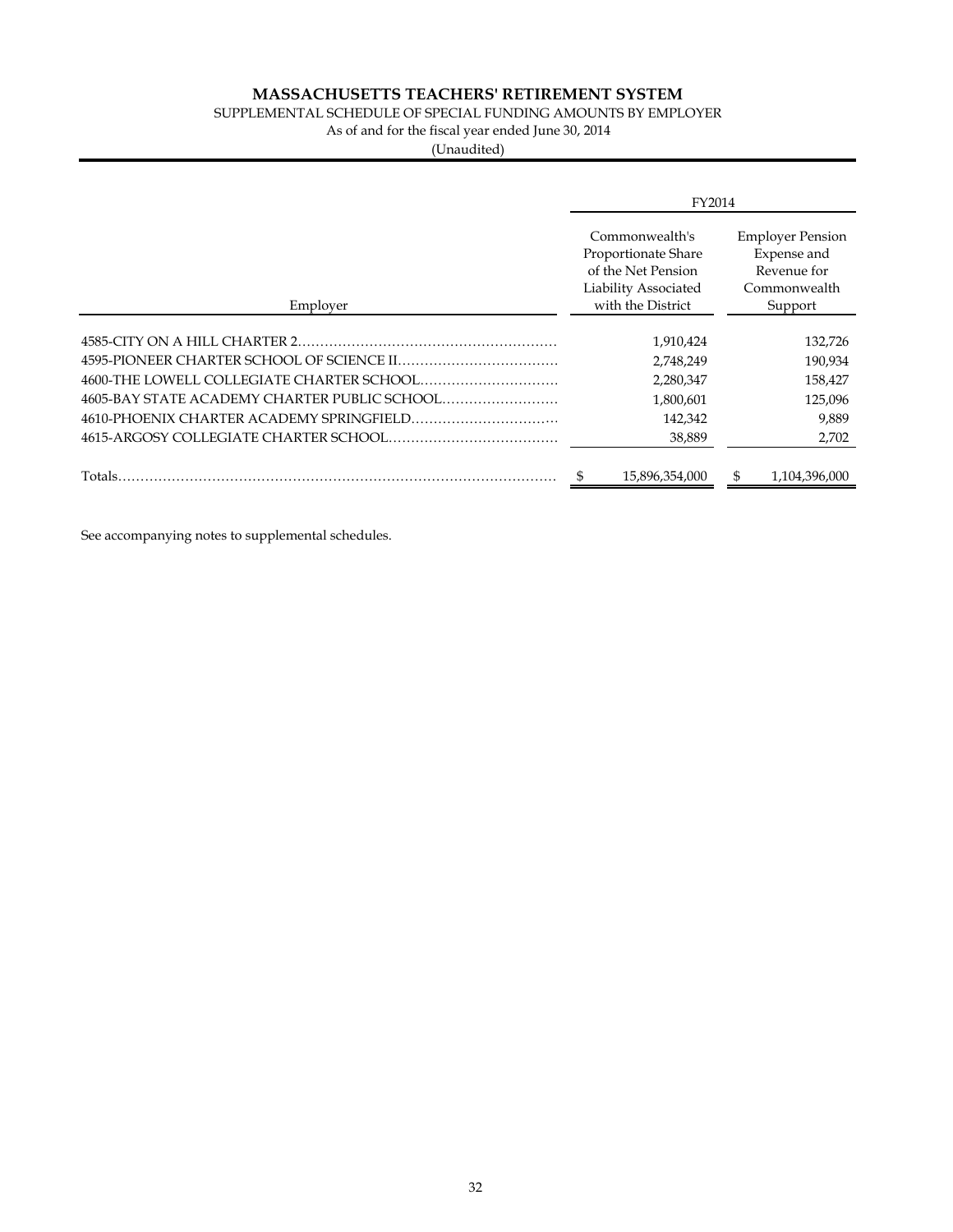# MASSACHUSETTS TEACHERS' RETIREMENT SYSTEM

SUPPLEMENTAL SCHEDULE OF SPECIAL FUNDING AMOUNTS BY EMPLOYER

As of and for the fiscal year ended June 30, 2014

(Unaudited)

| Employer | FY2014 | |
|---|---|---|
| | Commonwealth's Proportionate Share of the Net Pension Liability Associated with the District | Employer Pension Expense and Revenue for Commonwealth Support |
| 4585-CITY ON A HILL CHARTER 2 | 1,910,424 | 132,726 |
| 4595-PIONEER CHARTER SCHOOL OF SCIENCE II | 2,748,249 | 190,934 |
| 4600-THE LOWELL COLLEGIATE CHARTER SCHOOL | 2,280,347 | 158,427 |
| 4605-BAY STATE ACADEMY CHARTER PUBLIC SCHOOL | 1,800,601 | 125,096 |
| 4610-PHOENIX CHARTER ACADEMY SPRINGFIELD | 142,342 | 9,889 |
| 4615-ARGOSY COLLEGIATE CHARTER SCHOOL | 38,889 | 2,702 |
| Totals | $ 15,896,354,000 | $ 1,104,396,000 |

See accompanying notes to supplemental schedules.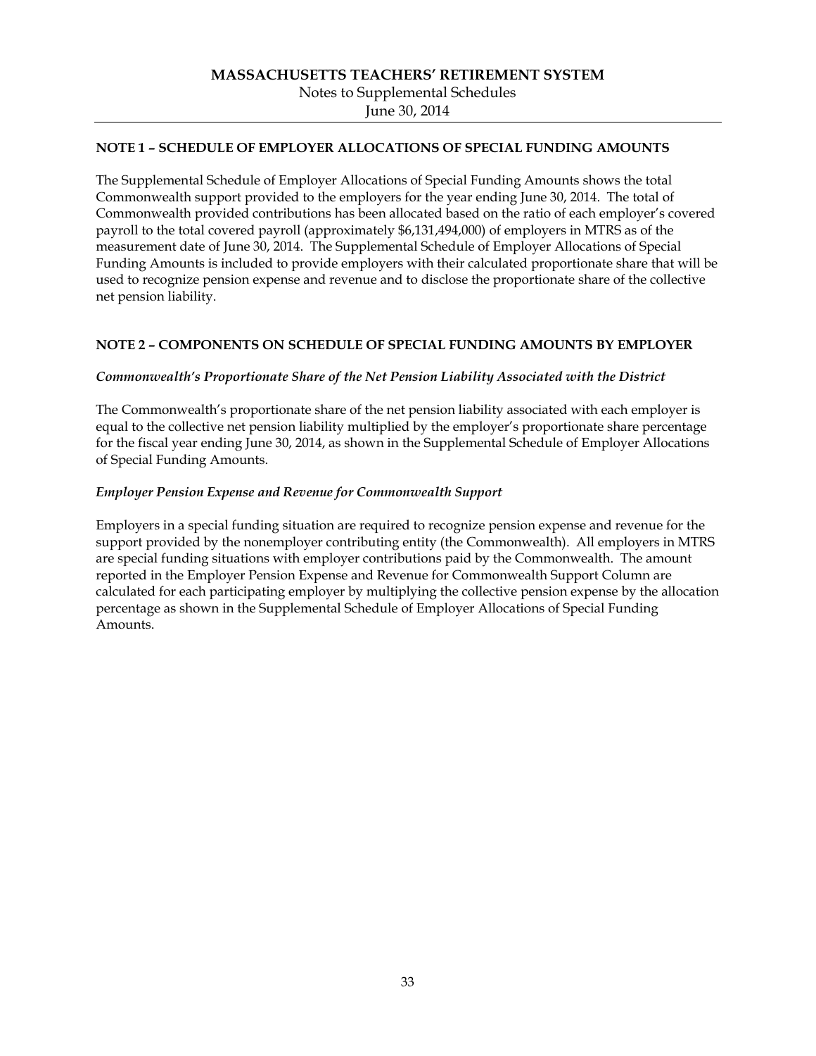# MASSACHUSETTS TEACHERS' RETIREMENT SYSTEM

Notes to Supplemental Schedules

June 30, 2014

## NOTE 1 – SCHEDULE OF EMPLOYER ALLOCATIONS OF SPECIAL FUNDING AMOUNTS

The Supplemental Schedule of Employer Allocations of Special Funding Amounts shows the total Commonwealth support provided to the employers for the year ending June 30, 2014. The total of Commonwealth provided contributions has been allocated based on the ratio of each employer's covered payroll to the total covered payroll (approximately $6,131,494,000) of employers in MTRS as of the measurement date of June 30, 2014. The Supplemental Schedule of Employer Allocations of Special Funding Amounts is included to provide employers with their calculated proportionate share that will be used to recognize pension expense and revenue and to disclose the proportionate share of the collective net pension liability.

## NOTE 2 – COMPONENTS ON SCHEDULE OF SPECIAL FUNDING AMOUNTS BY EMPLOYER

### *Commonwealth's Proportionate Share of the Net Pension Liability Associated with the District*

The Commonwealth's proportionate share of the net pension liability associated with each employer is equal to the collective net pension liability multiplied by the employer's proportionate share percentage for the fiscal year ending June 30, 2014, as shown in the Supplemental Schedule of Employer Allocations of Special Funding Amounts.

### *Employer Pension Expense and Revenue for Commonwealth Support*

Employers in a special funding situation are required to recognize pension expense and revenue for the support provided by the nonemployer contributing entity (the Commonwealth). All employers in MTRS are special funding situations with employer contributions paid by the Commonwealth. The amount reported in the Employer Pension Expense and Revenue for Commonwealth Support Column are calculated for each participating employer by multiplying the collective pension expense by the allocation percentage as shown in the Supplemental Schedule of Employer Allocations of Special Funding Amounts.